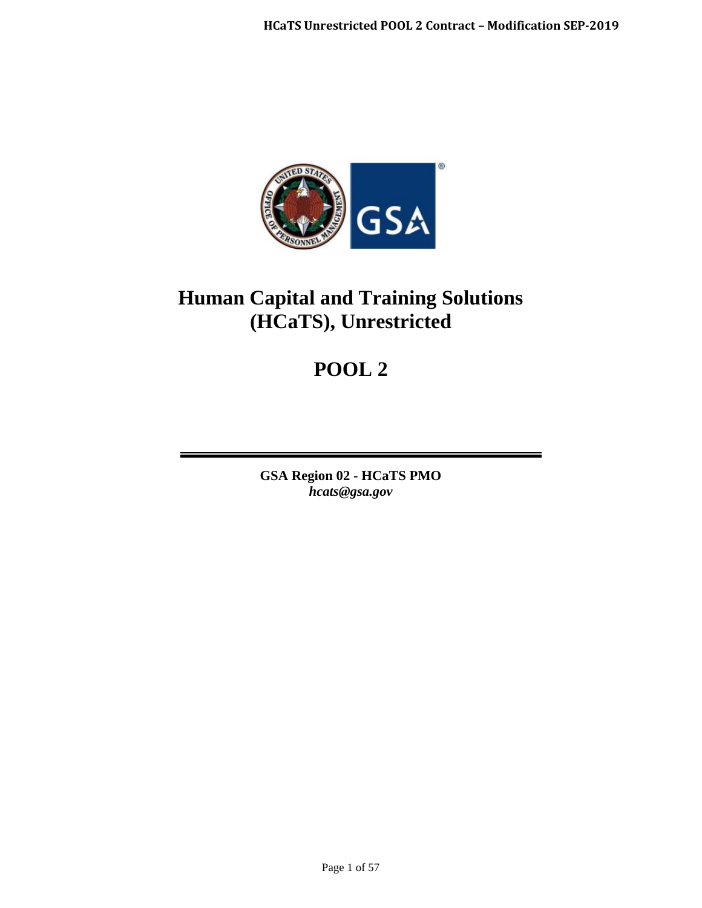# Human Capital and Training Solutions (HCaTS), Unrestricted

# POOL 2

**GSA Region 02 - HCaTS PMO**
***hcats@gsa.gov***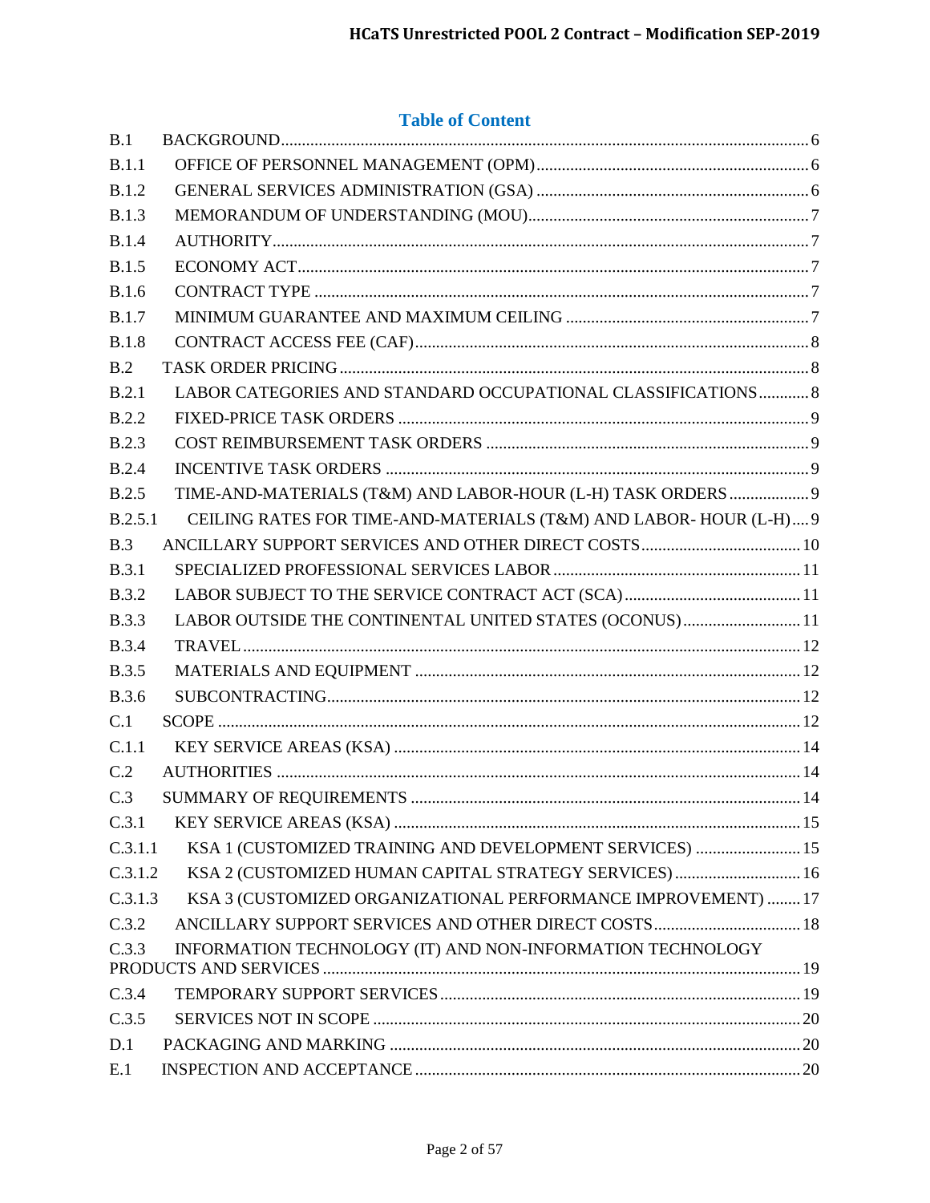## Table of Content

| | | |
|---|---|---|
| B.1 | BACKGROUND | 6 |
| B.1.1 | OFFICE OF PERSONNEL MANAGEMENT (OPM) | 6 |
| B.1.2 | GENERAL SERVICES ADMINISTRATION (GSA) | 6 |
| B.1.3 | MEMORANDUM OF UNDERSTANDING (MOU) | 7 |
| B.1.4 | AUTHORITY | 7 |
| B.1.5 | ECONOMY ACT | 7 |
| B.1.6 | CONTRACT TYPE | 7 |
| B.1.7 | MINIMUM GUARANTEE AND MAXIMUM CEILING | 7 |
| B.1.8 | CONTRACT ACCESS FEE (CAF) | 8 |
| B.2 | TASK ORDER PRICING | 8 |
| B.2.1 | LABOR CATEGORIES AND STANDARD OCCUPATIONAL CLASSIFICATIONS | 8 |
| B.2.2 | FIXED-PRICE TASK ORDERS | 9 |
| B.2.3 | COST REIMBURSEMENT TASK ORDERS | 9 |
| B.2.4 | INCENTIVE TASK ORDERS | 9 |
| B.2.5 | TIME-AND-MATERIALS (T&M) AND LABOR-HOUR (L-H) TASK ORDERS | 9 |
| B.2.5.1 | CEILING RATES FOR TIME-AND-MATERIALS (T&M) AND LABOR- HOUR (L-H) | 9 |
| B.3 | ANCILLARY SUPPORT SERVICES AND OTHER DIRECT COSTS | 10 |
| B.3.1 | SPECIALIZED PROFESSIONAL SERVICES LABOR | 11 |
| B.3.2 | LABOR SUBJECT TO THE SERVICE CONTRACT ACT (SCA) | 11 |
| B.3.3 | LABOR OUTSIDE THE CONTINENTAL UNITED STATES (OCONUS) | 11 |
| B.3.4 | TRAVEL | 12 |
| B.3.5 | MATERIALS AND EQUIPMENT | 12 |
| B.3.6 | SUBCONTRACTING | 12 |
| C.1 | SCOPE | 12 |
| C.1.1 | KEY SERVICE AREAS (KSA) | 14 |
| C.2 | AUTHORITIES | 14 |
| C.3 | SUMMARY OF REQUIREMENTS | 14 |
| C.3.1 | KEY SERVICE AREAS (KSA) | 15 |
| C.3.1.1 | KSA 1 (CUSTOMIZED TRAINING AND DEVELOPMENT SERVICES) | 15 |
| C.3.1.2 | KSA 2 (CUSTOMIZED HUMAN CAPITAL STRATEGY SERVICES) | 16 |
| C.3.1.3 | KSA 3 (CUSTOMIZED ORGANIZATIONAL PERFORMANCE IMPROVEMENT) | 17 |
| C.3.2 | ANCILLARY SUPPORT SERVICES AND OTHER DIRECT COSTS | 18 |
| C.3.3 | INFORMATION TECHNOLOGY (IT) AND NON-INFORMATION TECHNOLOGY PRODUCTS AND SERVICES | 19 |
| C.3.4 | TEMPORARY SUPPORT SERVICES | 19 |
| C.3.5 | SERVICES NOT IN SCOPE | 20 |
| D.1 | PACKAGING AND MARKING | 20 |
| E.1 | INSPECTION AND ACCEPTANCE | 20 |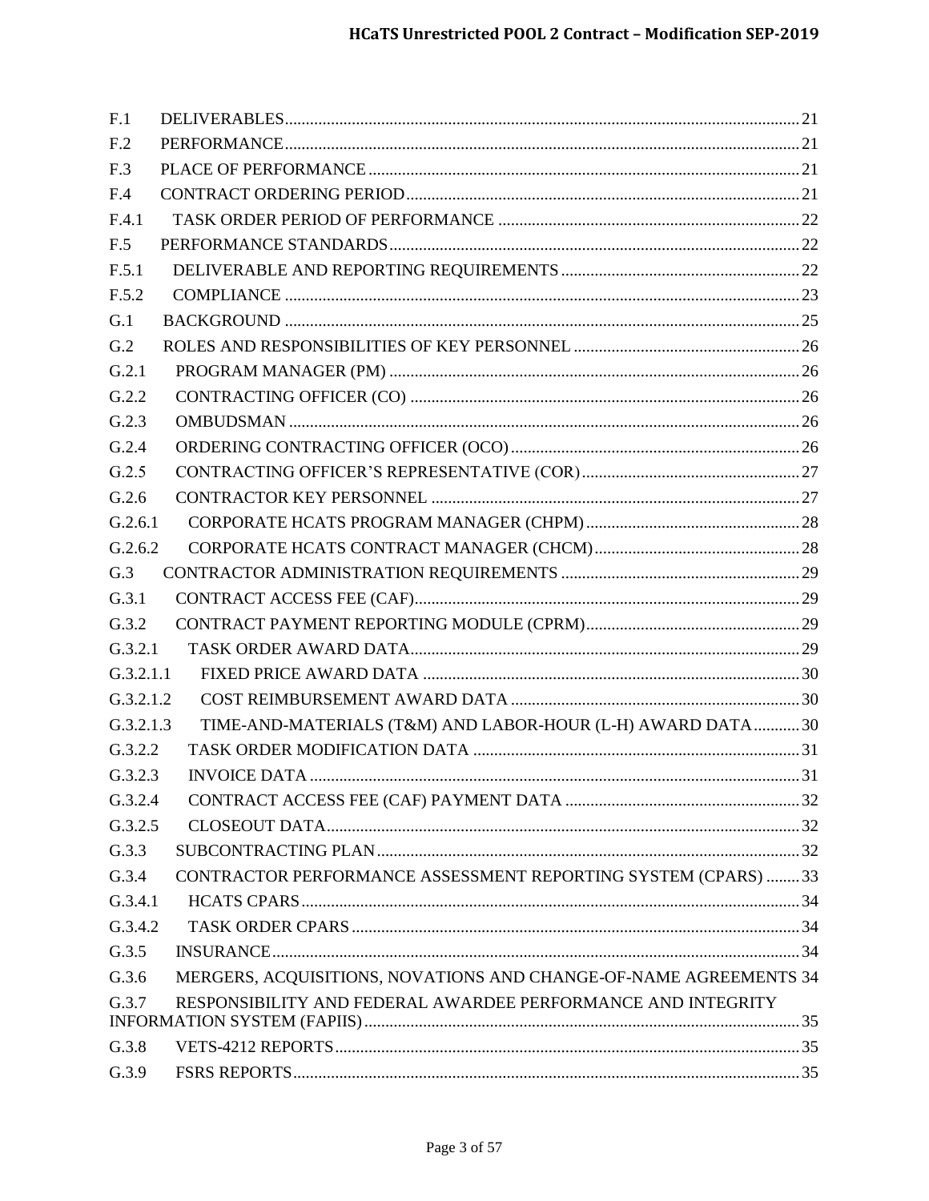F.1 DELIVERABLES .......... 21
F.2 PERFORMANCE .......... 21
F.3 PLACE OF PERFORMANCE .......... 21
F.4 CONTRACT ORDERING PERIOD .......... 21
F.4.1 TASK ORDER PERIOD OF PERFORMANCE .......... 22
F.5 PERFORMANCE STANDARDS .......... 22
F.5.1 DELIVERABLE AND REPORTING REQUIREMENTS .......... 22
F.5.2 COMPLIANCE .......... 23
G.1 BACKGROUND .......... 25
G.2 ROLES AND RESPONSIBILIES OF KEY PERSONNEL .......... 26
G.2.1 PROGRAM MANAGER (PM) .......... 26
G.2.2 CONTRACTING OFFICER (CO) .......... 26
G.2.3 OMBUDSMAN .......... 26
G.2.4 ORDERING CONTRACTING OFFICER (OCO) .......... 26
G.2.5 CONTRACTING OFFICER'S REPRESENTATIVE (COR) .......... 27
G.2.6 CONTRACTOR KEY PERSONNEL .......... 27
G.2.6.1 CORPORATE HCATS PROGRAM MANAGER (CHPM) .......... 28
G.2.6.2 CORPORATE HCATS CONTRACT MANAGER (CHCM) .......... 28
G.3 CONTRACTOR ADMINISTRATION REQUIREMENTS .......... 29
G.3.1 CONTRACT ACCESS FEE (CAF) .......... 29
G.3.2 CONTRACT PAYMENT REPORTING MODULE (CPRM) .......... 29
G.3.2.1 TASK ORDER AWARD DATA .......... 29
G.3.2.1.1 FIXED PRICE AWARD DATA .......... 30
G.3.2.1.2 COST REIMBURSEMENT AWARD DATA .......... 30
G.3.2.1.3 TIME-AND-MATERIALS (T&M) AND LABOR-HOUR (L-H) AWARD DATA .......... 30
G.3.2.2 TASK ORDER MODIFICATION DATA .......... 31
G.3.2.3 INVOICE DATA .......... 31
G.3.2.4 CONTRACT ACCESS FEE (CAF) PAYMENT DATA .......... 32
G.3.2.5 CLOSEOUT DATA .......... 32
G.3.3 SUBCONTRACTING PLAN .......... 32
G.3.4 CONTRACTOR PERFORMANCE ASSESSMENT REPORTING SYSTEM (CPARS) .......... 33
G.3.4.1 HCATS CPARS .......... 34
G.3.4.2 TASK ORDER CPARS .......... 34
G.3.5 INSURANCE .......... 34
G.3.6 MERGERS, ACQUISITIONS, NOVATIONS AND CHANGE-OF-NAME AGREEMENTS 34
G.3.7 RESPONSIBILITY AND FEDERAL AWARDEE PERFORMANCE AND INTEGRITY INFORMATION SYSTEM (FAPIIS) .......... 35
G.3.8 VETS-4212 REPORTS .......... 35
G.3.9 FSRS REPORTS .......... 35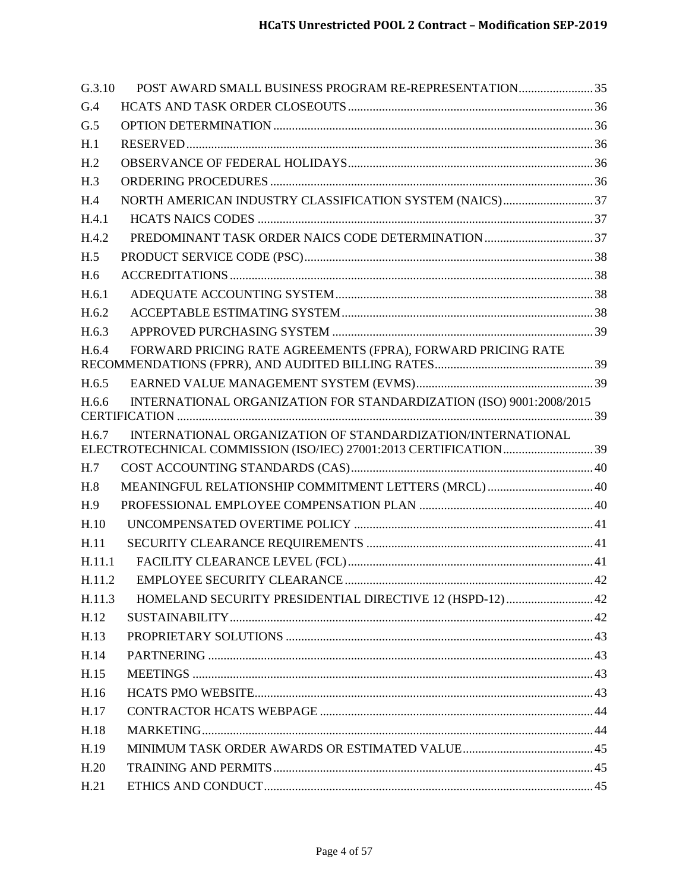G.3.10 POST AWARD SMALL BUSINESS PROGRAM RE-REPRESENTATION........................35

G.4 HCATS AND TASK ORDER CLOSEOUTS..............................................................................36

G.5 OPTION DETERMINATION......................................................................................................36

H.1 RESERVED..................................................................................................................................36

H.2 OBSERVANCE OF FEDERAL HOLIDAYS...............................................................................36

H.3 ORDERING PROCEDURES.......................................................................................................36

H.4 NORTH AMERICAN INDUSTRY CLASSIFICATION SYSTEM (NAICS).............................37

H.4.1 HCATS NAICS CODES ...........................................................................................................37

H.4.2 PREDOMINANT TASK ORDER NAICS CODE DETERMINATION...................................37

H.5 PRODUCT SERVICE CODE (PSC).............................................................................................38

H.6 ACCREDITATIONS.....................................................................................................................38

H.6.1 ADEQUATE ACCOUNTING SYSTEM...................................................................................38

H.6.2 ACCEPTABLE ESTIMATING SYSTEM.................................................................................38

H.6.3 APPROVED PURCHASING SYSTEM ....................................................................................39

H.6.4 FORWARD PRICING RATE AGREEMENTS (FPRA), FORWARD PRICING RATE RECOMMENDATIONS (FPRR), AND AUDITED BILLING RATES...................................................39

H.6.5 EARNED VALUE MANAGEMENT SYSTEM (EVMS).........................................................39

H.6.6 INTERNATIONAL ORGANIZATION FOR STANDARDIZATION (ISO) 9001:2008/2015 CERTIFICATION ....................................................................................................................................39

H.6.7 INTERNATIONAL ORGANIZATION OF STANDARDIZATION/INTERNATIONAL ELECTROTECHNICAL COMMISSION (ISO/IEC) 27001:2013 CERTIFICATION.............................39

H.7 COST ACCOUNTING STANDARDS (CAS)..............................................................................40

H.8 MEANINGFUL RELATIONSHIP COMMITMENT LETTERS (MRCL)..................................40

H.9 PROFESSIONAL EMPLOYEE COMPENSATION PLAN ........................................................40

H.10 UNCOMPENSATED OVERTIME POLICY .............................................................................41

H.11 SECURITY CLEARANCE REQUIREMENTS .........................................................................41

H.11.1 FACILITY CLEARANCE LEVEL (FCL)...............................................................................41

H.11.2 EMPLOYEE SECURITY CLEARANCE................................................................................42

H.11.3 HOMELAND SECURITY PRESIDENTIAL DIRECTIVE 12 (HSPD-12)............................42

H.12 SUSTAINABILITY.....................................................................................................................42

H.13 PROPRIETARY SOLUTIONS ...................................................................................................43

H.14 PARTNERING ............................................................................................................................43

H.15 MEETINGS .................................................................................................................................43

H.16 HCATS PMO WEBSITE.............................................................................................................43

H.17 CONTRACTOR HCATS WEBPAGE ........................................................................................44

H.18 MARKETING..............................................................................................................................44

H.19 MINIMUM TASK ORDER AWARDS OR ESTIMATED VALUE..........................................45

H.20 TRAINING AND PERMITS.......................................................................................................45

H.21 ETHICS AND CONDUCT..........................................................................................................45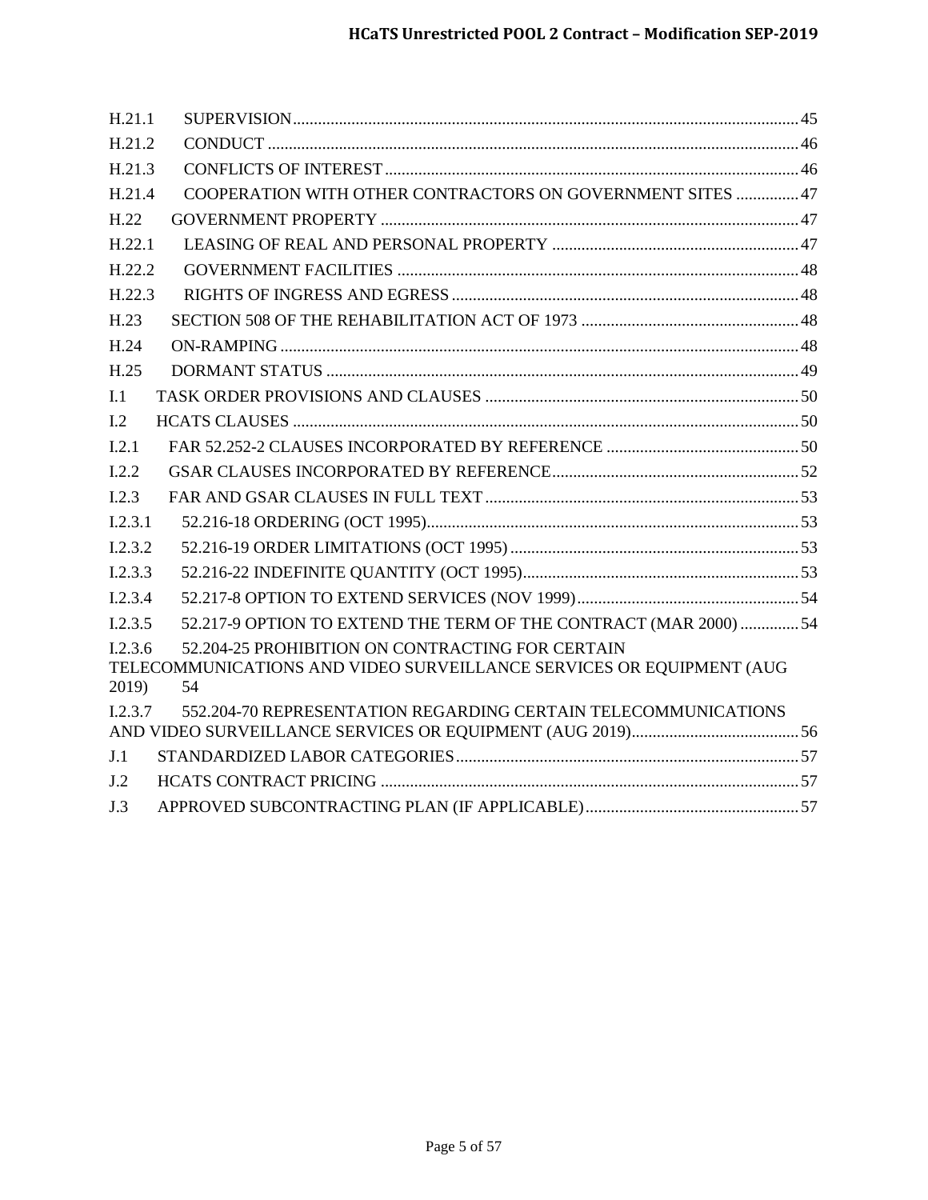H.21.1 SUPERVISION ........................................................................................................... 45

H.21.2 CONDUCT ................................................................................................................ 46

H.21.3 CONFLICTS OF INTEREST ..................................................................................... 46

H.21.4 COOPERATION WITH OTHER CONTRACTORS ON GOVERNMENT SITES ............... 47

H.22 GOVERNMENT PROPERTY ........................................................................................ 47

H.22.1 LEASING OF REAL AND PERSONAL PROPERTY ..................................................... 47

H.22.2 GOVERNMENT FACILITIES ..................................................................................... 48

H.22.3 RIGHTS OF INGRESS AND EGRESS ......................................................................... 48

H.23 SECTION 508 OF THE REHABILITATION ACT OF 1973 ............................................ 48

H.24 ON-RAMPING .............................................................................................................. 48

H.25 DORMANT STATUS .................................................................................................... 49

I.1 TASK ORDER PROVISIONS AND CLAUSES ................................................................. 50

I.2 HCATS CLAUSES .......................................................................................................... 50

I.2.1 FAR 52.252-2 CLAUSES INCORPORATED BY REFERENCE ........................................ 50

I.2.2 GSAR CLAUSES INCORPORATED BY REFERENCE ...................................................... 52

I.2.3 FAR AND GSAR CLAUSES IN FULL TEXT .................................................................. 53

I.2.3.1 52.216-18 ORDERING (OCT 1995) ............................................................................ 53

I.2.3.2 52.216-19 ORDER LIMITATIONS (OCT 1995) ............................................................ 53

I.2.3.3 52.216-22 INDEFINITE QUANTITY (OCT 1995) ......................................................... 53

I.2.3.4 52.217-8 OPTION TO EXTEND SERVICES (NOV 1999) ............................................. 54

I.2.3.5 52.217-9 OPTION TO EXTEND THE TERM OF THE CONTRACT (MAR 2000) .............. 54

I.2.3.6 52.204-25 PROHIBITION ON CONTRACTING FOR CERTAIN TELECOMMUNICATIONS AND VIDEO SURVEILLANCE SERVICES OR EQUIPMENT (AUG 2019) 54

I.2.3.7 552.204-70 REPRESENTATION REGARDING CERTAIN TELECOMMUNICATIONS AND VIDEO SURVEILLANCE SERVICES OR EQUIPMENT (AUG 2019) ........................................ 56

J.1 STANDARDIZED LABOR CATEGORIES ......................................................................... 57

J.2 HCATS CONTRACT PRICING ...................................................................................... 57

J.3 APPROVED SUBCONTRACTING PLAN (IF APPLICABLE) ............................................. 57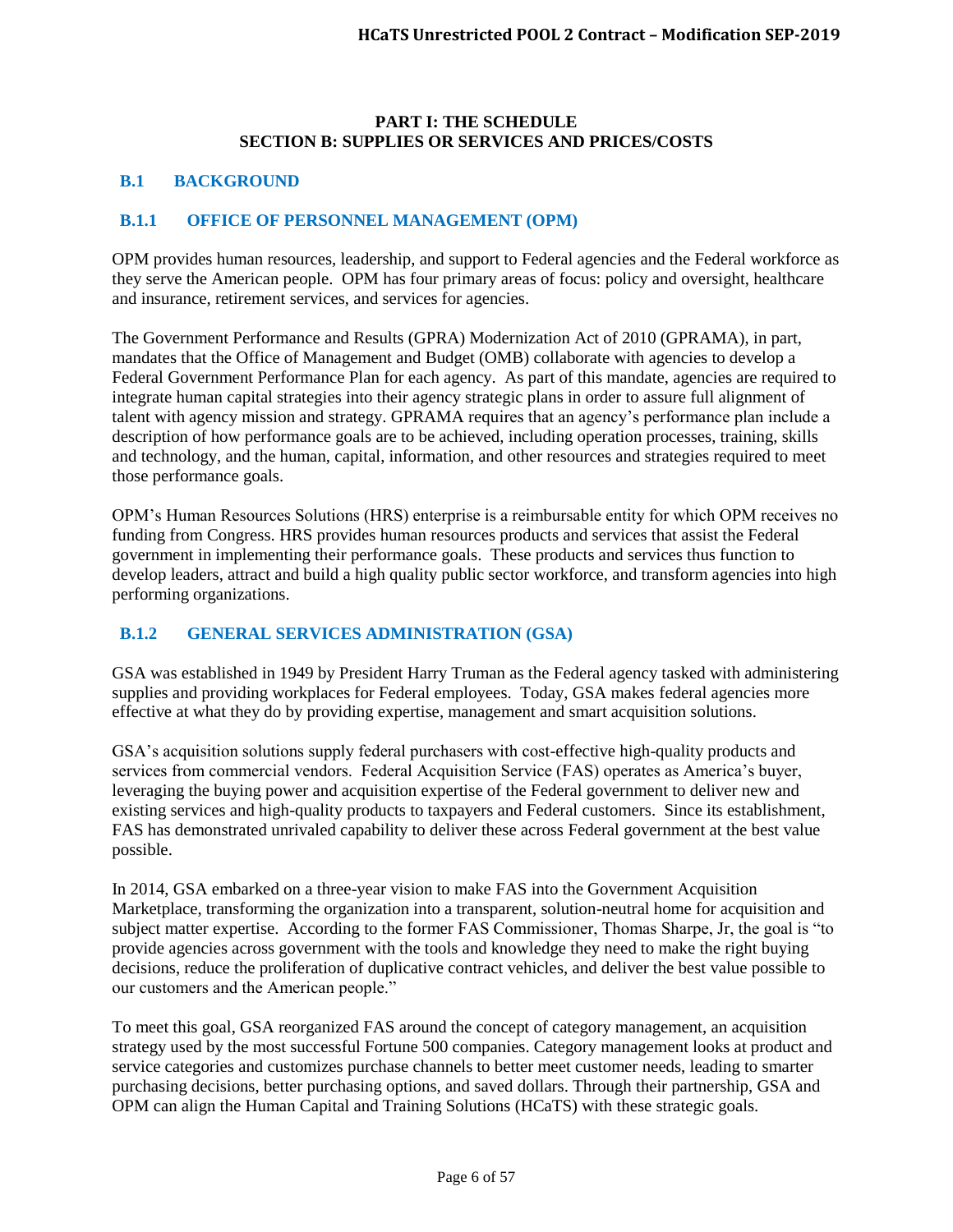# PART I: THE SCHEDULE
# SECTION B: SUPPLIES OR SERVICES AND PRICES/COSTS

## B.1 BACKGROUND

### B.1.1 OFFICE OF PERSONNEL MANAGEMENT (OPM)

OPM provides human resources, leadership, and support to Federal agencies and the Federal workforce as they serve the American people. OPM has four primary areas of focus: policy and oversight, healthcare and insurance, retirement services, and services for agencies.

The Government Performance and Results (GPRA) Modernization Act of 2010 (GPRAMA), in part, mandates that the Office of Management and Budget (OMB) collaborate with agencies to develop a Federal Government Performance Plan for each agency. As part of this mandate, agencies are required to integrate human capital strategies into their agency strategic plans in order to assure full alignment of talent with agency mission and strategy. GPRAMA requires that an agency's performance plan include a description of how performance goals are to be achieved, including operation processes, training, skills and technology, and the human, capital, information, and other resources and strategies required to meet those performance goals.

OPM's Human Resources Solutions (HRS) enterprise is a reimbursable entity for which OPM receives no funding from Congress. HRS provides human resources products and services that assist the Federal government in implementing their performance goals. These products and services thus function to develop leaders, attract and build a high quality public sector workforce, and transform agencies into high performing organizations.

### B.1.2 GENERAL SERVICES ADMINISTRATION (GSA)

GSA was established in 1949 by President Harry Truman as the Federal agency tasked with administering supplies and providing workplaces for Federal employees. Today, GSA makes federal agencies more effective at what they do by providing expertise, management and smart acquisition solutions.

GSA's acquisition solutions supply federal purchasers with cost-effective high-quality products and services from commercial vendors. Federal Acquisition Service (FAS) operates as America's buyer, leveraging the buying power and acquisition expertise of the Federal government to deliver new and existing services and high-quality products to taxpayers and Federal customers. Since its establishment, FAS has demonstrated unrivaled capability to deliver these across Federal government at the best value possible.

In 2014, GSA embarked on a three-year vision to make FAS into the Government Acquisition Marketplace, transforming the organization into a transparent, solution-neutral home for acquisition and subject matter expertise. According to the former FAS Commissioner, Thomas Sharpe, Jr, the goal is "to provide agencies across government with the tools and knowledge they need to make the right buying decisions, reduce the proliferation of duplicative contract vehicles, and deliver the best value possible to our customers and the American people."

To meet this goal, GSA reorganized FAS around the concept of category management, an acquisition strategy used by the most successful Fortune 500 companies. Category management looks at product and service categories and customizes purchase channels to better meet customer needs, leading to smarter purchasing decisions, better purchasing options, and saved dollars. Through their partnership, GSA and OPM can align the Human Capital and Training Solutions (HCaTS) with these strategic goals.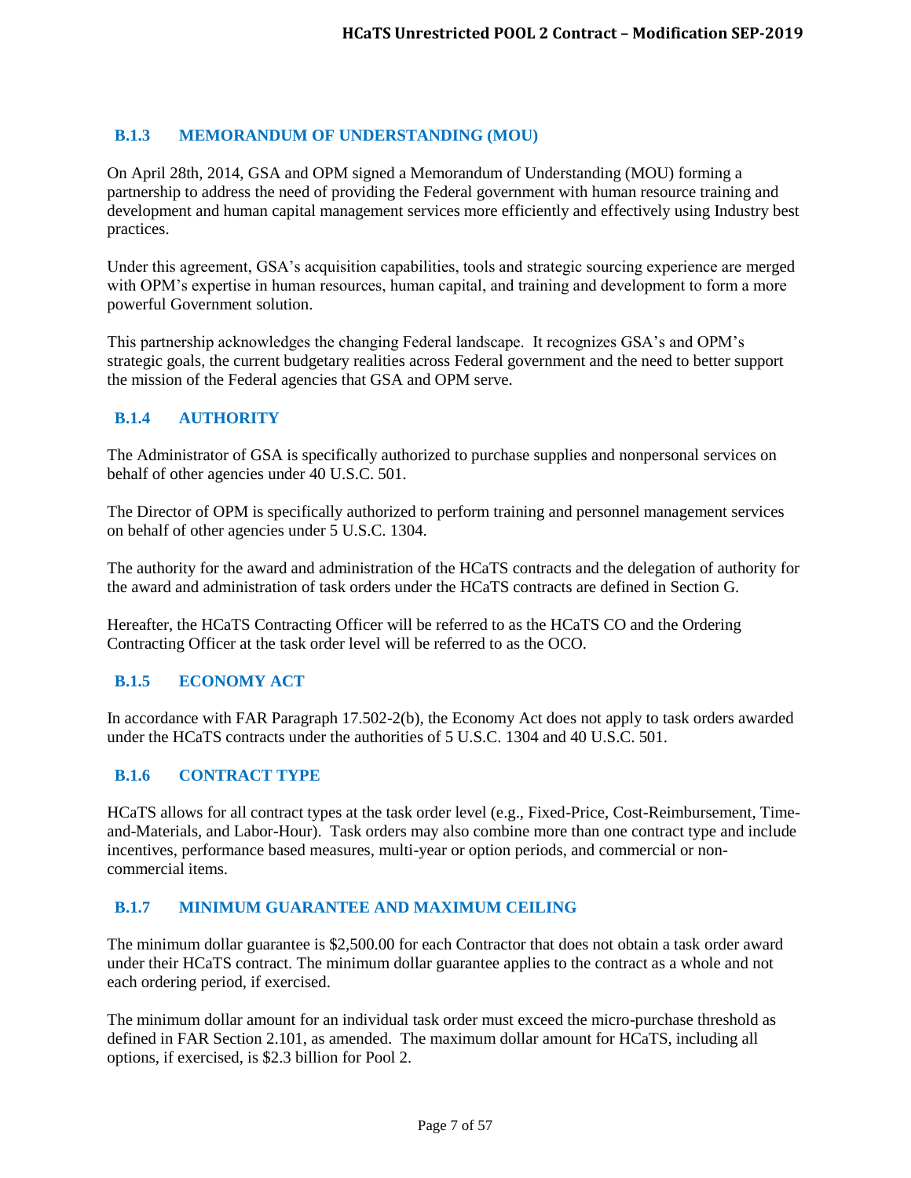### B.1.3 MEMORANDUM OF UNDERSTANDING (MOU)

On April 28th, 2014, GSA and OPM signed a Memorandum of Understanding (MOU) forming a partnership to address the need of providing the Federal government with human resource training and development and human capital management services more efficiently and effectively using Industry best practices.

Under this agreement, GSA's acquisition capabilities, tools and strategic sourcing experience are merged with OPM's expertise in human resources, human capital, and training and development to form a more powerful Government solution.

This partnership acknowledges the changing Federal landscape. It recognizes GSA's and OPM's strategic goals, the current budgetary realities across Federal government and the need to better support the mission of the Federal agencies that GSA and OPM serve.

### B.1.4 AUTHORITY

The Administrator of GSA is specifically authorized to purchase supplies and nonpersonal services on behalf of other agencies under 40 U.S.C. 501.

The Director of OPM is specifically authorized to perform training and personnel management services on behalf of other agencies under 5 U.S.C. 1304.

The authority for the award and administration of the HCaTS contracts and the delegation of authority for the award and administration of task orders under the HCaTS contracts are defined in Section G.

Hereafter, the HCaTS Contracting Officer will be referred to as the HCaTS CO and the Ordering Contracting Officer at the task order level will be referred to as the OCO.

### B.1.5 ECONOMY ACT

In accordance with FAR Paragraph 17.502-2(b), the Economy Act does not apply to task orders awarded under the HCaTS contracts under the authorities of 5 U.S.C. 1304 and 40 U.S.C. 501.

### B.1.6 CONTRACT TYPE

HCaTS allows for all contract types at the task order level (e.g., Fixed-Price, Cost-Reimbursement, Time-and-Materials, and Labor-Hour). Task orders may also combine more than one contract type and include incentives, performance based measures, multi-year or option periods, and commercial or non-commercial items.

### B.1.7 MINIMUM GUARANTEE AND MAXIMUM CEILING

The minimum dollar guarantee is $2,500.00 for each Contractor that does not obtain a task order award under their HCaTS contract. The minimum dollar guarantee applies to the contract as a whole and not each ordering period, if exercised.

The minimum dollar amount for an individual task order must exceed the micro-purchase threshold as defined in FAR Section 2.101, as amended. The maximum dollar amount for HCaTS, including all options, if exercised, is $2.3 billion for Pool 2.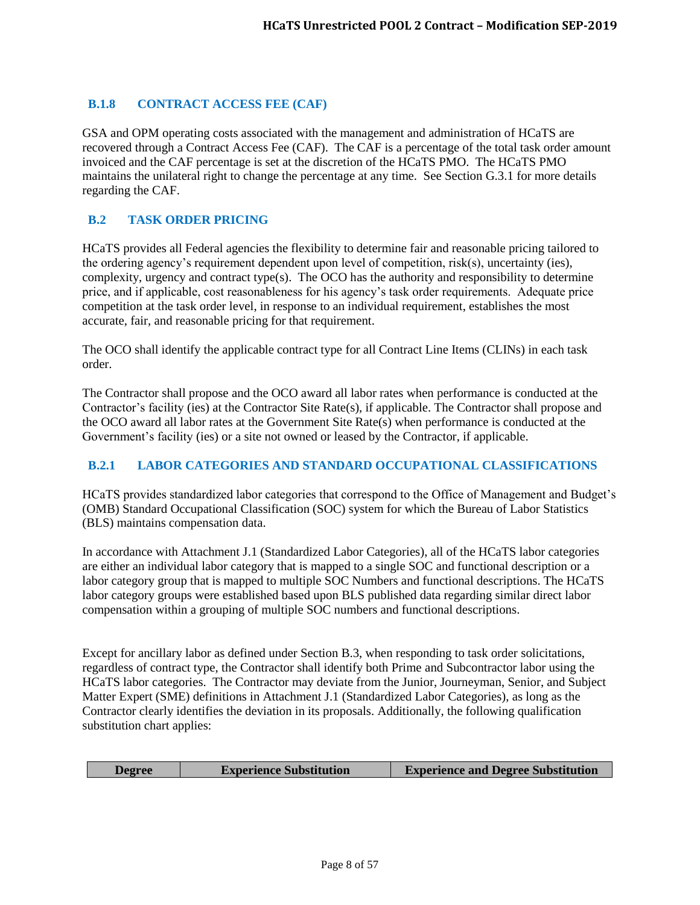### B.1.8 CONTRACT ACCESS FEE (CAF)

GSA and OPM operating costs associated with the management and administration of HCaTS are recovered through a Contract Access Fee (CAF). The CAF is a percentage of the total task order amount invoiced and the CAF percentage is set at the discretion of the HCaTS PMO. The HCaTS PMO maintains the unilateral right to change the percentage at any time. See Section G.3.1 for more details regarding the CAF.

## B.2 TASK ORDER PRICING

HCaTS provides all Federal agencies the flexibility to determine fair and reasonable pricing tailored to the ordering agency's requirement dependent upon level of competition, risk(s), uncertainty (ies), complexity, urgency and contract type(s). The OCO has the authority and responsibility to determine price, and if applicable, cost reasonableness for his agency's task order requirements. Adequate price competition at the task order level, in response to an individual requirement, establishes the most accurate, fair, and reasonable pricing for that requirement.

The OCO shall identify the applicable contract type for all Contract Line Items (CLINs) in each task order.

The Contractor shall propose and the OCO award all labor rates when performance is conducted at the Contractor's facility (ies) at the Contractor Site Rate(s), if applicable. The Contractor shall propose and the OCO award all labor rates at the Government Site Rate(s) when performance is conducted at the Government's facility (ies) or a site not owned or leased by the Contractor, if applicable.

### B.2.1 LABOR CATEGORIES AND STANDARD OCCUPATIONAL CLASSIFICATIONS

HCaTS provides standardized labor categories that correspond to the Office of Management and Budget's (OMB) Standard Occupational Classification (SOC) system for which the Bureau of Labor Statistics (BLS) maintains compensation data.

In accordance with Attachment J.1 (Standardized Labor Categories), all of the HCaTS labor categories are either an individual labor category that is mapped to a single SOC and functional description or a labor category group that is mapped to multiple SOC Numbers and functional descriptions. The HCaTS labor category groups were established based upon BLS published data regarding similar direct labor compensation within a grouping of multiple SOC numbers and functional descriptions.

Except for ancillary labor as defined under Section B.3, when responding to task order solicitations, regardless of contract type, the Contractor shall identify both Prime and Subcontractor labor using the HCaTS labor categories. The Contractor may deviate from the Junior, Journeyman, Senior, and Subject Matter Expert (SME) definitions in Attachment J.1 (Standardized Labor Categories), as long as the Contractor clearly identifies the deviation in its proposals. Additionally, the following qualification substitution chart applies:

| Degree | Experience Substitution | Experience and Degree Substitution |
| --- | --- | --- |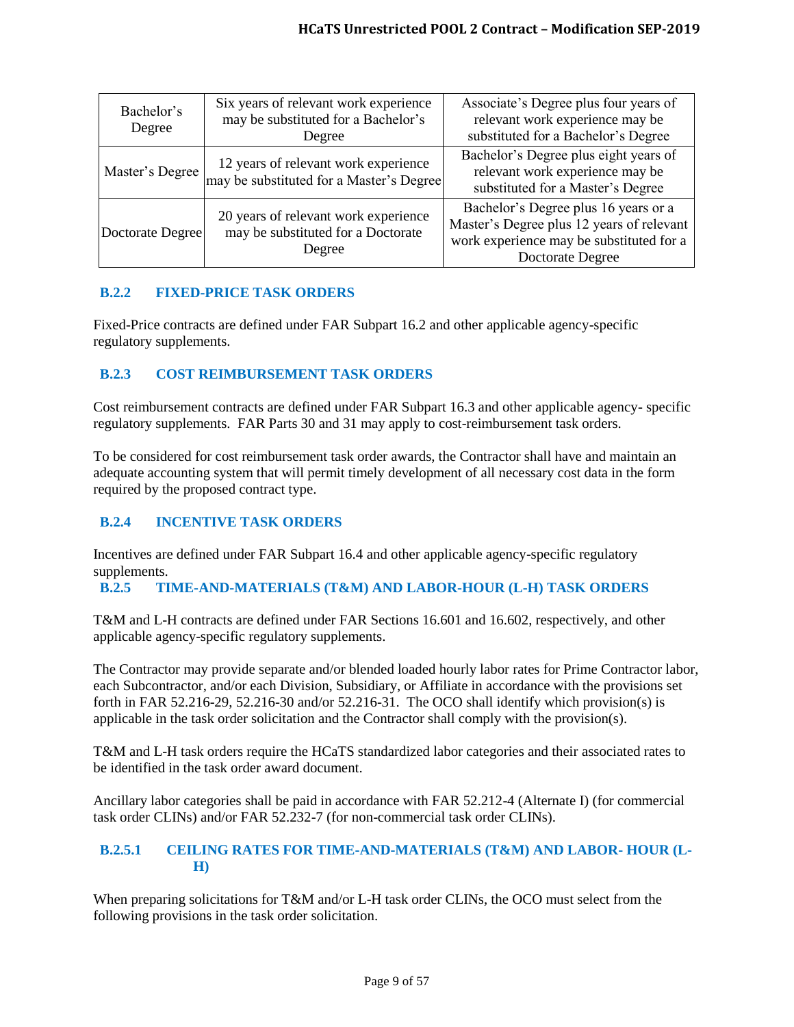| Bachelor's Degree | Six years of relevant work experience may be substituted for a Bachelor's Degree | Associate's Degree plus four years of relevant work experience may be substituted for a Bachelor's Degree |
|---|---|---|
| Master's Degree | 12 years of relevant work experience may be substituted for a Master's Degree | Bachelor's Degree plus eight years of relevant work experience may be substituted for a Master's Degree |
| Doctorate Degree | 20 years of relevant work experience may be substituted for a Doctorate Degree | Bachelor's Degree plus 16 years or a Master's Degree plus 12 years of relevant work experience may be substituted for a Doctorate Degree |

### B.2.2 FIXED-PRICE TASK ORDERS

Fixed-Price contracts are defined under FAR Subpart 16.2 and other applicable agency-specific regulatory supplements.

### B.2.3 COST REIMBURSEMENT TASK ORDERS

Cost reimbursement contracts are defined under FAR Subpart 16.3 and other applicable agency- specific regulatory supplements. FAR Parts 30 and 31 may apply to cost-reimbursement task orders.

To be considered for cost reimbursement task order awards, the Contractor shall have and maintain an adequate accounting system that will permit timely development of all necessary cost data in the form required by the proposed contract type.

### B.2.4 INCENTIVE TASK ORDERS

Incentives are defined under FAR Subpart 16.4 and other applicable agency-specific regulatory supplements.

### B.2.5 TIME-AND-MATERIALS (T&M) AND LABOR-HOUR (L-H) TASK ORDERS

T&M and L-H contracts are defined under FAR Sections 16.601 and 16.602, respectively, and other applicable agency-specific regulatory supplements.

The Contractor may provide separate and/or blended loaded hourly labor rates for Prime Contractor labor, each Subcontractor, and/or each Division, Subsidiary, or Affiliate in accordance with the provisions set forth in FAR 52.216-29, 52.216-30 and/or 52.216-31. The OCO shall identify which provision(s) is applicable in the task order solicitation and the Contractor shall comply with the provision(s).

T&M and L-H task orders require the HCaTS standardized labor categories and their associated rates to be identified in the task order award document.

Ancillary labor categories shall be paid in accordance with FAR 52.212-4 (Alternate I) (for commercial task order CLINs) and/or FAR 52.232-7 (for non-commercial task order CLINs).

#### B.2.5.1 CEILING RATES FOR TIME-AND-MATERIALS (T&M) AND LABOR- HOUR (L-H)

When preparing solicitations for T&M and/or L-H task order CLINs, the OCO must select from the following provisions in the task order solicitation.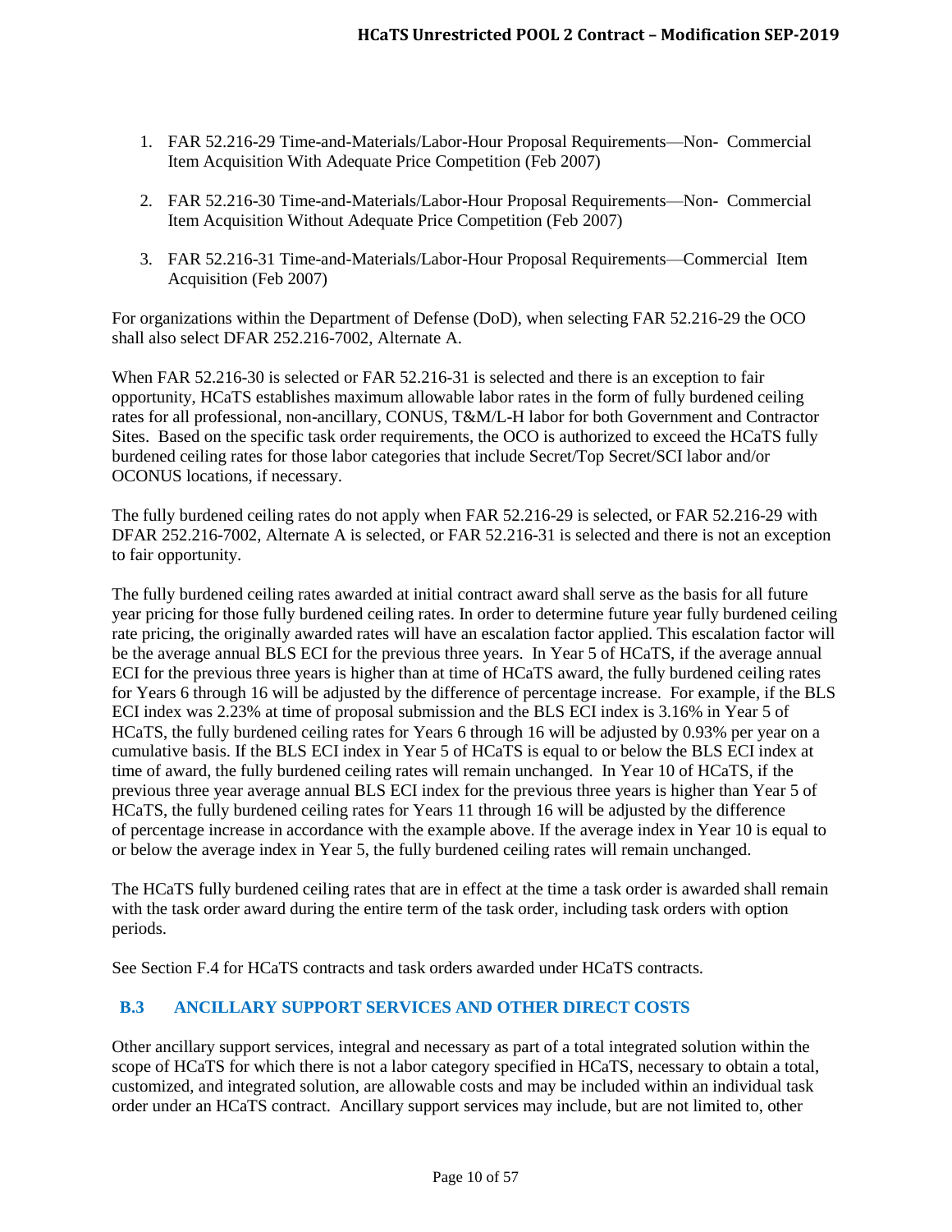1. FAR 52.216-29 Time-and-Materials/Labor-Hour Proposal Requirements—Non- Commercial Item Acquisition With Adequate Price Competition (Feb 2007)

2. FAR 52.216-30 Time-and-Materials/Labor-Hour Proposal Requirements—Non- Commercial Item Acquisition Without Adequate Price Competition (Feb 2007)

3. FAR 52.216-31 Time-and-Materials/Labor-Hour Proposal Requirements—Commercial Item Acquisition (Feb 2007)

For organizations within the Department of Defense (DoD), when selecting FAR 52.216-29 the OCO shall also select DFAR 252.216-7002, Alternate A.

When FAR 52.216-30 is selected or FAR 52.216-31 is selected and there is an exception to fair opportunity, HCaTS establishes maximum allowable labor rates in the form of fully burdened ceiling rates for all professional, non-ancillary, CONUS, T&M/L-H labor for both Government and Contractor Sites. Based on the specific task order requirements, the OCO is authorized to exceed the HCaTS fully burdened ceiling rates for those labor categories that include Secret/Top Secret/SCI labor and/or OCONUS locations, if necessary.

The fully burdened ceiling rates do not apply when FAR 52.216-29 is selected, or FAR 52.216-29 with DFAR 252.216-7002, Alternate A is selected, or FAR 52.216-31 is selected and there is not an exception to fair opportunity.

The fully burdened ceiling rates awarded at initial contract award shall serve as the basis for all future year pricing for those fully burdened ceiling rates. In order to determine future year fully burdened ceiling rate pricing, the originally awarded rates will have an escalation factor applied. This escalation factor will be the average annual BLS ECI for the previous three years. In Year 5 of HCaTS, if the average annual ECI for the previous three years is higher than at time of HCaTS award, the fully burdened ceiling rates for Years 6 through 16 will be adjusted by the difference of percentage increase. For example, if the BLS ECI index was 2.23% at time of proposal submission and the BLS ECI index is 3.16% in Year 5 of HCaTS, the fully burdened ceiling rates for Years 6 through 16 will be adjusted by 0.93% per year on a cumulative basis. If the BLS ECI index in Year 5 of HCaTS is equal to or below the BLS ECI index at time of award, the fully burdened ceiling rates will remain unchanged. In Year 10 of HCaTS, if the previous three year average annual BLS ECI index for the previous three years is higher than Year 5 of HCaTS, the fully burdened ceiling rates for Years 11 through 16 will be adjusted by the difference of percentage increase in accordance with the example above. If the average index in Year 10 is equal to or below the average index in Year 5, the fully burdened ceiling rates will remain unchanged.

The HCaTS fully burdened ceiling rates that are in effect at the time a task order is awarded shall remain with the task order award during the entire term of the task order, including task orders with option periods.

See Section F.4 for HCaTS contracts and task orders awarded under HCaTS contracts.

## B.3 ANCILLARY SUPPORT SERVICES AND OTHER DIRECT COSTS

Other ancillary support services, integral and necessary as part of a total integrated solution within the scope of HCaTS for which there is not a labor category specified in HCaTS, necessary to obtain a total, customized, and integrated solution, are allowable costs and may be included within an individual task order under an HCaTS contract. Ancillary support services may include, but are not limited to, other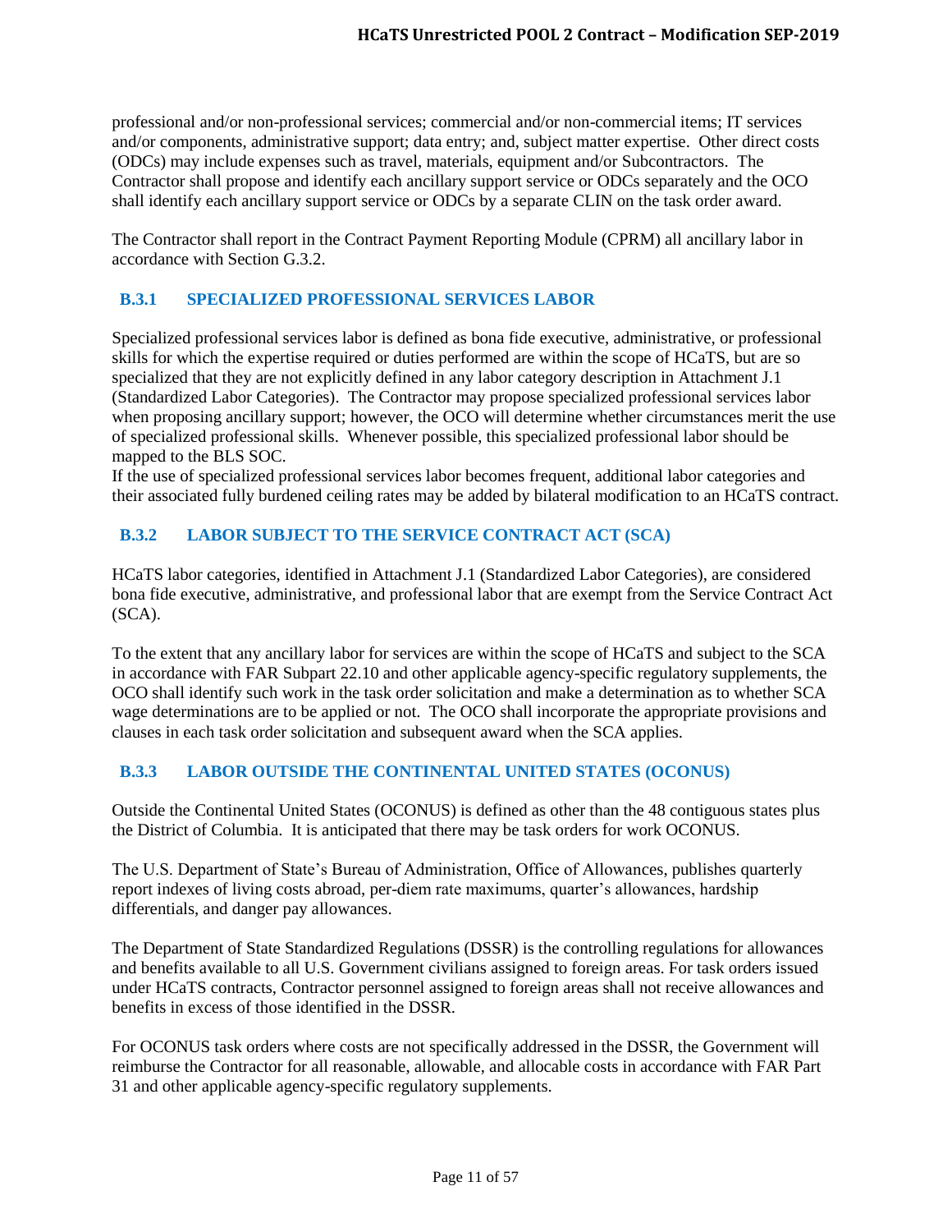professional and/or non-professional services; commercial and/or non-commercial items; IT services and/or components, administrative support; data entry; and, subject matter expertise. Other direct costs (ODCs) may include expenses such as travel, materials, equipment and/or Subcontractors. The Contractor shall propose and identify each ancillary support service or ODCs separately and the OCO shall identify each ancillary support service or ODCs by a separate CLIN on the task order award.

The Contractor shall report in the Contract Payment Reporting Module (CPRM) all ancillary labor in accordance with Section G.3.2.

### B.3.1 SPECIALIZED PROFESSIONAL SERVICES LABOR

Specialized professional services labor is defined as bona fide executive, administrative, or professional skills for which the expertise required or duties performed are within the scope of HCaTS, but are so specialized that they are not explicitly defined in any labor category description in Attachment J.1 (Standardized Labor Categories). The Contractor may propose specialized professional services labor when proposing ancillary support; however, the OCO will determine whether circumstances merit the use of specialized professional skills. Whenever possible, this specialized professional labor should be mapped to the BLS SOC.

If the use of specialized professional services labor becomes frequent, additional labor categories and their associated fully burdened ceiling rates may be added by bilateral modification to an HCaTS contract.

### B.3.2 LABOR SUBJECT TO THE SERVICE CONTRACT ACT (SCA)

HCaTS labor categories, identified in Attachment J.1 (Standardized Labor Categories), are considered bona fide executive, administrative, and professional labor that are exempt from the Service Contract Act (SCA).

To the extent that any ancillary labor for services are within the scope of HCaTS and subject to the SCA in accordance with FAR Subpart 22.10 and other applicable agency-specific regulatory supplements, the OCO shall identify such work in the task order solicitation and make a determination as to whether SCA wage determinations are to be applied or not. The OCO shall incorporate the appropriate provisions and clauses in each task order solicitation and subsequent award when the SCA applies.

### B.3.3 LABOR OUTSIDE THE CONTINENTAL UNITED STATES (OCONUS)

Outside the Continental United States (OCONUS) is defined as other than the 48 contiguous states plus the District of Columbia. It is anticipated that there may be task orders for work OCONUS.

The U.S. Department of State's Bureau of Administration, Office of Allowances, publishes quarterly report indexes of living costs abroad, per-diem rate maximums, quarter's allowances, hardship differentials, and danger pay allowances.

The Department of State Standardized Regulations (DSSR) is the controlling regulations for allowances and benefits available to all U.S. Government civilians assigned to foreign areas. For task orders issued under HCaTS contracts, Contractor personnel assigned to foreign areas shall not receive allowances and benefits in excess of those identified in the DSSR.

For OCONUS task orders where costs are not specifically addressed in the DSSR, the Government will reimburse the Contractor for all reasonable, allowable, and allocable costs in accordance with FAR Part 31 and other applicable agency-specific regulatory supplements.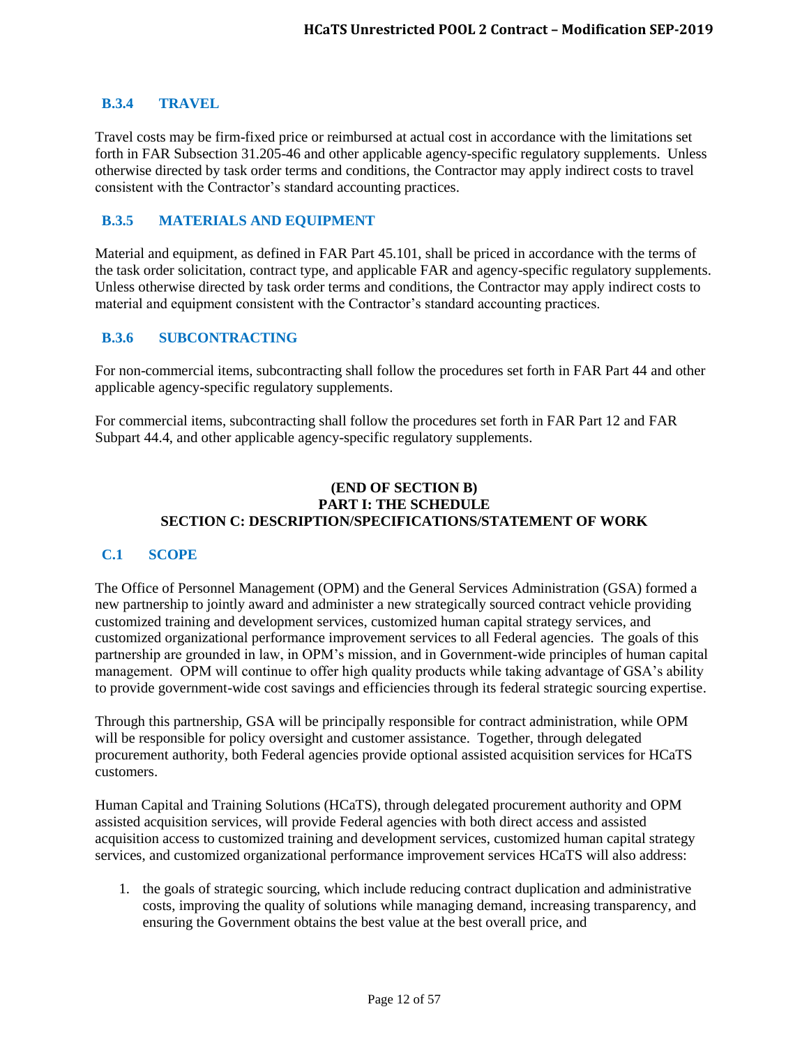### B.3.4 TRAVEL

Travel costs may be firm-fixed price or reimbursed at actual cost in accordance with the limitations set forth in FAR Subsection 31.205-46 and other applicable agency-specific regulatory supplements. Unless otherwise directed by task order terms and conditions, the Contractor may apply indirect costs to travel consistent with the Contractor's standard accounting practices.

### B.3.5 MATERIALS AND EQUIPMENT

Material and equipment, as defined in FAR Part 45.101, shall be priced in accordance with the terms of the task order solicitation, contract type, and applicable FAR and agency-specific regulatory supplements. Unless otherwise directed by task order terms and conditions, the Contractor may apply indirect costs to material and equipment consistent with the Contractor's standard accounting practices.

### B.3.6 SUBCONTRACTING

For non-commercial items, subcontracting shall follow the procedures set forth in FAR Part 44 and other applicable agency-specific regulatory supplements.

For commercial items, subcontracting shall follow the procedures set forth in FAR Part 12 and FAR Subpart 44.4, and other applicable agency-specific regulatory supplements.

**(END OF SECTION B)**

**PART I: THE SCHEDULE**

## SECTION C: DESCRIPTION/SPECIFICATIONS/STATEMENT OF WORK

### C.1 SCOPE

The Office of Personnel Management (OPM) and the General Services Administration (GSA) formed a new partnership to jointly award and administer a new strategically sourced contract vehicle providing customized training and development services, customized human capital strategy services, and customized organizational performance improvement services to all Federal agencies. The goals of this partnership are grounded in law, in OPM's mission, and in Government-wide principles of human capital management. OPM will continue to offer high quality products while taking advantage of GSA's ability to provide government-wide cost savings and efficiencies through its federal strategic sourcing expertise.

Through this partnership, GSA will be principally responsible for contract administration, while OPM will be responsible for policy oversight and customer assistance. Together, through delegated procurement authority, both Federal agencies provide optional assisted acquisition services for HCaTS customers.

Human Capital and Training Solutions (HCaTS), through delegated procurement authority and OPM assisted acquisition services, will provide Federal agencies with both direct access and assisted acquisition access to customized training and development services, customized human capital strategy services, and customized organizational performance improvement services HCaTS will also address:

1. the goals of strategic sourcing, which include reducing contract duplication and administrative costs, improving the quality of solutions while managing demand, increasing transparency, and ensuring the Government obtains the best value at the best overall price, and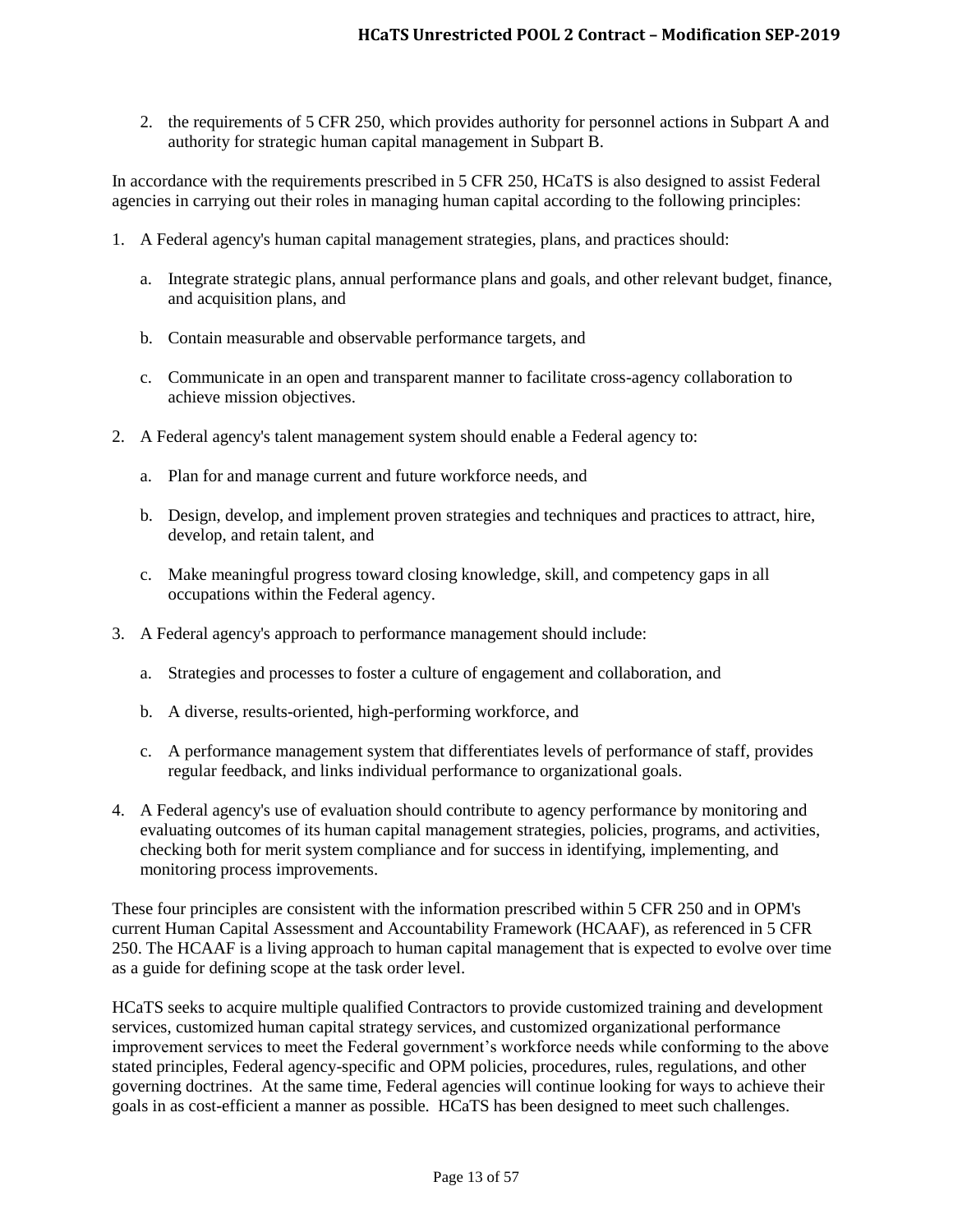2. the requirements of 5 CFR 250, which provides authority for personnel actions in Subpart A and authority for strategic human capital management in Subpart B.

In accordance with the requirements prescribed in 5 CFR 250, HCaTS is also designed to assist Federal agencies in carrying out their roles in managing human capital according to the following principles:

1. A Federal agency's human capital management strategies, plans, and practices should:

   a. Integrate strategic plans, annual performance plans and goals, and other relevant budget, finance, and acquisition plans, and

   b. Contain measurable and observable performance targets, and

   c. Communicate in an open and transparent manner to facilitate cross-agency collaboration to achieve mission objectives.

2. A Federal agency's talent management system should enable a Federal agency to:

   a. Plan for and manage current and future workforce needs, and

   b. Design, develop, and implement proven strategies and techniques and practices to attract, hire, develop, and retain talent, and

   c. Make meaningful progress toward closing knowledge, skill, and competency gaps in all occupations within the Federal agency.

3. A Federal agency's approach to performance management should include:

   a. Strategies and processes to foster a culture of engagement and collaboration, and

   b. A diverse, results-oriented, high-performing workforce, and

   c. A performance management system that differentiates levels of performance of staff, provides regular feedback, and links individual performance to organizational goals.

4. A Federal agency's use of evaluation should contribute to agency performance by monitoring and evaluating outcomes of its human capital management strategies, policies, programs, and activities, checking both for merit system compliance and for success in identifying, implementing, and monitoring process improvements.

These four principles are consistent with the information prescribed within 5 CFR 250 and in OPM's current Human Capital Assessment and Accountability Framework (HCAAF), as referenced in 5 CFR 250. The HCAAF is a living approach to human capital management that is expected to evolve over time as a guide for defining scope at the task order level.

HCaTS seeks to acquire multiple qualified Contractors to provide customized training and development services, customized human capital strategy services, and customized organizational performance improvement services to meet the Federal government's workforce needs while conforming to the above stated principles, Federal agency-specific and OPM policies, procedures, rules, regulations, and other governing doctrines. At the same time, Federal agencies will continue looking for ways to achieve their goals in as cost-efficient a manner as possible. HCaTS has been designed to meet such challenges.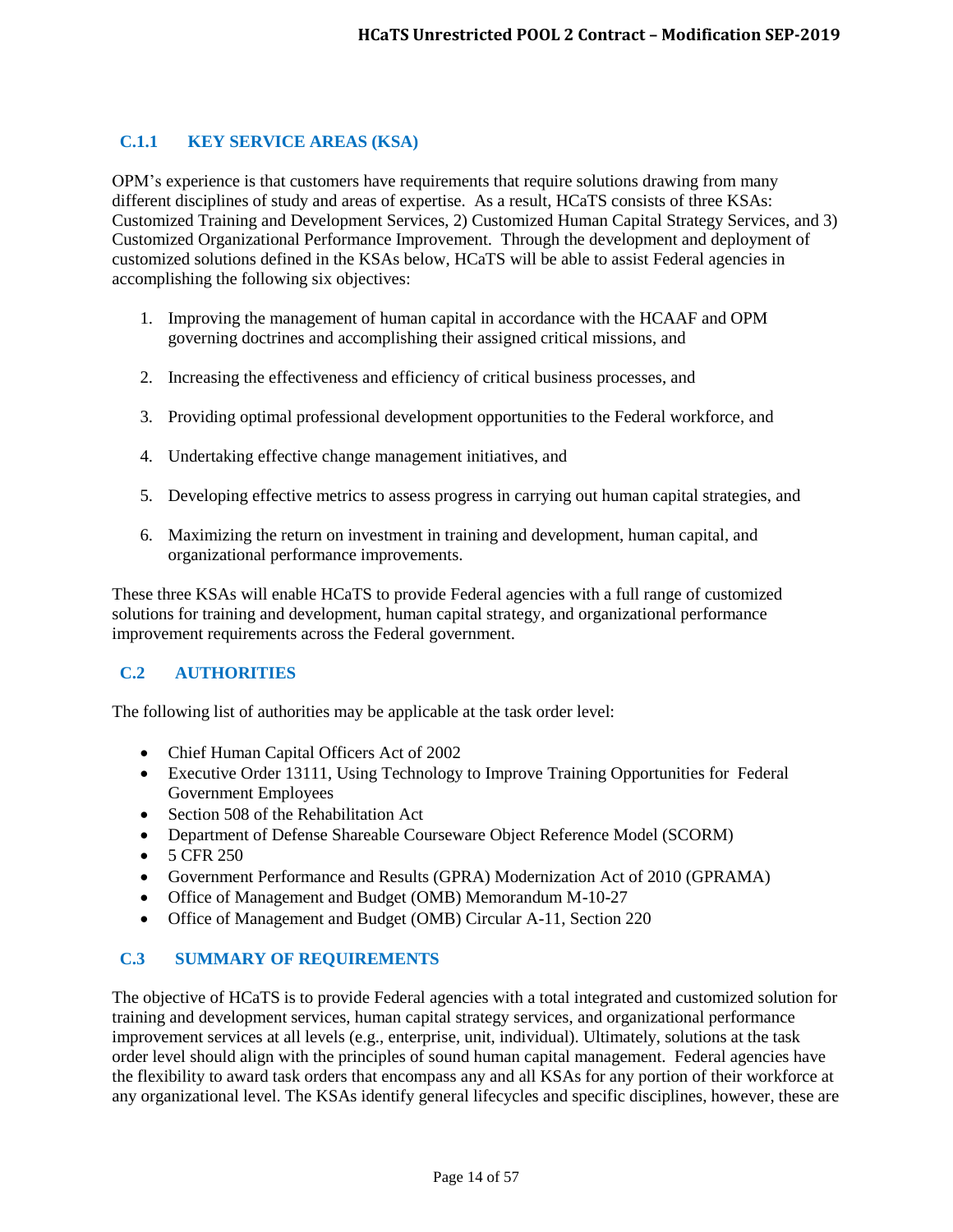### C.1.1 KEY SERVICE AREAS (KSA)

OPM's experience is that customers have requirements that require solutions drawing from many different disciplines of study and areas of expertise. As a result, HCaTS consists of three KSAs: Customized Training and Development Services, 2) Customized Human Capital Strategy Services, and 3) Customized Organizational Performance Improvement. Through the development and deployment of customized solutions defined in the KSAs below, HCaTS will be able to assist Federal agencies in accomplishing the following six objectives:

1. Improving the management of human capital in accordance with the HCAAF and OPM governing doctrines and accomplishing their assigned critical missions, and
2. Increasing the effectiveness and efficiency of critical business processes, and
3. Providing optimal professional development opportunities to the Federal workforce, and
4. Undertaking effective change management initiatives, and
5. Developing effective metrics to assess progress in carrying out human capital strategies, and
6. Maximizing the return on investment in training and development, human capital, and organizational performance improvements.

These three KSAs will enable HCaTS to provide Federal agencies with a full range of customized solutions for training and development, human capital strategy, and organizational performance improvement requirements across the Federal government.

## C.2 AUTHORITIES

The following list of authorities may be applicable at the task order level:

- Chief Human Capital Officers Act of 2002
- Executive Order 13111, Using Technology to Improve Training Opportunities for Federal Government Employees
- Section 508 of the Rehabilitation Act
- Department of Defense Shareable Courseware Object Reference Model (SCORM)
- 5 CFR 250
- Government Performance and Results (GPRA) Modernization Act of 2010 (GPRAMA)
- Office of Management and Budget (OMB) Memorandum M-10-27
- Office of Management and Budget (OMB) Circular A-11, Section 220

## C.3 SUMMARY OF REQUIREMENTS

The objective of HCaTS is to provide Federal agencies with a total integrated and customized solution for training and development services, human capital strategy services, and organizational performance improvement services at all levels (e.g., enterprise, unit, individual). Ultimately, solutions at the task order level should align with the principles of sound human capital management. Federal agencies have the flexibility to award task orders that encompass any and all KSAs for any portion of their workforce at any organizational level. The KSAs identify general lifecycles and specific disciplines, however, these are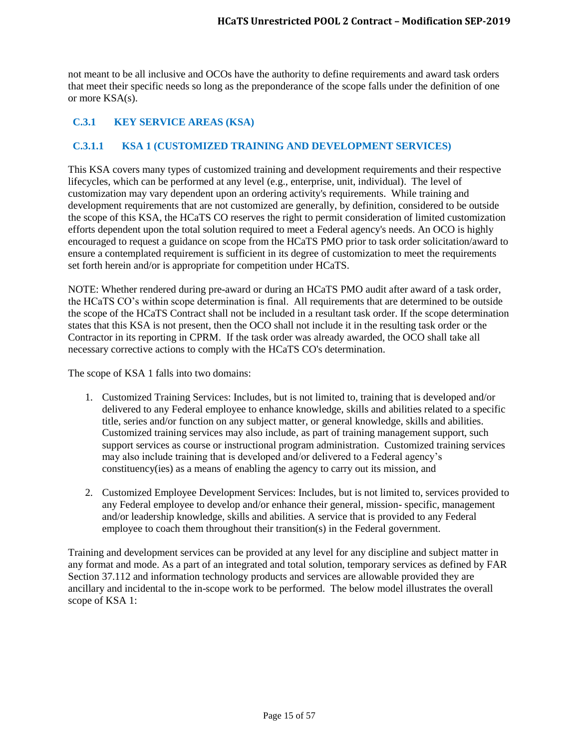not meant to be all inclusive and OCOs have the authority to define requirements and award task orders that meet their specific needs so long as the preponderance of the scope falls under the definition of one or more KSA(s).

### C.3.1 KEY SERVICE AREAS (KSA)

#### C.3.1.1 KSA 1 (CUSTOMIZED TRAINING AND DEVELOPMENT SERVICES)

This KSA covers many types of customized training and development requirements and their respective lifecycles, which can be performed at any level (e.g., enterprise, unit, individual). The level of customization may vary dependent upon an ordering activity's requirements. While training and development requirements that are not customized are generally, by definition, considered to be outside the scope of this KSA, the HCaTS CO reserves the right to permit consideration of limited customization efforts dependent upon the total solution required to meet a Federal agency's needs. An OCO is highly encouraged to request a guidance on scope from the HCaTS PMO prior to task order solicitation/award to ensure a contemplated requirement is sufficient in its degree of customization to meet the requirements set forth herein and/or is appropriate for competition under HCaTS.

NOTE: Whether rendered during pre-award or during an HCaTS PMO audit after award of a task order, the HCaTS CO's within scope determination is final. All requirements that are determined to be outside the scope of the HCaTS Contract shall not be included in a resultant task order. If the scope determination states that this KSA is not present, then the OCO shall not include it in the resulting task order or the Contractor in its reporting in CPRM. If the task order was already awarded, the OCO shall take all necessary corrective actions to comply with the HCaTS CO's determination.

The scope of KSA 1 falls into two domains:

1. Customized Training Services: Includes, but is not limited to, training that is developed and/or delivered to any Federal employee to enhance knowledge, skills and abilities related to a specific title, series and/or function on any subject matter, or general knowledge, skills and abilities. Customized training services may also include, as part of training management support, such support services as course or instructional program administration. Customized training services may also include training that is developed and/or delivered to a Federal agency's constituency(ies) as a means of enabling the agency to carry out its mission, and

2. Customized Employee Development Services: Includes, but is not limited to, services provided to any Federal employee to develop and/or enhance their general, mission- specific, management and/or leadership knowledge, skills and abilities. A service that is provided to any Federal employee to coach them throughout their transition(s) in the Federal government.

Training and development services can be provided at any level for any discipline and subject matter in any format and mode. As a part of an integrated and total solution, temporary services as defined by FAR Section 37.112 and information technology products and services are allowable provided they are ancillary and incidental to the in-scope work to be performed. The below model illustrates the overall scope of KSA 1: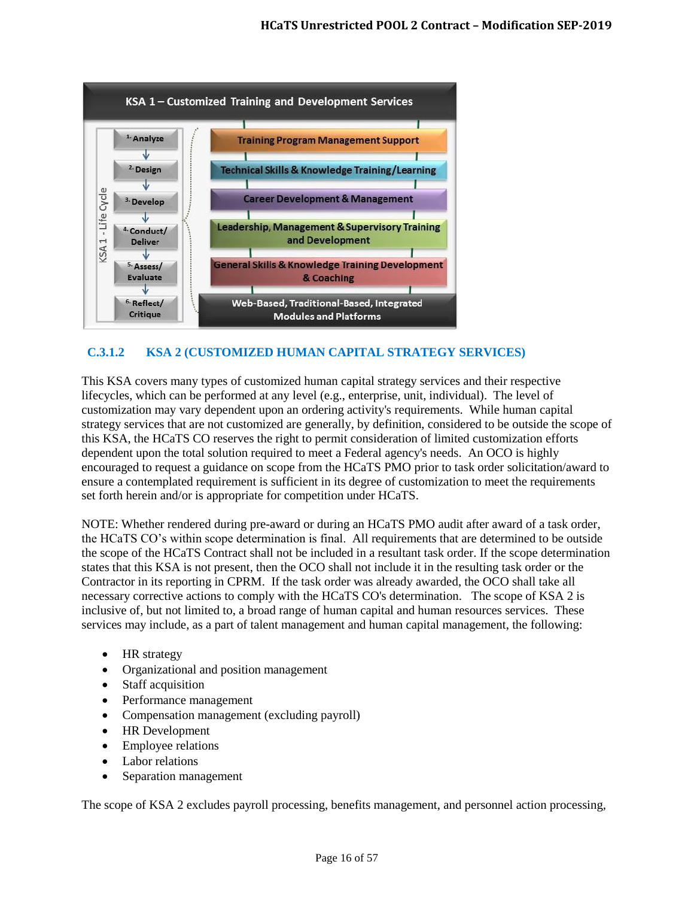**KSA 1 – Customized Training and Development Services**

KSA 1 - Life Cycle:

1. Analyze
2. Design
3. Develop
4. Conduct/ Deliver
5. Assess/ Evaluate
6. Reflect/ Critique

- Training Program Management Support
- Technical Skills & Knowledge Training/Learning
- Career Development & Management
- Leadership, Management & Supervisory Training and Development
- General Skills & Knowledge Training Development & Coaching
- Web-Based, Traditional-Based, Integrated Modules and Platforms

### C.3.1.2 KSA 2 (CUSTOMIZED HUMAN CAPITAL STRATEGY SERVICES)

This KSA covers many types of customized human capital strategy services and their respective lifecycles, which can be performed at any level (e.g., enterprise, unit, individual). The level of customization may vary dependent upon an ordering activity's requirements. While human capital strategy services that are not customized are generally, by definition, considered to be outside the scope of this KSA, the HCaTS CO reserves the right to permit consideration of limited customization efforts dependent upon the total solution required to meet a Federal agency's needs. An OCO is highly encouraged to request a guidance on scope from the HCaTS PMO prior to task order solicitation/award to ensure a contemplated requirement is sufficient in its degree of customization to meet the requirements set forth herein and/or is appropriate for competition under HCaTS.

NOTE: Whether rendered during pre-award or during an HCaTS PMO audit after award of a task order, the HCaTS CO's within scope determination is final. All requirements that are determined to be outside the scope of the HCaTS Contract shall not be included in a resultant task order. If the scope determination states that this KSA is not present, then the OCO shall not include it in the resulting task order or the Contractor in its reporting in CPRM. If the task order was already awarded, the OCO shall take all necessary corrective actions to comply with the HCaTS CO's determination. The scope of KSA 2 is inclusive of, but not limited to, a broad range of human capital and human resources services. These services may include, as a part of talent management and human capital management, the following:

- HR strategy
- Organizational and position management
- Staff acquisition
- Performance management
- Compensation management (excluding payroll)
- HR Development
- Employee relations
- Labor relations
- Separation management

The scope of KSA 2 excludes payroll processing, benefits management, and personnel action processing,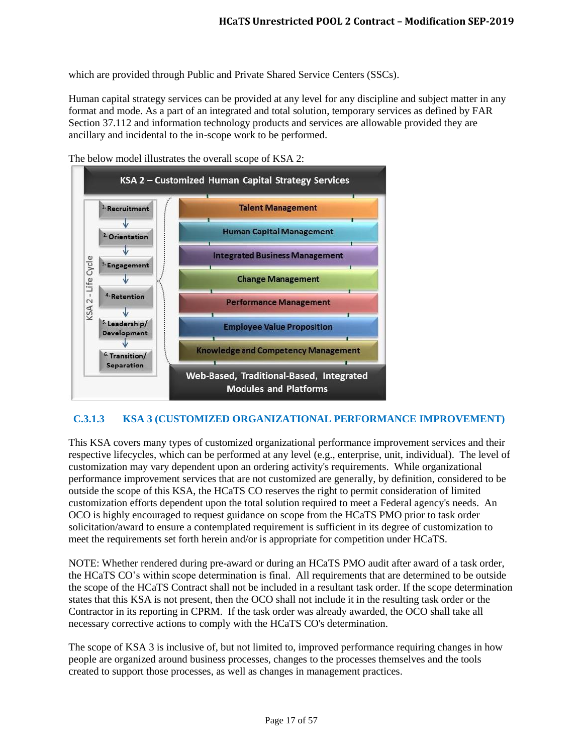which are provided through Public and Private Shared Service Centers (SSCs).

Human capital strategy services can be provided at any level for any discipline and subject matter in any format and mode. As a part of an integrated and total solution, temporary services as defined by FAR Section 37.112 and information technology products and services are allowable provided they are ancillary and incidental to the in-scope work to be performed.

The below model illustrates the overall scope of KSA 2:

**KSA 2 – Customized Human Capital Strategy Services**

KSA 2 - Life Cycle:
1. Recruitment
2. Orientation
3. Engagement
4. Retention
5. Leadership/ Development
6. Transition/ Separation

- Talent Management
- Human Capital Management
- Integrated Business Management
- Change Management
- Performance Management
- Employee Value Proposition
- Knowledge and Competency Management

Web-Based, Traditional-Based, Integrated Modules and Platforms

### C.3.1.3 KSA 3 (CUSTOMIZED ORGANIZATIONAL PERFORMANCE IMPROVEMENT)

This KSA covers many types of customized organizational performance improvement services and their respective lifecycles, which can be performed at any level (e.g., enterprise, unit, individual). The level of customization may vary dependent upon an ordering activity's requirements. While organizational performance improvement services that are not customized are generally, by definition, considered to be outside the scope of this KSA, the HCaTS CO reserves the right to permit consideration of limited customization efforts dependent upon the total solution required to meet a Federal agency's needs. An OCO is highly encouraged to request guidance on scope from the HCaTS PMO prior to task order solicitation/award to ensure a contemplated requirement is sufficient in its degree of customization to meet the requirements set forth herein and/or is appropriate for competition under HCaTS.

NOTE: Whether rendered during pre-award or during an HCaTS PMO audit after award of a task order, the HCaTS CO's within scope determination is final. All requirements that are determined to be outside the scope of the HCaTS Contract shall not be included in a resultant task order. If the scope determination states that this KSA is not present, then the OCO shall not include it in the resulting task order or the Contractor in its reporting in CPRM. If the task order was already awarded, the OCO shall take all necessary corrective actions to comply with the HCaTS CO's determination.

The scope of KSA 3 is inclusive of, but not limited to, improved performance requiring changes in how people are organized around business processes, changes to the processes themselves and the tools created to support those processes, as well as changes in management practices.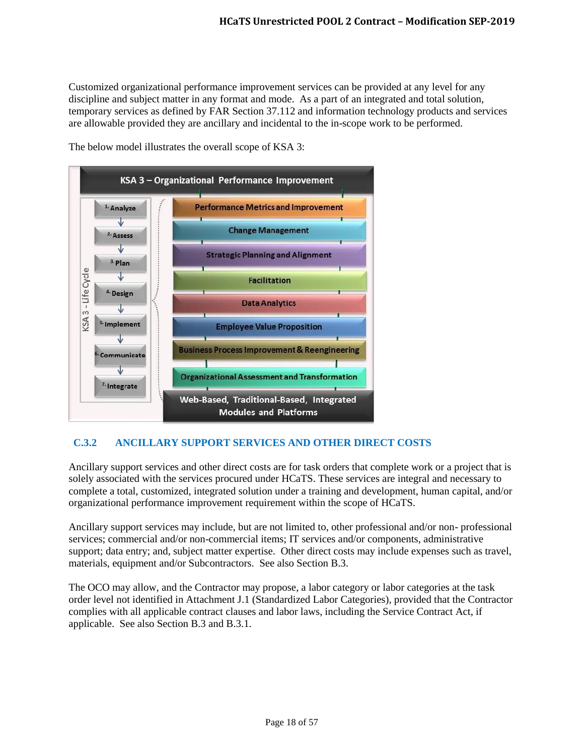Customized organizational performance improvement services can be provided at any level for any discipline and subject matter in any format and mode. As a part of an integrated and total solution, temporary services as defined by FAR Section 37.112 and information technology products and services are allowable provided they are ancillary and incidental to the in-scope work to be performed.

The below model illustrates the overall scope of KSA 3:

**KSA 3 – Organizational Performance Improvement**

KSA 3 - Life Cycle:

1. Analyze
2. Assess
3. Plan
4. Design
5. Implement
6. Communicate
7. Integrate

- Performance Metrics and Improvement
- Change Management
- Strategic Planning and Alignment
- Facilitation
- Data Analytics
- Employee Value Proposition
- Business Process Improvement & Reengineering
- Organizational Assessment and Transformation

**Web-Based, Traditional-Based, Integrated Modules and Platforms**

### C.3.2 ANCILLARY SUPPORT SERVICES AND OTHER DIRECT COSTS

Ancillary support services and other direct costs are for task orders that complete work or a project that is solely associated with the services procured under HCaTS. These services are integral and necessary to complete a total, customized, integrated solution under a training and development, human capital, and/or organizational performance improvement requirement within the scope of HCaTS.

Ancillary support services may include, but are not limited to, other professional and/or non- professional services; commercial and/or non-commercial items; IT services and/or components, administrative support; data entry; and, subject matter expertise. Other direct costs may include expenses such as travel, materials, equipment and/or Subcontractors. See also Section B.3.

The OCO may allow, and the Contractor may propose, a labor category or labor categories at the task order level not identified in Attachment J.1 (Standardized Labor Categories), provided that the Contractor complies with all applicable contract clauses and labor laws, including the Service Contract Act, if applicable. See also Section B.3 and B.3.1.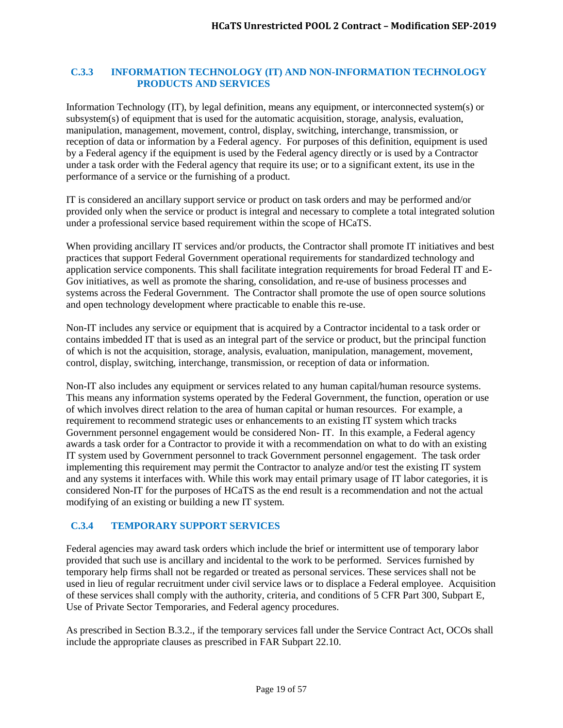### C.3.3 INFORMATION TECHNOLOGY (IT) AND NON-INFORMATION TECHNOLOGY PRODUCTS AND SERVICES

Information Technology (IT), by legal definition, means any equipment, or interconnected system(s) or subsystem(s) of equipment that is used for the automatic acquisition, storage, analysis, evaluation, manipulation, management, movement, control, display, switching, interchange, transmission, or reception of data or information by a Federal agency. For purposes of this definition, equipment is used by a Federal agency if the equipment is used by the Federal agency directly or is used by a Contractor under a task order with the Federal agency that require its use; or to a significant extent, its use in the performance of a service or the furnishing of a product.

IT is considered an ancillary support service or product on task orders and may be performed and/or provided only when the service or product is integral and necessary to complete a total integrated solution under a professional service based requirement within the scope of HCaTS.

When providing ancillary IT services and/or products, the Contractor shall promote IT initiatives and best practices that support Federal Government operational requirements for standardized technology and application service components. This shall facilitate integration requirements for broad Federal IT and E-Gov initiatives, as well as promote the sharing, consolidation, and re-use of business processes and systems across the Federal Government. The Contractor shall promote the use of open source solutions and open technology development where practicable to enable this re-use.

Non-IT includes any service or equipment that is acquired by a Contractor incidental to a task order or contains imbedded IT that is used as an integral part of the service or product, but the principal function of which is not the acquisition, storage, analysis, evaluation, manipulation, management, movement, control, display, switching, interchange, transmission, or reception of data or information.

Non-IT also includes any equipment or services related to any human capital/human resource systems. This means any information systems operated by the Federal Government, the function, operation or use of which involves direct relation to the area of human capital or human resources. For example, a requirement to recommend strategic uses or enhancements to an existing IT system which tracks Government personnel engagement would be considered Non- IT. In this example, a Federal agency awards a task order for a Contractor to provide it with a recommendation on what to do with an existing IT system used by Government personnel to track Government personnel engagement. The task order implementing this requirement may permit the Contractor to analyze and/or test the existing IT system and any systems it interfaces with. While this work may entail primary usage of IT labor categories, it is considered Non-IT for the purposes of HCaTS as the end result is a recommendation and not the actual modifying of an existing or building a new IT system.

### C.3.4 TEMPORARY SUPPORT SERVICES

Federal agencies may award task orders which include the brief or intermittent use of temporary labor provided that such use is ancillary and incidental to the work to be performed. Services furnished by temporary help firms shall not be regarded or treated as personal services. These services shall not be used in lieu of regular recruitment under civil service laws or to displace a Federal employee. Acquisition of these services shall comply with the authority, criteria, and conditions of 5 CFR Part 300, Subpart E, Use of Private Sector Temporaries, and Federal agency procedures.

As prescribed in Section B.3.2., if the temporary services fall under the Service Contract Act, OCOs shall include the appropriate clauses as prescribed in FAR Subpart 22.10.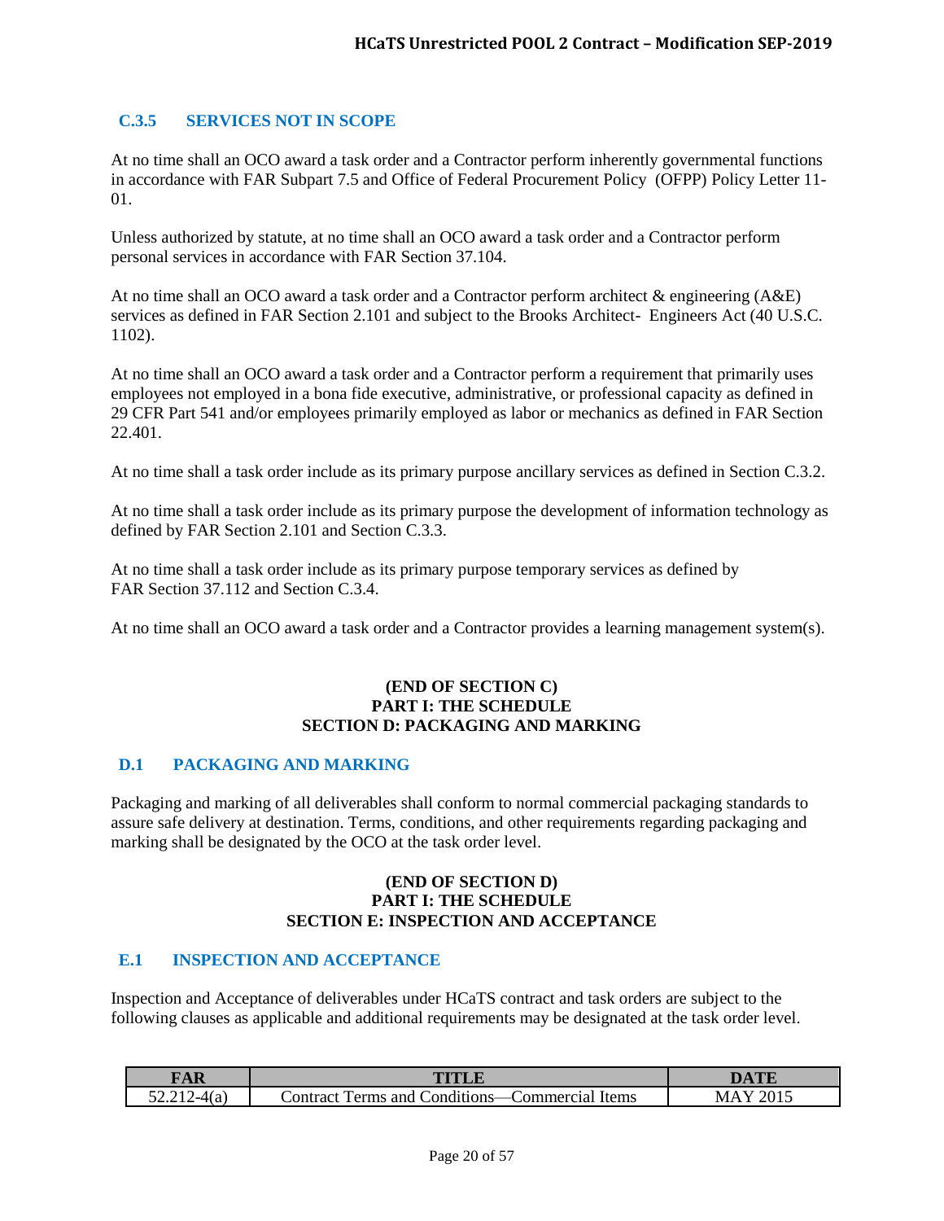### C.3.5 SERVICES NOT IN SCOPE

At no time shall an OCO award a task order and a Contractor perform inherently governmental functions in accordance with FAR Subpart 7.5 and Office of Federal Procurement Policy (OFPP) Policy Letter 11-01.

Unless authorized by statute, at no time shall an OCO award a task order and a Contractor perform personal services in accordance with FAR Section 37.104.

At no time shall an OCO award a task order and a Contractor perform architect & engineering (A&E) services as defined in FAR Section 2.101 and subject to the Brooks Architect- Engineers Act (40 U.S.C. 1102).

At no time shall an OCO award a task order and a Contractor perform a requirement that primarily uses employees not employed in a bona fide executive, administrative, or professional capacity as defined in 29 CFR Part 541 and/or employees primarily employed as labor or mechanics as defined in FAR Section 22.401.

At no time shall a task order include as its primary purpose ancillary services as defined in Section C.3.2.

At no time shall a task order include as its primary purpose the development of information technology as defined by FAR Section 2.101 and Section C.3.3.

At no time shall a task order include as its primary purpose temporary services as defined by FAR Section 37.112 and Section C.3.4.

At no time shall an OCO award a task order and a Contractor provides a learning management system(s).

**(END OF SECTION C)**
**PART I: THE SCHEDULE**
**SECTION D: PACKAGING AND MARKING**

### D.1 PACKAGING AND MARKING

Packaging and marking of all deliverables shall conform to normal commercial packaging standards to assure safe delivery at destination. Terms, conditions, and other requirements regarding packaging and marking shall be designated by the OCO at the task order level.

**(END OF SECTION D)**
**PART I: THE SCHEDULE**
**SECTION E: INSPECTION AND ACCEPTANCE**

### E.1 INSPECTION AND ACCEPTANCE

Inspection and Acceptance of deliverables under HCaTS contract and task orders are subject to the following clauses as applicable and additional requirements may be designated at the task order level.

| FAR | TITLE | DATE |
|---|---|---|
| 52.212-4(a) | Contract Terms and Conditions—Commercial Items | MAY 2015 |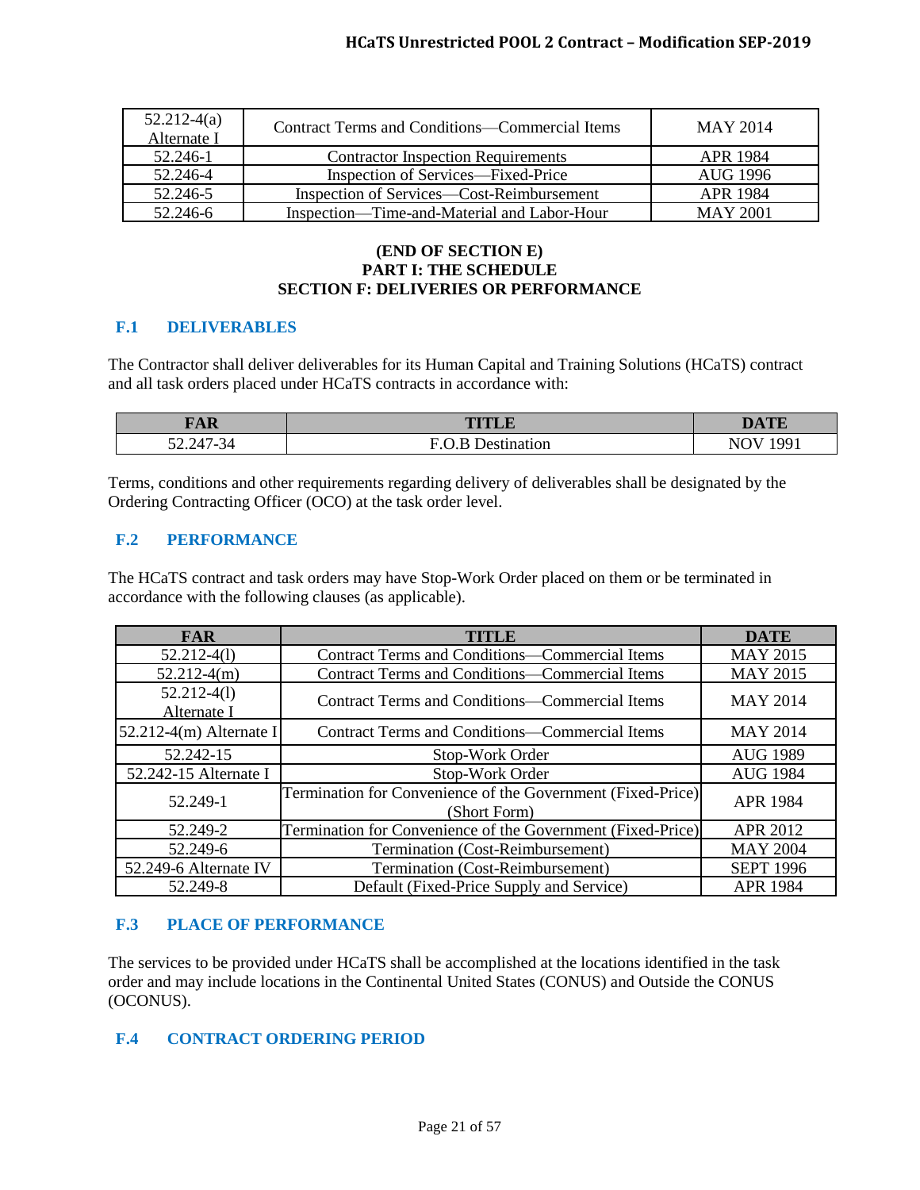| | | |
|---|---|---|
| 52.212-4(a) Alternate I | Contract Terms and Conditions—Commercial Items | MAY 2014 |
| 52.246-1 | Contractor Inspection Requirements | APR 1984 |
| 52.246-4 | Inspection of Services—Fixed-Price | AUG 1996 |
| 52.246-5 | Inspection of Services—Cost-Reimbursement | APR 1984 |
| 52.246-6 | Inspection—Time-and-Material and Labor-Hour | MAY 2001 |

**(END OF SECTION E)**
**PART I: THE SCHEDULE**
**SECTION F: DELIVERIES OR PERFORMANCE**

## F.1 DELIVERABLES

The Contractor shall deliver deliverables for its Human Capital and Training Solutions (HCaTS) contract and all task orders placed under HCaTS contracts in accordance with:

| FAR | TITLE | DATE |
|---|---|---|
| 52.247-34 | F.O.B Destination | NOV 1991 |

Terms, conditions and other requirements regarding delivery of deliverables shall be designated by the Ordering Contracting Officer (OCO) at the task order level.

## F.2 PERFORMANCE

The HCaTS contract and task orders may have Stop-Work Order placed on them or be terminated in accordance with the following clauses (as applicable).

| FAR | TITLE | DATE |
|---|---|---|
| 52.212-4(l) | Contract Terms and Conditions—Commercial Items | MAY 2015 |
| 52.212-4(m) | Contract Terms and Conditions—Commercial Items | MAY 2015 |
| 52.212-4(l) Alternate I | Contract Terms and Conditions—Commercial Items | MAY 2014 |
| 52.212-4(m) Alternate I | Contract Terms and Conditions—Commercial Items | MAY 2014 |
| 52.242-15 | Stop-Work Order | AUG 1989 |
| 52.242-15 Alternate I | Stop-Work Order | AUG 1984 |
| 52.249-1 | Termination for Convenience of the Government (Fixed-Price) (Short Form) | APR 1984 |
| 52.249-2 | Termination for Convenience of the Government (Fixed-Price) | APR 2012 |
| 52.249-6 | Termination (Cost-Reimbursement) | MAY 2004 |
| 52.249-6 Alternate IV | Termination (Cost-Reimbursement) | SEPT 1996 |
| 52.249-8 | Default (Fixed-Price Supply and Service) | APR 1984 |

## F.3 PLACE OF PERFORMANCE

The services to be provided under HCaTS shall be accomplished at the locations identified in the task order and may include locations in the Continental United States (CONUS) and Outside the CONUS (OCONUS).

## F.4 CONTRACT ORDERING PERIOD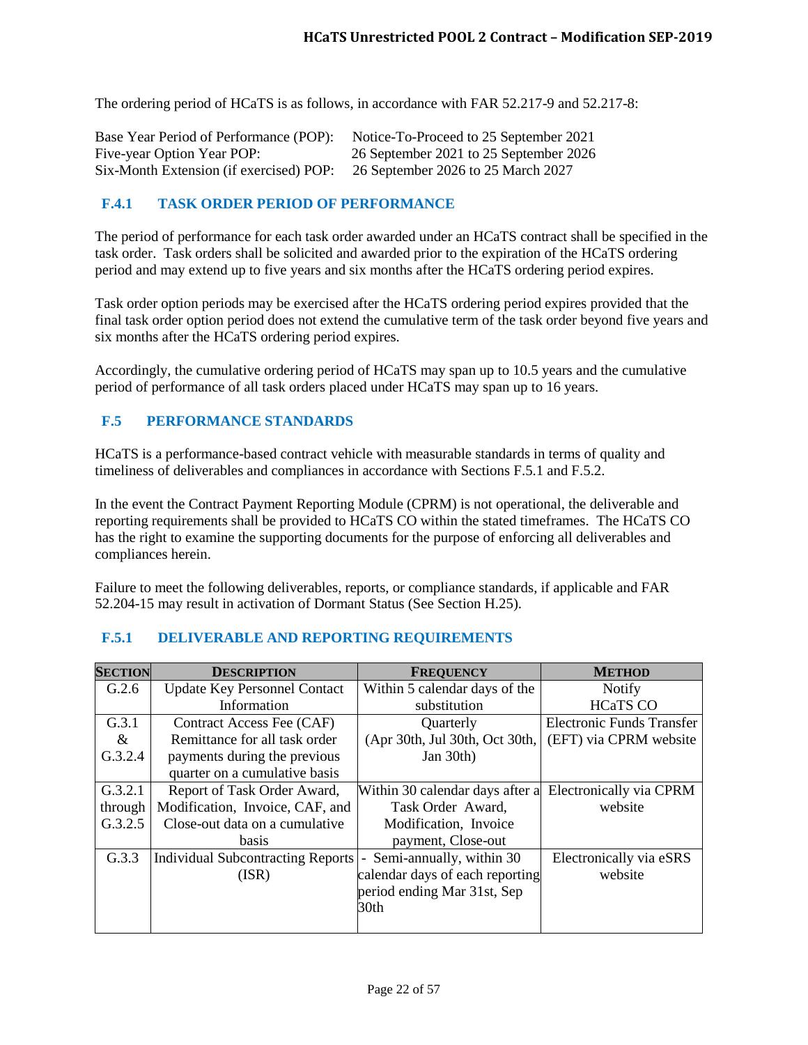The ordering period of HCaTS is as follows, in accordance with FAR 52.217-9 and 52.217-8:

Base Year Period of Performance (POP): Notice-To-Proceed to 25 September 2021
Five-year Option Year POP: 26 September 2021 to 25 September 2026
Six-Month Extension (if exercised) POP: 26 September 2026 to 25 March 2027

### F.4.1 TASK ORDER PERIOD OF PERFORMANCE

The period of performance for each task order awarded under an HCaTS contract shall be specified in the task order. Task orders shall be solicited and awarded prior to the expiration of the HCaTS ordering period and may extend up to five years and six months after the HCaTS ordering period expires.

Task order option periods may be exercised after the HCaTS ordering period expires provided that the final task order option period does not extend the cumulative term of the task order beyond five years and six months after the HCaTS ordering period expires.

Accordingly, the cumulative ordering period of HCaTS may span up to 10.5 years and the cumulative period of performance of all task orders placed under HCaTS may span up to 16 years.

## F.5 PERFORMANCE STANDARDS

HCaTS is a performance-based contract vehicle with measurable standards in terms of quality and timeliness of deliverables and compliances in accordance with Sections F.5.1 and F.5.2.

In the event the Contract Payment Reporting Module (CPRM) is not operational, the deliverable and reporting requirements shall be provided to HCaTS CO within the stated timeframes. The HCaTS CO has the right to examine the supporting documents for the purpose of enforcing all deliverables and compliances herein.

Failure to meet the following deliverables, reports, or compliance standards, if applicable and FAR 52.204-15 may result in activation of Dormant Status (See Section H.25).

### F.5.1 DELIVERABLE AND REPORTING REQUIREMENTS

| SECTION | DESCRIPTION | FREQUENCY | METHOD |
|---|---|---|---|
| G.2.6 | Update Key Personnel Contact Information | Within 5 calendar days of the substitution | Notify HCaTS CO |
| G.3.1 & G.3.2.4 | Contract Access Fee (CAF) Remittance for all task order payments during the previous quarter on a cumulative basis | Quarterly (Apr 30th, Jul 30th, Oct 30th, Jan 30th) | Electronic Funds Transfer (EFT) via CPRM website |
| G.3.2.1 through G.3.2.5 | Report of Task Order Award, Modification, Invoice, CAF, and Close-out data on a cumulative basis | Within 30 calendar days after a Task Order Award, Modification, Invoice payment, Close-out | Electronically via CPRM website |
| G.3.3 | Individual Subcontracting Reports (ISR) | - Semi-annually, within 30 calendar days of each reporting period ending Mar 31st, Sep 30th | Electronically via eSRS website |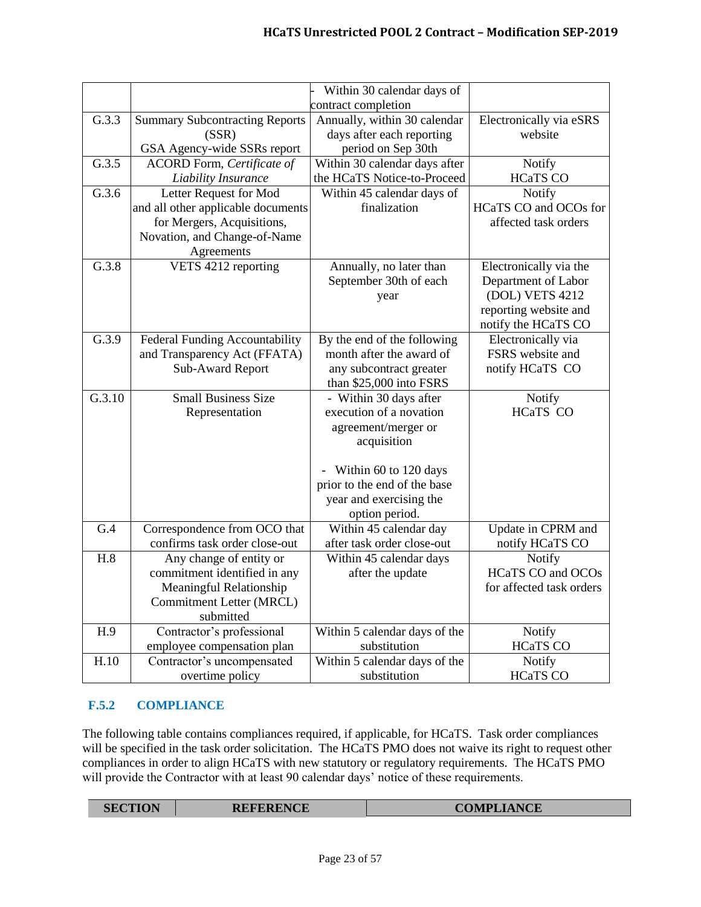| | | - Within 30 calendar days of contract completion | |
|---|---|---|---|
| G.3.3 | Summary Subcontracting Reports (SSR)<br>GSA Agency-wide SSRs report | Annually, within 30 calendar days after each reporting period on Sep 30th | Electronically via eSRS website |
| G.3.5 | ACORD Form, *Certificate of Liability Insurance* | Within 30 calendar days after the HCaTS Notice-to-Proceed | Notify HCaTS CO |
| G.3.6 | Letter Request for Mod and all other applicable documents for Mergers, Acquisitions, Novation, and Change-of-Name Agreements | Within 45 calendar days of finalization | Notify HCaTS CO and OCOs for affected task orders |
| G.3.8 | VETS 4212 reporting | Annually, no later than September 30th of each year | Electronically via the Department of Labor (DOL) VETS 4212 reporting website and notify the HCaTS CO |
| G.3.9 | Federal Funding Accountability and Transparency Act (FFATA) Sub-Award Report | By the end of the following month after the award of any subcontract greater than $25,000 into FSRS | Electronically via FSRS website and notify HCaTS CO |
| G.3.10 | Small Business Size Representation | - Within 30 days after execution of a novation agreement/merger or acquisition<br><br>- Within 60 to 120 days prior to the end of the base year and exercising the option period. | Notify HCaTS CO |
| G.4 | Correspondence from OCO that confirms task order close-out | Within 45 calendar day after task order close-out | Update in CPRM and notify HCaTS CO |
| H.8 | Any change of entity or commitment identified in any Meaningful Relationship Commitment Letter (MRCL) submitted | Within 45 calendar days after the update | Notify HCaTS CO and OCOs for affected task orders |
| H.9 | Contractor's professional employee compensation plan | Within 5 calendar days of the substitution | Notify HCaTS CO |
| H.10 | Contractor's uncompensated overtime policy | Within 5 calendar days of the substitution | Notify HCaTS CO |

### F.5.2 COMPLIANCE

The following table contains compliances required, if applicable, for HCaTS. Task order compliances will be specified in the task order solicitation. The HCaTS PMO does not waive its right to request other compliances in order to align HCaTS with new statutory or regulatory requirements. The HCaTS PMO will provide the Contractor with at least 90 calendar days' notice of these requirements.

| SECTION | REFERENCE | COMPLIANCE |
|---|---|---|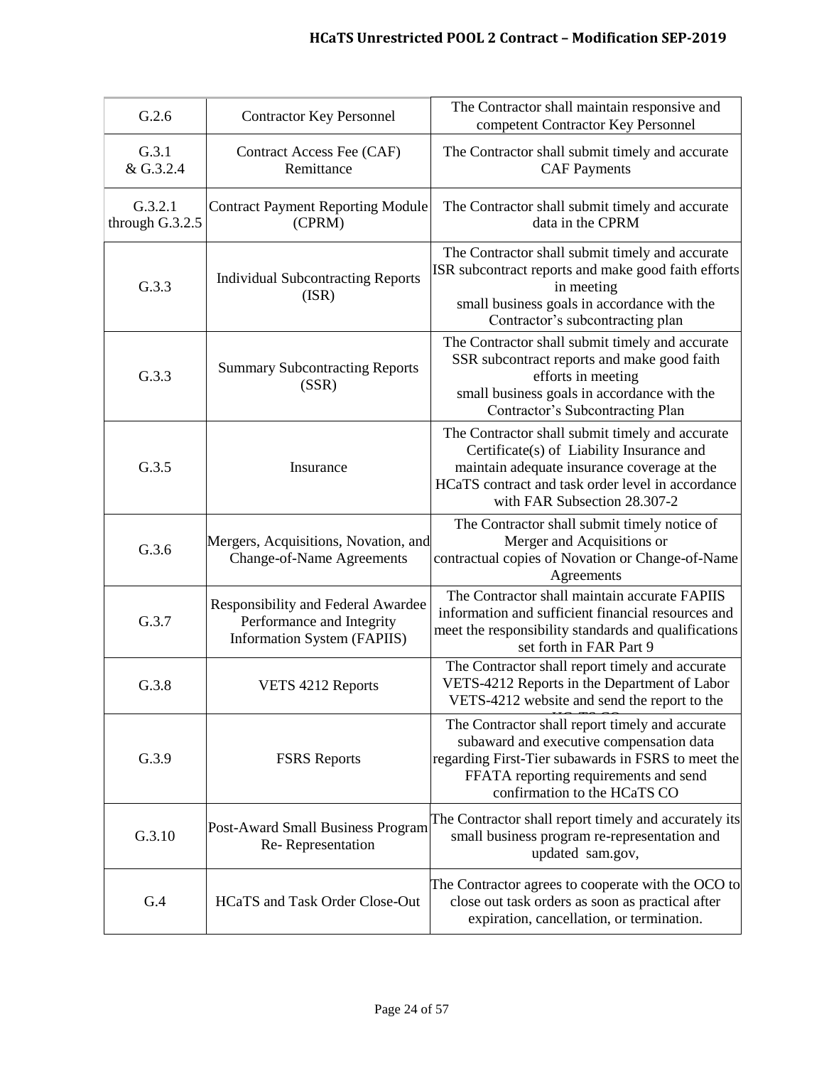| G.2.6 | Contractor Key Personnel | The Contractor shall maintain responsive and competent Contractor Key Personnel |
|---|---|---|
| G.3.1 & G.3.2.4 | Contract Access Fee (CAF) Remittance | The Contractor shall submit timely and accurate CAF Payments |
| G.3.2.1 through G.3.2.5 | Contract Payment Reporting Module (CPRM) | The Contractor shall submit timely and accurate data in the CPRM |
| G.3.3 | Individual Subcontracting Reports (ISR) | The Contractor shall submit timely and accurate ISR subcontract reports and make good faith efforts in meeting small business goals in accordance with the Contractor's subcontracting plan |
| G.3.3 | Summary Subcontracting Reports (SSR) | The Contractor shall submit timely and accurate SSR subcontract reports and make good faith efforts in meeting small business goals in accordance with the Contractor's Subcontracting Plan |
| G.3.5 | Insurance | The Contractor shall submit timely and accurate Certificate(s) of Liability Insurance and maintain adequate insurance coverage at the HCaTS contract and task order level in accordance with FAR Subsection 28.307-2 |
| G.3.6 | Mergers, Acquisitions, Novation, and Change-of-Name Agreements | The Contractor shall submit timely notice of Merger and Acquisitions or contractual copies of Novation or Change-of-Name Agreements |
| G.3.7 | Responsibility and Federal Awardee Performance and Integrity Information System (FAPIIS) | The Contractor shall maintain accurate FAPIIS information and sufficient financial resources and meet the responsibility standards and qualifications set forth in FAR Part 9 |
| G.3.8 | VETS 4212 Reports | The Contractor shall report timely and accurate VETS-4212 Reports in the Department of Labor VETS-4212 website and send the report to the HCaTS CO |
| G.3.9 | FSRS Reports | The Contractor shall report timely and accurate subaward and executive compensation data regarding First-Tier subawards in FSRS to meet the FFATA reporting requirements and send confirmation to the HCaTS CO |
| G.3.10 | Post-Award Small Business Program Re- Representation | The Contractor shall report timely and accurately its small business program re-representation and updated sam.gov, |
| G.4 | HCaTS and Task Order Close-Out | The Contractor agrees to cooperate with the OCO to close out task orders as soon as practical after expiration, cancellation, or termination. |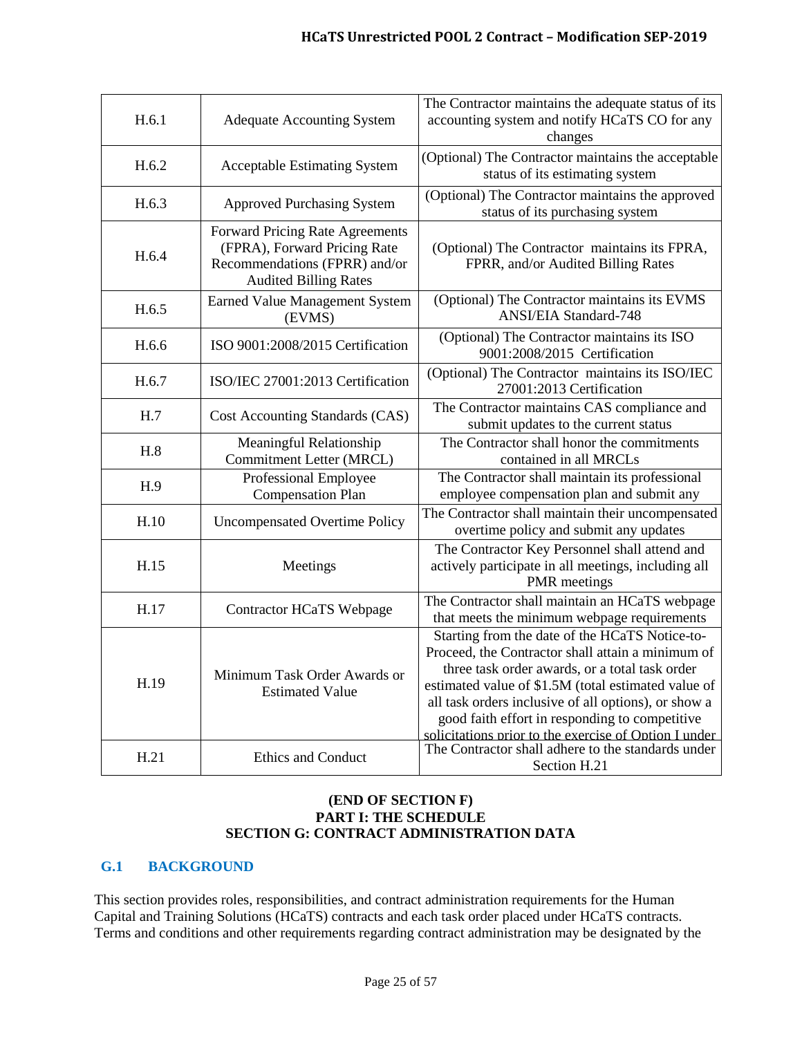| H.6.1 | Adequate Accounting System | The Contractor maintains the adequate status of its accounting system and notify HCaTS CO for any changes |
|---|---|---|
| H.6.2 | Acceptable Estimating System | (Optional) The Contractor maintains the acceptable status of its estimating system |
| H.6.3 | Approved Purchasing System | (Optional) The Contractor maintains the approved status of its purchasing system |
| H.6.4 | Forward Pricing Rate Agreements (FPRA), Forward Pricing Rate Recommendations (FPRR) and/or Audited Billing Rates | (Optional) The Contractor maintains its FPRA, FPRR, and/or Audited Billing Rates |
| H.6.5 | Earned Value Management System (EVMS) | (Optional) The Contractor maintains its EVMS ANSI/EIA Standard-748 |
| H.6.6 | ISO 9001:2008/2015 Certification | (Optional) The Contractor maintains its ISO 9001:2008/2015 Certification |
| H.6.7 | ISO/IEC 27001:2013 Certification | (Optional) The Contractor maintains its ISO/IEC 27001:2013 Certification |
| H.7 | Cost Accounting Standards (CAS) | The Contractor maintains CAS compliance and submit updates to the current status |
| H.8 | Meaningful Relationship Commitment Letter (MRCL) | The Contractor shall honor the commitments contained in all MRCLs |
| H.9 | Professional Employee Compensation Plan | The Contractor shall maintain its professional employee compensation plan and submit any |
| H.10 | Uncompensated Overtime Policy | The Contractor shall maintain their uncompensated overtime policy and submit any updates |
| H.15 | Meetings | The Contractor Key Personnel shall attend and actively participate in all meetings, including all PMR meetings |
| H.17 | Contractor HCaTS Webpage | The Contractor shall maintain an HCaTS webpage that meets the minimum webpage requirements |
| H.19 | Minimum Task Order Awards or Estimated Value | Starting from the date of the HCaTS Notice-to-Proceed, the Contractor shall attain a minimum of three task order awards, or a total task order estimated value of $1.5M (total estimated value of all task orders inclusive of all options), or show a good faith effort in responding to competitive solicitations prior to the exercise of Option I under |
| H.21 | Ethics and Conduct | The Contractor shall adhere to the standards under Section H.21 |

**(END OF SECTION F)**
**PART I: THE SCHEDULE**
**SECTION G: CONTRACT ADMINISTRATION DATA**

## G.1 BACKGROUND

This section provides roles, responsibilities, and contract administration requirements for the Human Capital and Training Solutions (HCaTS) contracts and each task order placed under HCaTS contracts. Terms and conditions and other requirements regarding contract administration may be designated by the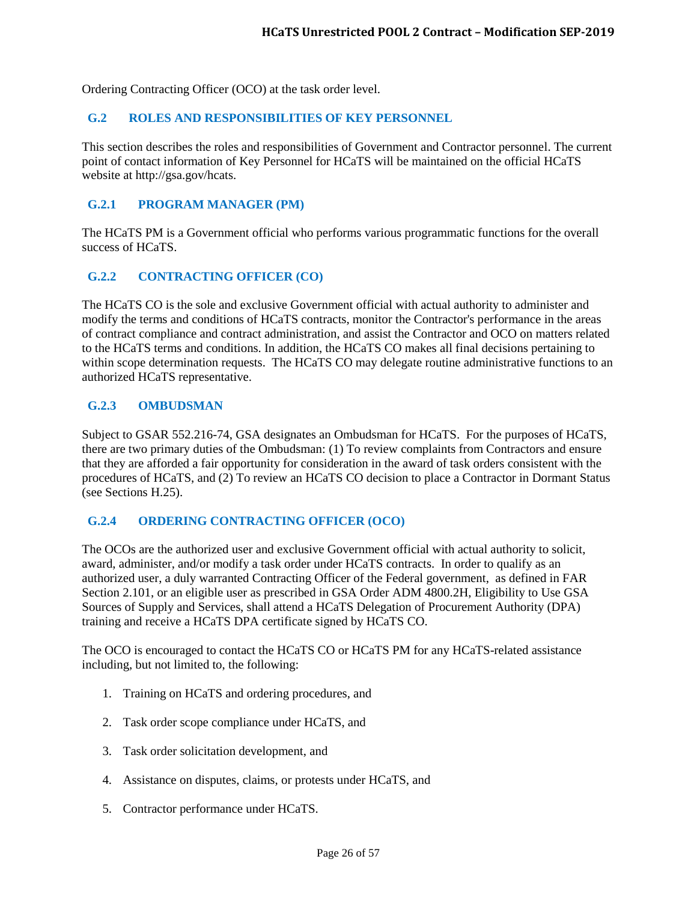Ordering Contracting Officer (OCO) at the task order level.

## G.2 ROLES AND RESPONSIBILITIES OF KEY PERSONNEL

This section describes the roles and responsibilities of Government and Contractor personnel. The current point of contact information of Key Personnel for HCaTS will be maintained on the official HCaTS website at http://gsa.gov/hcats.

### G.2.1 PROGRAM MANAGER (PM)

The HCaTS PM is a Government official who performs various programmatic functions for the overall success of HCaTS.

### G.2.2 CONTRACTING OFFICER (CO)

The HCaTS CO is the sole and exclusive Government official with actual authority to administer and modify the terms and conditions of HCaTS contracts, monitor the Contractor's performance in the areas of contract compliance and contract administration, and assist the Contractor and OCO on matters related to the HCaTS terms and conditions. In addition, the HCaTS CO makes all final decisions pertaining to within scope determination requests. The HCaTS CO may delegate routine administrative functions to an authorized HCaTS representative.

### G.2.3 OMBUDSMAN

Subject to GSAR 552.216-74, GSA designates an Ombudsman for HCaTS. For the purposes of HCaTS, there are two primary duties of the Ombudsman: (1) To review complaints from Contractors and ensure that they are afforded a fair opportunity for consideration in the award of task orders consistent with the procedures of HCaTS, and (2) To review an HCaTS CO decision to place a Contractor in Dormant Status (see Sections H.25).

### G.2.4 ORDERING CONTRACTING OFFICER (OCO)

The OCOs are the authorized user and exclusive Government official with actual authority to solicit, award, administer, and/or modify a task order under HCaTS contracts. In order to qualify as an authorized user, a duly warranted Contracting Officer of the Federal government, as defined in FAR Section 2.101, or an eligible user as prescribed in GSA Order ADM 4800.2H, Eligibility to Use GSA Sources of Supply and Services, shall attend a HCaTS Delegation of Procurement Authority (DPA) training and receive a HCaTS DPA certificate signed by HCaTS CO.

The OCO is encouraged to contact the HCaTS CO or HCaTS PM for any HCaTS-related assistance including, but not limited to, the following:

1. Training on HCaTS and ordering procedures, and
2. Task order scope compliance under HCaTS, and
3. Task order solicitation development, and
4. Assistance on disputes, claims, or protests under HCaTS, and
5. Contractor performance under HCaTS.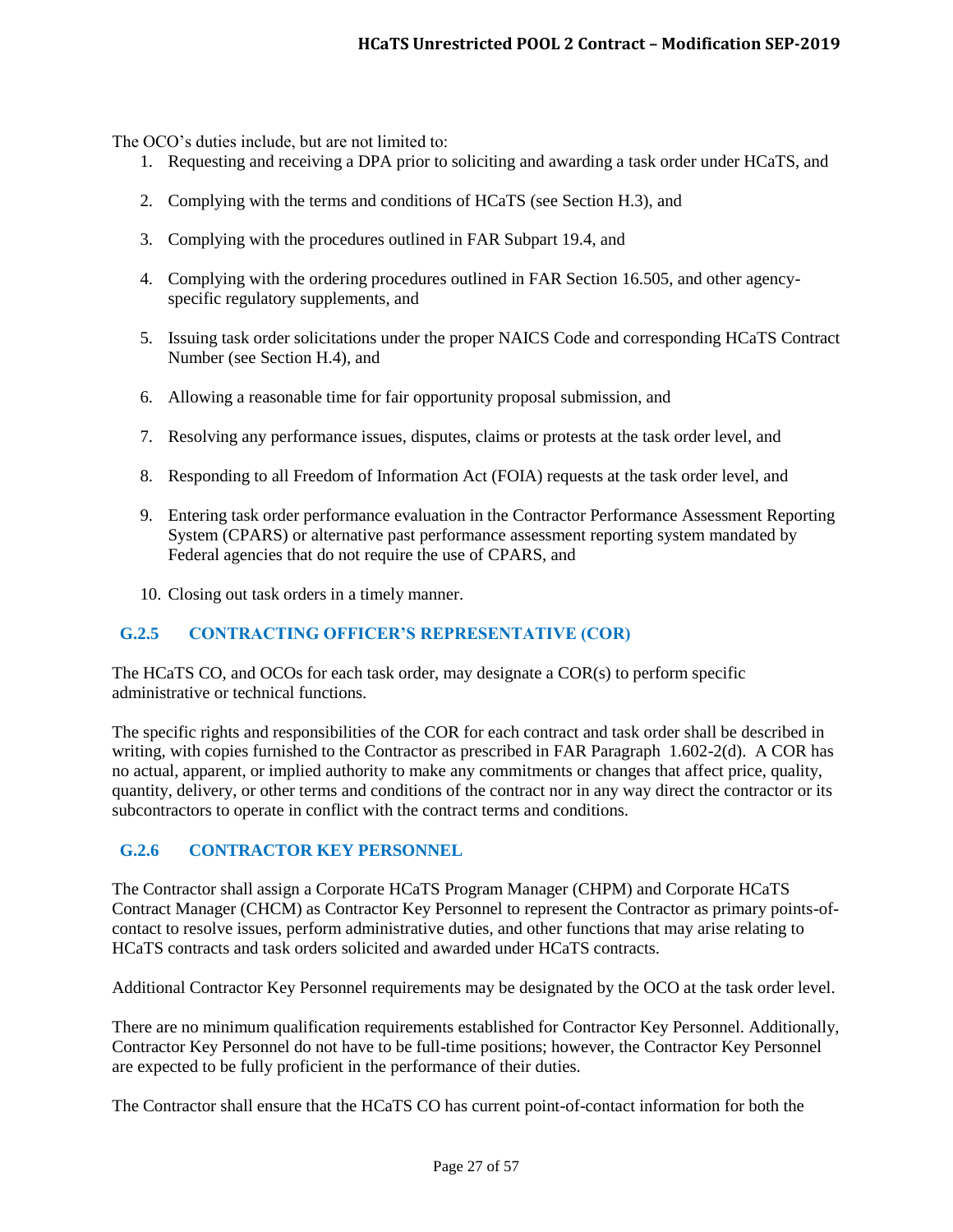The OCO's duties include, but are not limited to:

1. Requesting and receiving a DPA prior to soliciting and awarding a task order under HCaTS, and
2. Complying with the terms and conditions of HCaTS (see Section H.3), and
3. Complying with the procedures outlined in FAR Subpart 19.4, and
4. Complying with the ordering procedures outlined in FAR Section 16.505, and other agency-specific regulatory supplements, and
5. Issuing task order solicitations under the proper NAICS Code and corresponding HCaTS Contract Number (see Section H.4), and
6. Allowing a reasonable time for fair opportunity proposal submission, and
7. Resolving any performance issues, disputes, claims or protests at the task order level, and
8. Responding to all Freedom of Information Act (FOIA) requests at the task order level, and
9. Entering task order performance evaluation in the Contractor Performance Assessment Reporting System (CPARS) or alternative past performance assessment reporting system mandated by Federal agencies that do not require the use of CPARS, and
10. Closing out task orders in a timely manner.

### G.2.5 CONTRACTING OFFICER'S REPRESENTATIVE (COR)

The HCaTS CO, and OCOs for each task order, may designate a COR(s) to perform specific administrative or technical functions.

The specific rights and responsibilities of the COR for each contract and task order shall be described in writing, with copies furnished to the Contractor as prescribed in FAR Paragraph 1.602-2(d). A COR has no actual, apparent, or implied authority to make any commitments or changes that affect price, quality, quantity, delivery, or other terms and conditions of the contract nor in any way direct the contractor or its subcontractors to operate in conflict with the contract terms and conditions.

### G.2.6 CONTRACTOR KEY PERSONNEL

The Contractor shall assign a Corporate HCaTS Program Manager (CHPM) and Corporate HCaTS Contract Manager (CHCM) as Contractor Key Personnel to represent the Contractor as primary points-of-contact to resolve issues, perform administrative duties, and other functions that may arise relating to HCaTS contracts and task orders solicited and awarded under HCaTS contracts.

Additional Contractor Key Personnel requirements may be designated by the OCO at the task order level.

There are no minimum qualification requirements established for Contractor Key Personnel. Additionally, Contractor Key Personnel do not have to be full-time positions; however, the Contractor Key Personnel are expected to be fully proficient in the performance of their duties.

The Contractor shall ensure that the HCaTS CO has current point-of-contact information for both the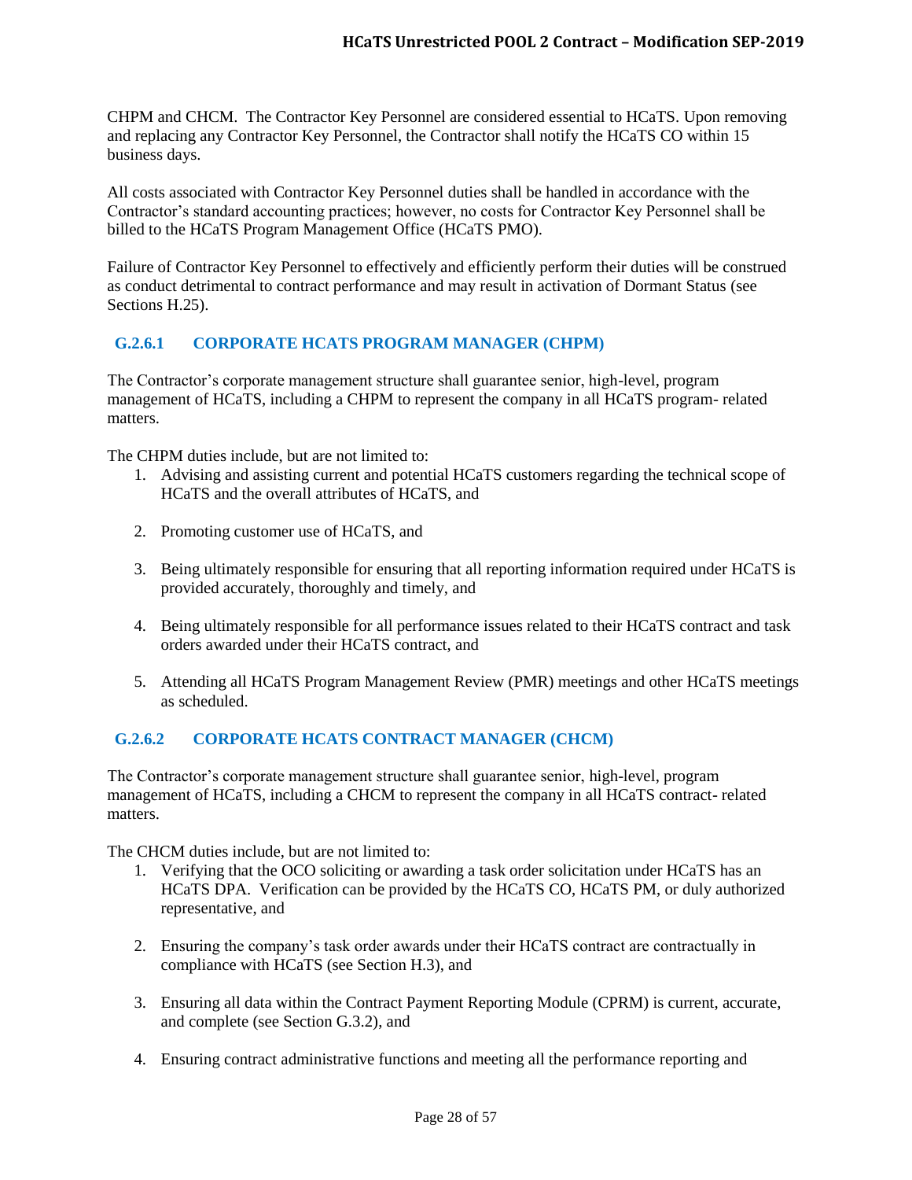CHPM and CHCM. The Contractor Key Personnel are considered essential to HCaTS. Upon removing and replacing any Contractor Key Personnel, the Contractor shall notify the HCaTS CO within 15 business days.

All costs associated with Contractor Key Personnel duties shall be handled in accordance with the Contractor's standard accounting practices; however, no costs for Contractor Key Personnel shall be billed to the HCaTS Program Management Office (HCaTS PMO).

Failure of Contractor Key Personnel to effectively and efficiently perform their duties will be construed as conduct detrimental to contract performance and may result in activation of Dormant Status (see Sections H.25).

### G.2.6.1 CORPORATE HCATS PROGRAM MANAGER (CHPM)

The Contractor's corporate management structure shall guarantee senior, high-level, program management of HCaTS, including a CHPM to represent the company in all HCaTS program- related matters.

The CHPM duties include, but are not limited to:

1. Advising and assisting current and potential HCaTS customers regarding the technical scope of HCaTS and the overall attributes of HCaTS, and
2. Promoting customer use of HCaTS, and
3. Being ultimately responsible for ensuring that all reporting information required under HCaTS is provided accurately, thoroughly and timely, and
4. Being ultimately responsible for all performance issues related to their HCaTS contract and task orders awarded under their HCaTS contract, and
5. Attending all HCaTS Program Management Review (PMR) meetings and other HCaTS meetings as scheduled.

### G.2.6.2 CORPORATE HCATS CONTRACT MANAGER (CHCM)

The Contractor's corporate management structure shall guarantee senior, high-level, program management of HCaTS, including a CHCM to represent the company in all HCaTS contract- related matters.

The CHCM duties include, but are not limited to:

1. Verifying that the OCO soliciting or awarding a task order solicitation under HCaTS has an HCaTS DPA. Verification can be provided by the HCaTS CO, HCaTS PM, or duly authorized representative, and
2. Ensuring the company's task order awards under their HCaTS contract are contractually in compliance with HCaTS (see Section H.3), and
3. Ensuring all data within the Contract Payment Reporting Module (CPRM) is current, accurate, and complete (see Section G.3.2), and
4. Ensuring contract administrative functions and meeting all the performance reporting and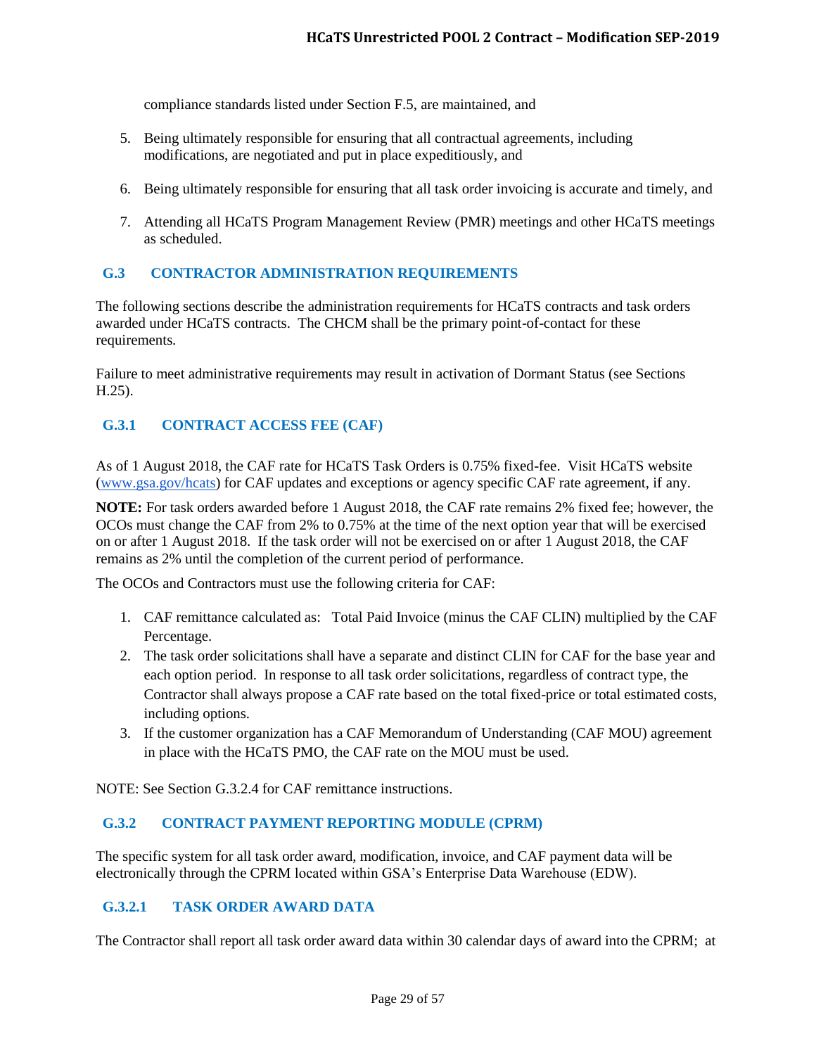compliance standards listed under Section F.5, are maintained, and

5. Being ultimately responsible for ensuring that all contractual agreements, including modifications, are negotiated and put in place expeditiously, and

6. Being ultimately responsible for ensuring that all task order invoicing is accurate and timely, and

7. Attending all HCaTS Program Management Review (PMR) meetings and other HCaTS meetings as scheduled.

## G.3 CONTRACTOR ADMINISTRATION REQUIREMENTS

The following sections describe the administration requirements for HCaTS contracts and task orders awarded under HCaTS contracts. The CHCM shall be the primary point-of-contact for these requirements.

Failure to meet administrative requirements may result in activation of Dormant Status (see Sections H.25).

### G.3.1 CONTRACT ACCESS FEE (CAF)

As of 1 August 2018, the CAF rate for HCaTS Task Orders is 0.75% fixed-fee. Visit HCaTS website (www.gsa.gov/hcats) for CAF updates and exceptions or agency specific CAF rate agreement, if any.

**NOTE:** For task orders awarded before 1 August 2018, the CAF rate remains 2% fixed fee; however, the OCOs must change the CAF from 2% to 0.75% at the time of the next option year that will be exercised on or after 1 August 2018. If the task order will not be exercised on or after 1 August 2018, the CAF remains as 2% until the completion of the current period of performance.

The OCOs and Contractors must use the following criteria for CAF:

1. CAF remittance calculated as: Total Paid Invoice (minus the CAF CLIN) multiplied by the CAF Percentage.
2. The task order solicitations shall have a separate and distinct CLIN for CAF for the base year and each option period. In response to all task order solicitations, regardless of contract type, the Contractor shall always propose a CAF rate based on the total fixed-price or total estimated costs, including options.
3. If the customer organization has a CAF Memorandum of Understanding (CAF MOU) agreement in place with the HCaTS PMO, the CAF rate on the MOU must be used.

NOTE: See Section G.3.2.4 for CAF remittance instructions.

### G.3.2 CONTRACT PAYMENT REPORTING MODULE (CPRM)

The specific system for all task order award, modification, invoice, and CAF payment data will be electronically through the CPRM located within GSA's Enterprise Data Warehouse (EDW).

#### G.3.2.1 TASK ORDER AWARD DATA

The Contractor shall report all task order award data within 30 calendar days of award into the CPRM; at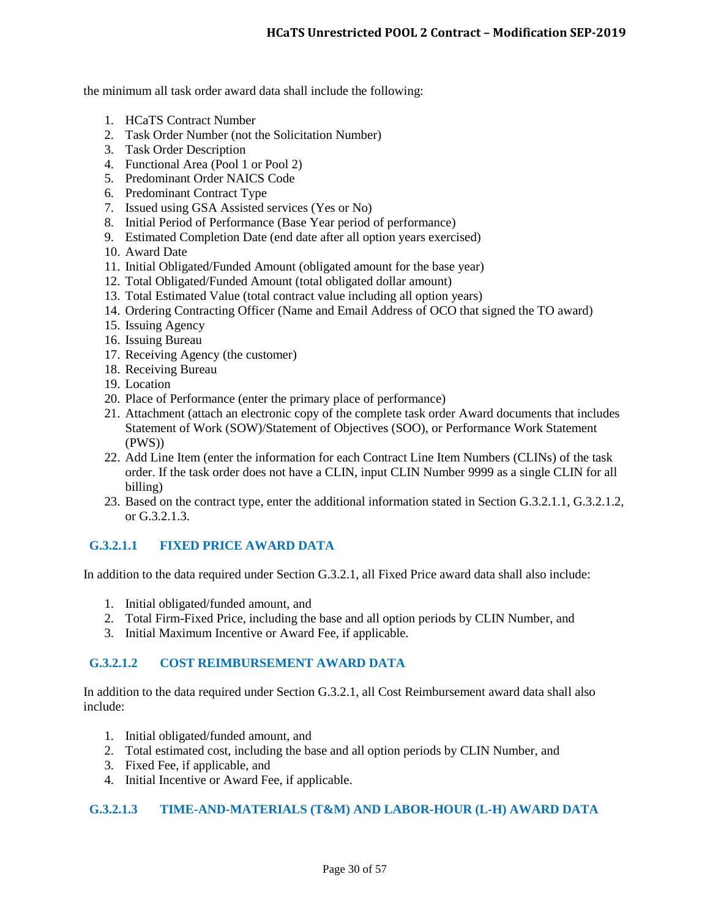the minimum all task order award data shall include the following:

1. HCaTS Contract Number
2. Task Order Number (not the Solicitation Number)
3. Task Order Description
4. Functional Area (Pool 1 or Pool 2)
5. Predominant Order NAICS Code
6. Predominant Contract Type
7. Issued using GSA Assisted services (Yes or No)
8. Initial Period of Performance (Base Year period of performance)
9. Estimated Completion Date (end date after all option years exercised)
10. Award Date
11. Initial Obligated/Funded Amount (obligated amount for the base year)
12. Total Obligated/Funded Amount (total obligated dollar amount)
13. Total Estimated Value (total contract value including all option years)
14. Ordering Contracting Officer (Name and Email Address of OCO that signed the TO award)
15. Issuing Agency
16. Issuing Bureau
17. Receiving Agency (the customer)
18. Receiving Bureau
19. Location
20. Place of Performance (enter the primary place of performance)
21. Attachment (attach an electronic copy of the complete task order Award documents that includes Statement of Work (SOW)/Statement of Objectives (SOO), or Performance Work Statement (PWS))
22. Add Line Item (enter the information for each Contract Line Item Numbers (CLINs) of the task order. If the task order does not have a CLIN, input CLIN Number 9999 as a single CLIN for all billing)
23. Based on the contract type, enter the additional information stated in Section G.3.2.1.1, G.3.2.1.2, or G.3.2.1.3.

#### G.3.2.1.1 FIXED PRICE AWARD DATA

In addition to the data required under Section G.3.2.1, all Fixed Price award data shall also include:

1. Initial obligated/funded amount, and
2. Total Firm-Fixed Price, including the base and all option periods by CLIN Number, and
3. Initial Maximum Incentive or Award Fee, if applicable.

#### G.3.2.1.2 COST REIMBURSEMENT AWARD DATA

In addition to the data required under Section G.3.2.1, all Cost Reimbursement award data shall also include:

1. Initial obligated/funded amount, and
2. Total estimated cost, including the base and all option periods by CLIN Number, and
3. Fixed Fee, if applicable, and
4. Initial Incentive or Award Fee, if applicable.

#### G.3.2.1.3 TIME-AND-MATERIALS (T&M) AND LABOR-HOUR (L-H) AWARD DATA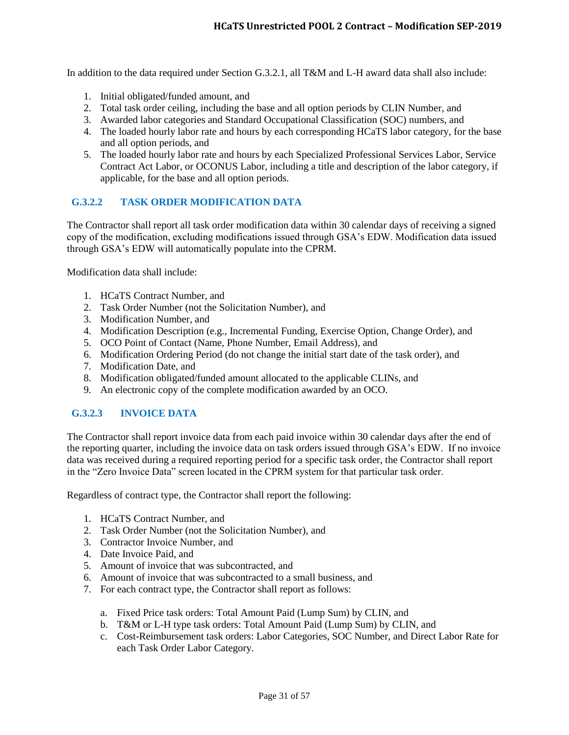In addition to the data required under Section G.3.2.1, all T&M and L-H award data shall also include:

1. Initial obligated/funded amount, and
2. Total task order ceiling, including the base and all option periods by CLIN Number, and
3. Awarded labor categories and Standard Occupational Classification (SOC) numbers, and
4. The loaded hourly labor rate and hours by each corresponding HCaTS labor category, for the base and all option periods, and
5. The loaded hourly labor rate and hours by each Specialized Professional Services Labor, Service Contract Act Labor, or OCONUS Labor, including a title and description of the labor category, if applicable, for the base and all option periods.

### G.3.2.2 TASK ORDER MODIFICATION DATA

The Contractor shall report all task order modification data within 30 calendar days of receiving a signed copy of the modification, excluding modifications issued through GSA's EDW. Modification data issued through GSA's EDW will automatically populate into the CPRM.

Modification data shall include:

1. HCaTS Contract Number, and
2. Task Order Number (not the Solicitation Number), and
3. Modification Number, and
4. Modification Description (e.g., Incremental Funding, Exercise Option, Change Order), and
5. OCO Point of Contact (Name, Phone Number, Email Address), and
6. Modification Ordering Period (do not change the initial start date of the task order), and
7. Modification Date, and
8. Modification obligated/funded amount allocated to the applicable CLINs, and
9. An electronic copy of the complete modification awarded by an OCO.

### G.3.2.3 INVOICE DATA

The Contractor shall report invoice data from each paid invoice within 30 calendar days after the end of the reporting quarter, including the invoice data on task orders issued through GSA's EDW. If no invoice data was received during a required reporting period for a specific task order, the Contractor shall report in the "Zero Invoice Data" screen located in the CPRM system for that particular task order.

Regardless of contract type, the Contractor shall report the following:

1. HCaTS Contract Number, and
2. Task Order Number (not the Solicitation Number), and
3. Contractor Invoice Number, and
4. Date Invoice Paid, and
5. Amount of invoice that was subcontracted, and
6. Amount of invoice that was subcontracted to a small business, and
7. For each contract type, the Contractor shall report as follows:
    a. Fixed Price task orders: Total Amount Paid (Lump Sum) by CLIN, and
    b. T&M or L-H type task orders: Total Amount Paid (Lump Sum) by CLIN, and
    c. Cost-Reimbursement task orders: Labor Categories, SOC Number, and Direct Labor Rate for each Task Order Labor Category.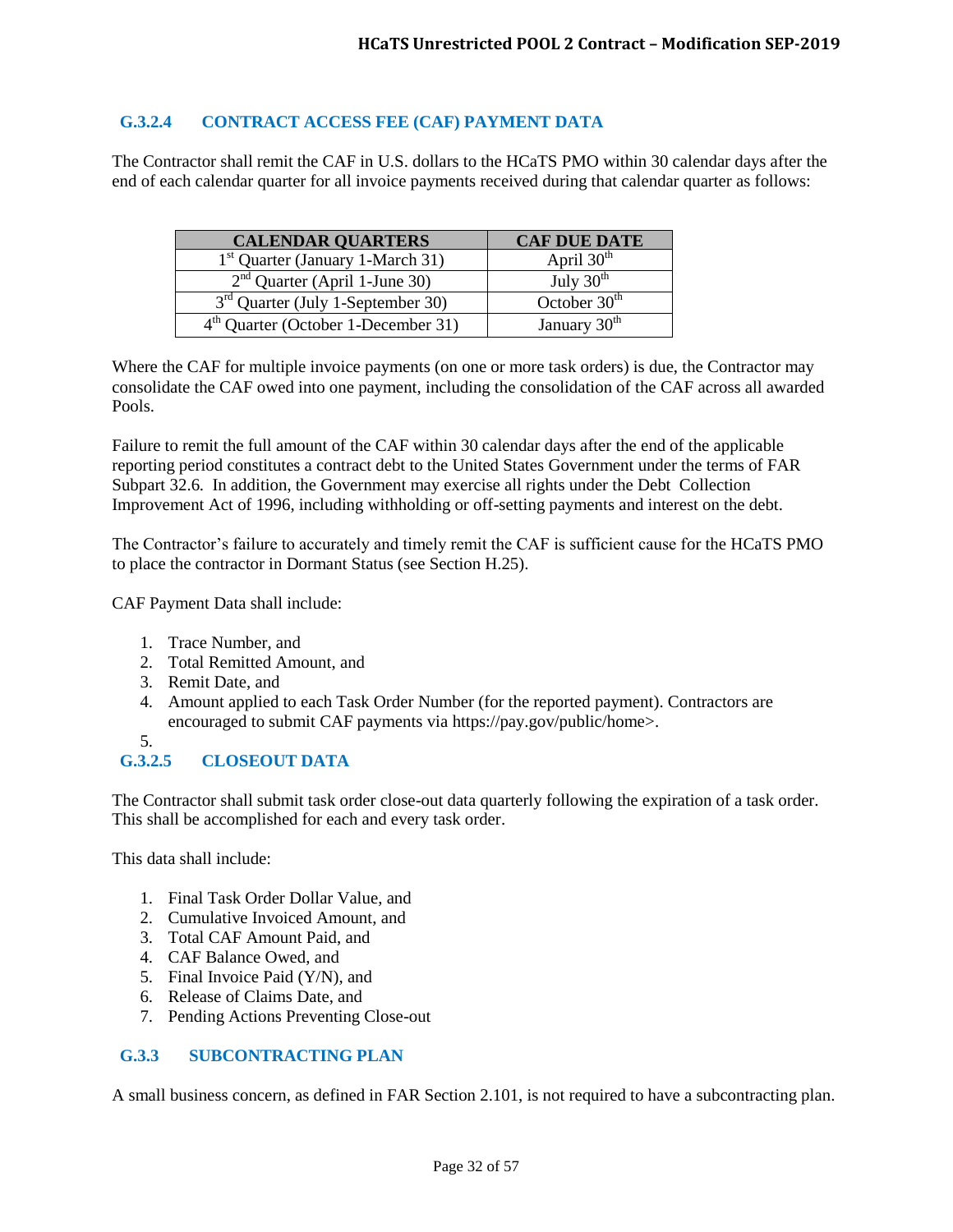### G.3.2.4 CONTRACT ACCESS FEE (CAF) PAYMENT DATA

The Contractor shall remit the CAF in U.S. dollars to the HCaTS PMO within 30 calendar days after the end of each calendar quarter for all invoice payments received during that calendar quarter as follows:

| CALENDAR QUARTERS | CAF DUE DATE |
|---|---|
| 1st Quarter (January 1-March 31) | April 30th |
| 2nd Quarter (April 1-June 30) | July 30th |
| 3rd Quarter (July 1-September 30) | October 30th |
| 4th Quarter (October 1-December 31) | January 30th |

Where the CAF for multiple invoice payments (on one or more task orders) is due, the Contractor may consolidate the CAF owed into one payment, including the consolidation of the CAF across all awarded Pools.

Failure to remit the full amount of the CAF within 30 calendar days after the end of the applicable reporting period constitutes a contract debt to the United States Government under the terms of FAR Subpart 32.6. In addition, the Government may exercise all rights under the Debt Collection Improvement Act of 1996, including withholding or off-setting payments and interest on the debt.

The Contractor's failure to accurately and timely remit the CAF is sufficient cause for the HCaTS PMO to place the contractor in Dormant Status (see Section H.25).

CAF Payment Data shall include:

1. Trace Number, and
2. Total Remitted Amount, and
3. Remit Date, and
4. Amount applied to each Task Order Number (for the reported payment). Contractors are encouraged to submit CAF payments via https://pay.gov/public/home>.
5. 

### G.3.2.5 CLOSEOUT DATA

The Contractor shall submit task order close-out data quarterly following the expiration of a task order. This shall be accomplished for each and every task order.

This data shall include:

1. Final Task Order Dollar Value, and
2. Cumulative Invoiced Amount, and
3. Total CAF Amount Paid, and
4. CAF Balance Owed, and
5. Final Invoice Paid (Y/N), and
6. Release of Claims Date, and
7. Pending Actions Preventing Close-out

### G.3.3 SUBCONTRACTING PLAN

A small business concern, as defined in FAR Section 2.101, is not required to have a subcontracting plan.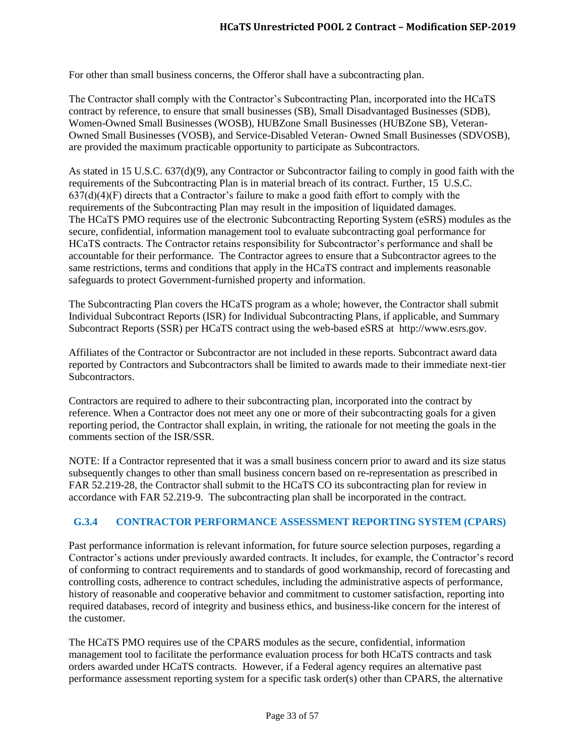For other than small business concerns, the Offeror shall have a subcontracting plan.

The Contractor shall comply with the Contractor's Subcontracting Plan, incorporated into the HCaTS contract by reference, to ensure that small businesses (SB), Small Disadvantaged Businesses (SDB), Women-Owned Small Businesses (WOSB), HUBZone Small Businesses (HUBZone SB), Veteran-Owned Small Businesses (VOSB), and Service-Disabled Veteran- Owned Small Businesses (SDVOSB), are provided the maximum practicable opportunity to participate as Subcontractors.

As stated in 15 U.S.C. 637(d)(9), any Contractor or Subcontractor failing to comply in good faith with the requirements of the Subcontracting Plan is in material breach of its contract. Further, 15 U.S.C. 637(d)(4)(F) directs that a Contractor's failure to make a good faith effort to comply with the requirements of the Subcontracting Plan may result in the imposition of liquidated damages. The HCaTS PMO requires use of the electronic Subcontracting Reporting System (eSRS) modules as the secure, confidential, information management tool to evaluate subcontracting goal performance for HCaTS contracts. The Contractor retains responsibility for Subcontractor's performance and shall be accountable for their performance. The Contractor agrees to ensure that a Subcontractor agrees to the same restrictions, terms and conditions that apply in the HCaTS contract and implements reasonable safeguards to protect Government-furnished property and information.

The Subcontracting Plan covers the HCaTS program as a whole; however, the Contractor shall submit Individual Subcontract Reports (ISR) for Individual Subcontracting Plans, if applicable, and Summary Subcontract Reports (SSR) per HCaTS contract using the web-based eSRS at http://www.esrs.gov.

Affiliates of the Contractor or Subcontractor are not included in these reports. Subcontract award data reported by Contractors and Subcontractors shall be limited to awards made to their immediate next-tier Subcontractors.

Contractors are required to adhere to their subcontracting plan, incorporated into the contract by reference. When a Contractor does not meet any one or more of their subcontracting goals for a given reporting period, the Contractor shall explain, in writing, the rationale for not meeting the goals in the comments section of the ISR/SSR.

NOTE: If a Contractor represented that it was a small business concern prior to award and its size status subsequently changes to other than small business concern based on re-representation as prescribed in FAR 52.219-28, the Contractor shall submit to the HCaTS CO its subcontracting plan for review in accordance with FAR 52.219-9. The subcontracting plan shall be incorporated in the contract.

### G.3.4 CONTRACTOR PERFORMANCE ASSESSMENT REPORTING SYSTEM (CPARS)

Past performance information is relevant information, for future source selection purposes, regarding a Contractor's actions under previously awarded contracts. It includes, for example, the Contractor's record of conforming to contract requirements and to standards of good workmanship, record of forecasting and controlling costs, adherence to contract schedules, including the administrative aspects of performance, history of reasonable and cooperative behavior and commitment to customer satisfaction, reporting into required databases, record of integrity and business ethics, and business-like concern for the interest of the customer.

The HCaTS PMO requires use of the CPARS modules as the secure, confidential, information management tool to facilitate the performance evaluation process for both HCaTS contracts and task orders awarded under HCaTS contracts. However, if a Federal agency requires an alternative past performance assessment reporting system for a specific task order(s) other than CPARS, the alternative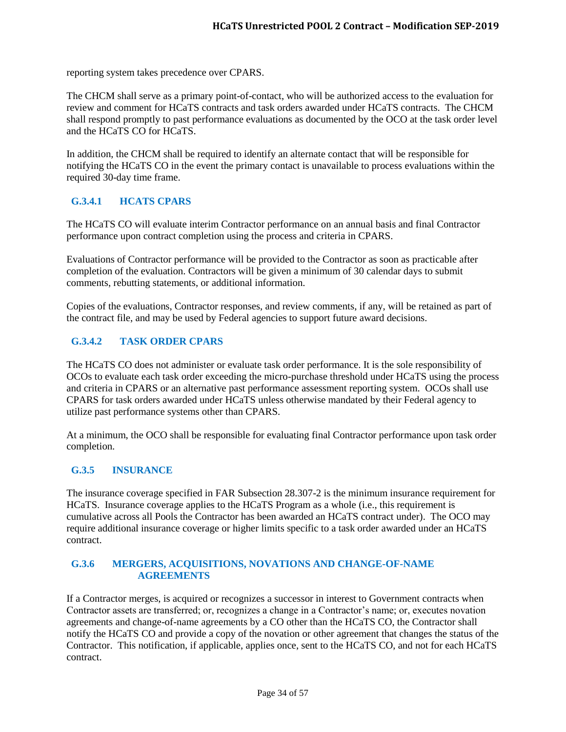reporting system takes precedence over CPARS.

The CHCM shall serve as a primary point-of-contact, who will be authorized access to the evaluation for review and comment for HCaTS contracts and task orders awarded under HCaTS contracts. The CHCM shall respond promptly to past performance evaluations as documented by the OCO at the task order level and the HCaTS CO for HCaTS.

In addition, the CHCM shall be required to identify an alternate contact that will be responsible for notifying the HCaTS CO in the event the primary contact is unavailable to process evaluations within the required 30-day time frame.

#### G.3.4.1 HCATS CPARS

The HCaTS CO will evaluate interim Contractor performance on an annual basis and final Contractor performance upon contract completion using the process and criteria in CPARS.

Evaluations of Contractor performance will be provided to the Contractor as soon as practicable after completion of the evaluation. Contractors will be given a minimum of 30 calendar days to submit comments, rebutting statements, or additional information.

Copies of the evaluations, Contractor responses, and review comments, if any, will be retained as part of the contract file, and may be used by Federal agencies to support future award decisions.

#### G.3.4.2 TASK ORDER CPARS

The HCaTS CO does not administer or evaluate task order performance. It is the sole responsibility of OCOs to evaluate each task order exceeding the micro-purchase threshold under HCaTS using the process and criteria in CPARS or an alternative past performance assessment reporting system. OCOs shall use CPARS for task orders awarded under HCaTS unless otherwise mandated by their Federal agency to utilize past performance systems other than CPARS.

At a minimum, the OCO shall be responsible for evaluating final Contractor performance upon task order completion.

### G.3.5 INSURANCE

The insurance coverage specified in FAR Subsection 28.307-2 is the minimum insurance requirement for HCaTS. Insurance coverage applies to the HCaTS Program as a whole (i.e., this requirement is cumulative across all Pools the Contractor has been awarded an HCaTS contract under). The OCO may require additional insurance coverage or higher limits specific to a task order awarded under an HCaTS contract.

### G.3.6 MERGERS, ACQUISITIONS, NOVATIONS AND CHANGE-OF-NAME AGREEMENTS

If a Contractor merges, is acquired or recognizes a successor in interest to Government contracts when Contractor assets are transferred; or, recognizes a change in a Contractor's name; or, executes novation agreements and change-of-name agreements by a CO other than the HCaTS CO, the Contractor shall notify the HCaTS CO and provide a copy of the novation or other agreement that changes the status of the Contractor. This notification, if applicable, applies once, sent to the HCaTS CO, and not for each HCaTS contract.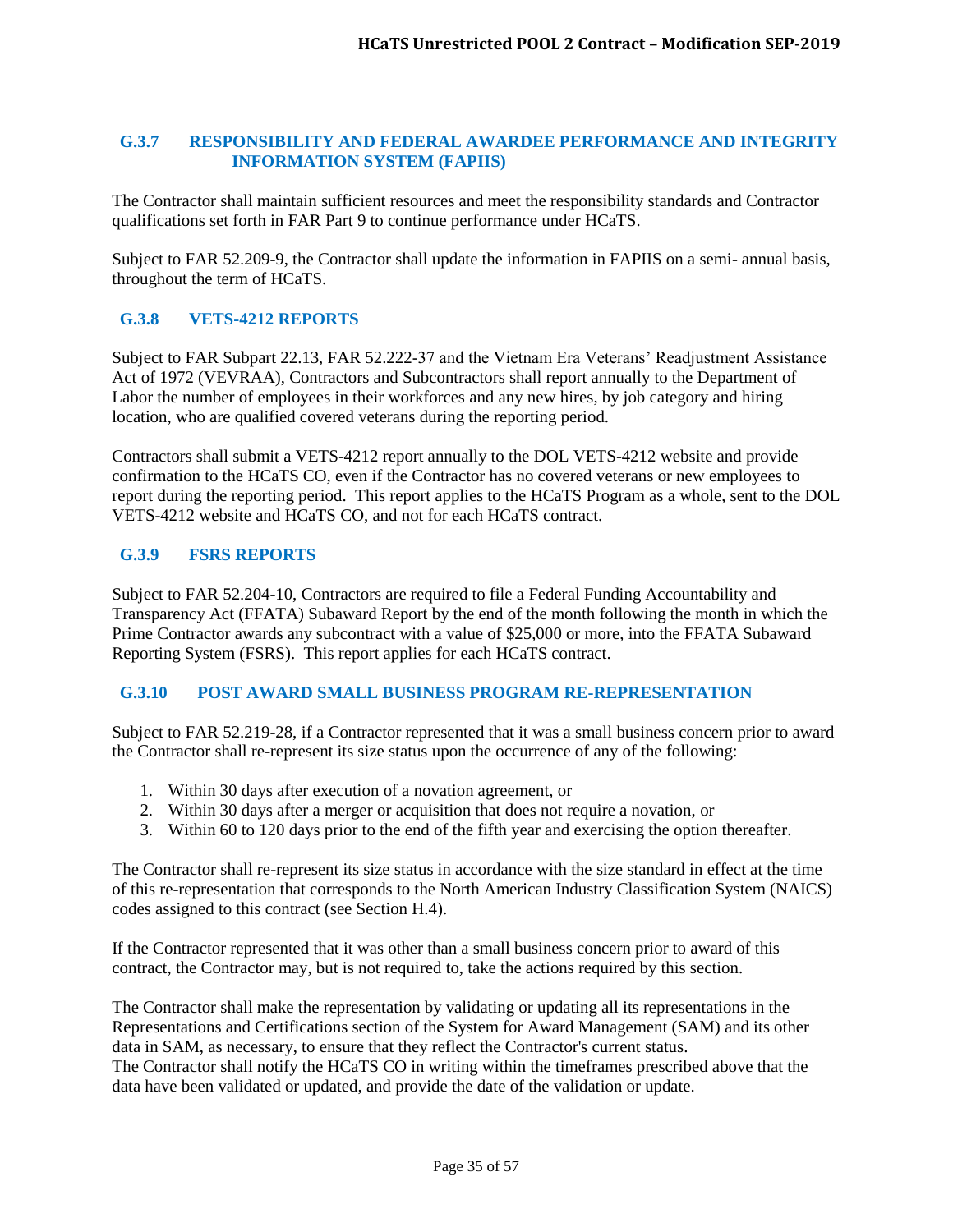### G.3.7 RESPONSIBILITY AND FEDERAL AWARDEE PERFORMANCE AND INTEGRITY INFORMATION SYSTEM (FAPIIS)

The Contractor shall maintain sufficient resources and meet the responsibility standards and Contractor qualifications set forth in FAR Part 9 to continue performance under HCaTS.

Subject to FAR 52.209-9, the Contractor shall update the information in FAPIIS on a semi- annual basis, throughout the term of HCaTS.

### G.3.8 VETS-4212 REPORTS

Subject to FAR Subpart 22.13, FAR 52.222-37 and the Vietnam Era Veterans' Readjustment Assistance Act of 1972 (VEVRAA), Contractors and Subcontractors shall report annually to the Department of Labor the number of employees in their workforces and any new hires, by job category and hiring location, who are qualified covered veterans during the reporting period.

Contractors shall submit a VETS-4212 report annually to the DOL VETS-4212 website and provide confirmation to the HCaTS CO, even if the Contractor has no covered veterans or new employees to report during the reporting period. This report applies to the HCaTS Program as a whole, sent to the DOL VETS-4212 website and HCaTS CO, and not for each HCaTS contract.

### G.3.9 FSRS REPORTS

Subject to FAR 52.204-10, Contractors are required to file a Federal Funding Accountability and Transparency Act (FFATA) Subaward Report by the end of the month following the month in which the Prime Contractor awards any subcontract with a value of $25,000 or more, into the FFATA Subaward Reporting System (FSRS). This report applies for each HCaTS contract.

### G.3.10 POST AWARD SMALL BUSINESS PROGRAM RE-REPRESENTATION

Subject to FAR 52.219-28, if a Contractor represented that it was a small business concern prior to award the Contractor shall re-represent its size status upon the occurrence of any of the following:

1. Within 30 days after execution of a novation agreement, or
2. Within 30 days after a merger or acquisition that does not require a novation, or
3. Within 60 to 120 days prior to the end of the fifth year and exercising the option thereafter.

The Contractor shall re-represent its size status in accordance with the size standard in effect at the time of this re-representation that corresponds to the North American Industry Classification System (NAICS) codes assigned to this contract (see Section H.4).

If the Contractor represented that it was other than a small business concern prior to award of this contract, the Contractor may, but is not required to, take the actions required by this section.

The Contractor shall make the representation by validating or updating all its representations in the Representations and Certifications section of the System for Award Management (SAM) and its other data in SAM, as necessary, to ensure that they reflect the Contractor's current status.
The Contractor shall notify the HCaTS CO in writing within the timeframes prescribed above that the data have been validated or updated, and provide the date of the validation or update.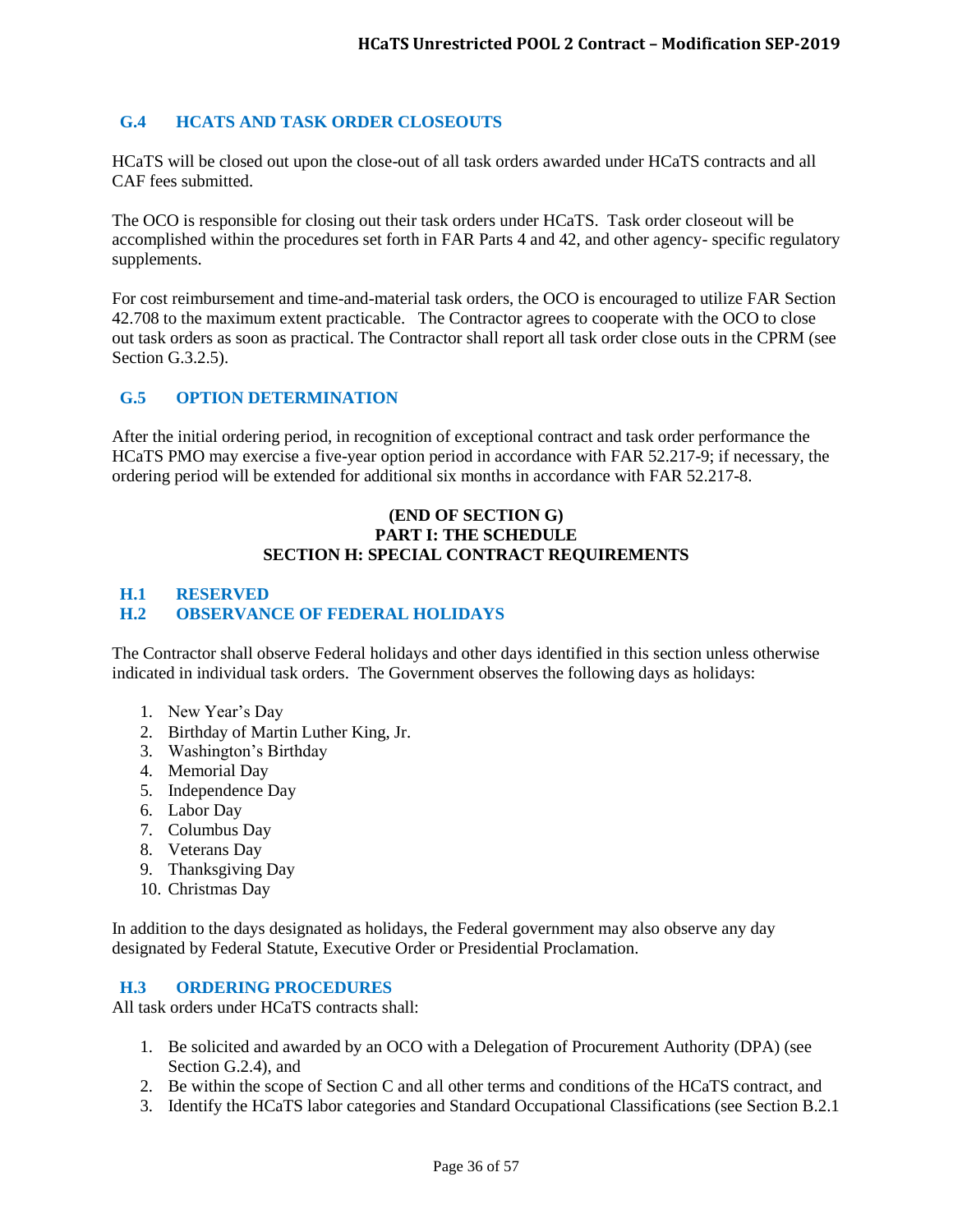## G.4 HCATS AND TASK ORDER CLOSEOUTS

HCaTS will be closed out upon the close-out of all task orders awarded under HCaTS contracts and all CAF fees submitted.

The OCO is responsible for closing out their task orders under HCaTS. Task order closeout will be accomplished within the procedures set forth in FAR Parts 4 and 42, and other agency- specific regulatory supplements.

For cost reimbursement and time-and-material task orders, the OCO is encouraged to utilize FAR Section 42.708 to the maximum extent practicable. The Contractor agrees to cooperate with the OCO to close out task orders as soon as practical. The Contractor shall report all task order close outs in the CPRM (see Section G.3.2.5).

## G.5 OPTION DETERMINATION

After the initial ordering period, in recognition of exceptional contract and task order performance the HCaTS PMO may exercise a five-year option period in accordance with FAR 52.217-9; if necessary, the ordering period will be extended for additional six months in accordance with FAR 52.217-8.

**(END OF SECTION G)**
**PART I: THE SCHEDULE**

# SECTION H: SPECIAL CONTRACT REQUIREMENTS

## H.1 RESERVED

## H.2 OBSERVANCE OF FEDERAL HOLIDAYS

The Contractor shall observe Federal holidays and other days identified in this section unless otherwise indicated in individual task orders. The Government observes the following days as holidays:

1. New Year's Day
2. Birthday of Martin Luther King, Jr.
3. Washington's Birthday
4. Memorial Day
5. Independence Day
6. Labor Day
7. Columbus Day
8. Veterans Day
9. Thanksgiving Day
10. Christmas Day

In addition to the days designated as holidays, the Federal government may also observe any day designated by Federal Statute, Executive Order or Presidential Proclamation.

## H.3 ORDERING PROCEDURES

All task orders under HCaTS contracts shall:

1. Be solicited and awarded by an OCO with a Delegation of Procurement Authority (DPA) (see Section G.2.4), and
2. Be within the scope of Section C and all other terms and conditions of the HCaTS contract, and
3. Identify the HCaTS labor categories and Standard Occupational Classifications (see Section B.2.1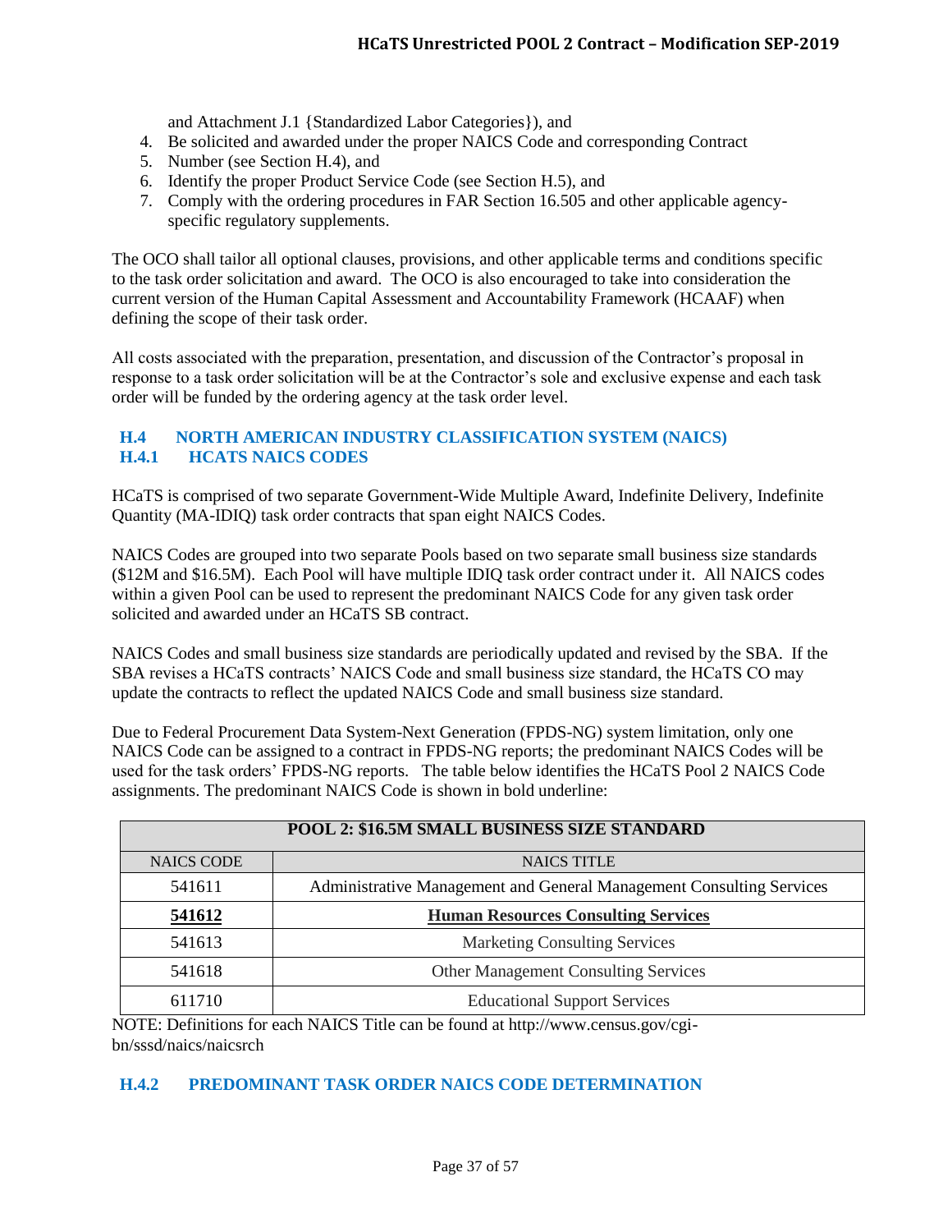and Attachment J.1 {Standardized Labor Categories}), and

4. Be solicited and awarded under the proper NAICS Code and corresponding Contract
5. Number (see Section H.4), and
6. Identify the proper Product Service Code (see Section H.5), and
7. Comply with the ordering procedures in FAR Section 16.505 and other applicable agency-specific regulatory supplements.

The OCO shall tailor all optional clauses, provisions, and other applicable terms and conditions specific to the task order solicitation and award. The OCO is also encouraged to take into consideration the current version of the Human Capital Assessment and Accountability Framework (HCAAF) when defining the scope of their task order.

All costs associated with the preparation, presentation, and discussion of the Contractor's proposal in response to a task order solicitation will be at the Contractor's sole and exclusive expense and each task order will be funded by the ordering agency at the task order level.

## H.4 NORTH AMERICAN INDUSTRY CLASSIFICATION SYSTEM (NAICS)

### H.4.1 HCATS NAICS CODES

HCaTS is comprised of two separate Government-Wide Multiple Award, Indefinite Delivery, Indefinite Quantity (MA-IDIQ) task order contracts that span eight NAICS Codes.

NAICS Codes are grouped into two separate Pools based on two separate small business size standards ($12M and $16.5M). Each Pool will have multiple IDIQ task order contract under it. All NAICS codes within a given Pool can be used to represent the predominant NAICS Code for any given task order solicited and awarded under an HCaTS SB contract.

NAICS Codes and small business size standards are periodically updated and revised by the SBA. If the SBA revises a HCaTS contracts' NAICS Code and small business size standard, the HCaTS CO may update the contracts to reflect the updated NAICS Code and small business size standard.

Due to Federal Procurement Data System-Next Generation (FPDS-NG) system limitation, only one NAICS Code can be assigned to a contract in FPDS-NG reports; the predominant NAICS Codes will be used for the task orders' FPDS-NG reports. The table below identifies the HCaTS Pool 2 NAICS Code assignments. The predominant NAICS Code is shown in bold underline:

| POOL 2: $16.5M SMALL BUSINESS SIZE STANDARD | |
|---|---|
| NAICS CODE | NAICS TITLE |
| 541611 | Administrative Management and General Management Consulting Services |
| **<u>541612</u>** | **<u>Human Resources Consulting Services</u>** |
| 541613 | Marketing Consulting Services |
| 541618 | Other Management Consulting Services |
| 611710 | Educational Support Services |

NOTE: Definitions for each NAICS Title can be found at http://www.census.gov/cgi-bn/sssd/naics/naicsrch

### H.4.2 PREDOMINANT TASK ORDER NAICS CODE DETERMINATION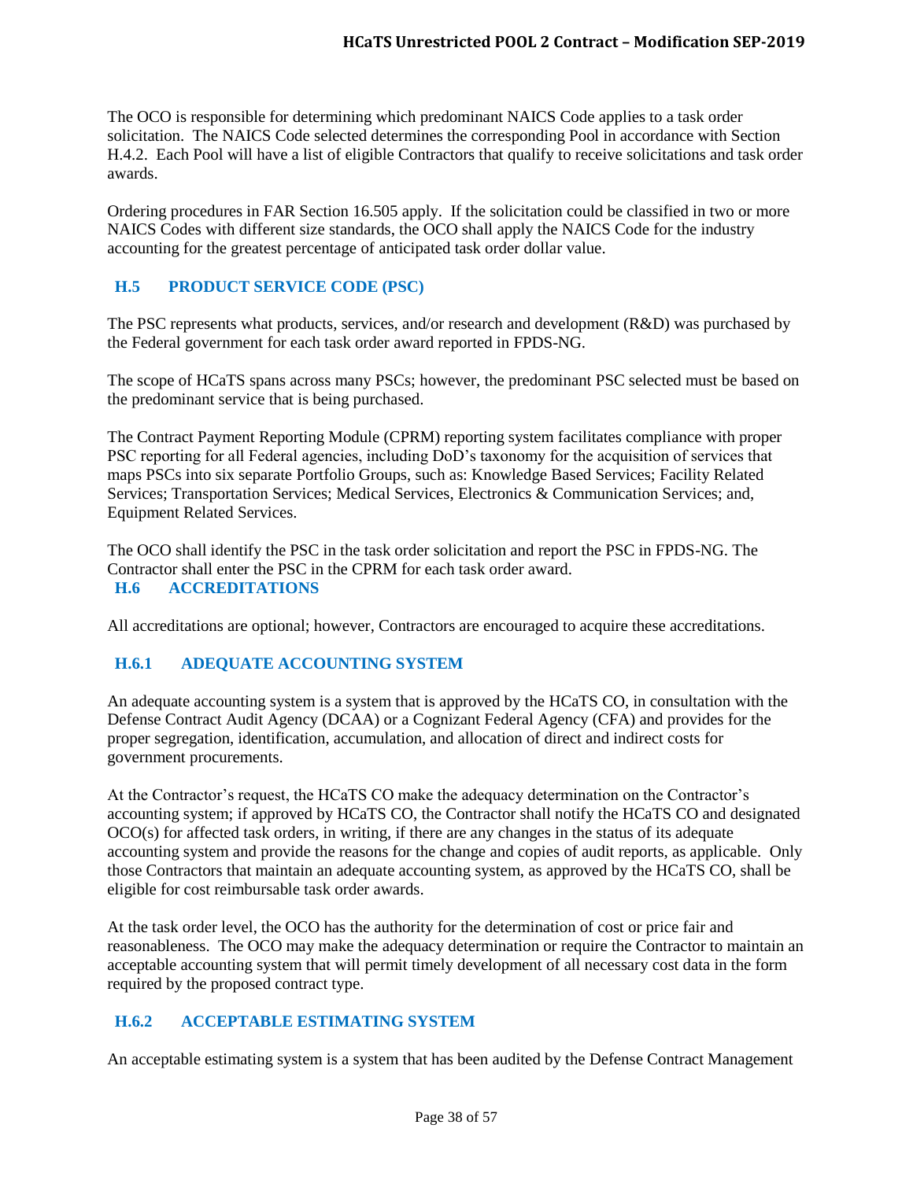The OCO is responsible for determining which predominant NAICS Code applies to a task order solicitation. The NAICS Code selected determines the corresponding Pool in accordance with Section H.4.2. Each Pool will have a list of eligible Contractors that qualify to receive solicitations and task order awards.

Ordering procedures in FAR Section 16.505 apply. If the solicitation could be classified in two or more NAICS Codes with different size standards, the OCO shall apply the NAICS Code for the industry accounting for the greatest percentage of anticipated task order dollar value.

## H.5 PRODUCT SERVICE CODE (PSC)

The PSC represents what products, services, and/or research and development (R&D) was purchased by the Federal government for each task order award reported in FPDS-NG.

The scope of HCaTS spans across many PSCs; however, the predominant PSC selected must be based on the predominant service that is being purchased.

The Contract Payment Reporting Module (CPRM) reporting system facilitates compliance with proper PSC reporting for all Federal agencies, including DoD's taxonomy for the acquisition of services that maps PSCs into six separate Portfolio Groups, such as: Knowledge Based Services; Facility Related Services; Transportation Services; Medical Services, Electronics & Communication Services; and, Equipment Related Services.

The OCO shall identify the PSC in the task order solicitation and report the PSC in FPDS-NG. The Contractor shall enter the PSC in the CPRM for each task order award.

## H.6 ACCREDITATIONS

All accreditations are optional; however, Contractors are encouraged to acquire these accreditations.

### H.6.1 ADEQUATE ACCOUNTING SYSTEM

An adequate accounting system is a system that is approved by the HCaTS CO, in consultation with the Defense Contract Audit Agency (DCAA) or a Cognizant Federal Agency (CFA) and provides for the proper segregation, identification, accumulation, and allocation of direct and indirect costs for government procurements.

At the Contractor's request, the HCaTS CO make the adequacy determination on the Contractor's accounting system; if approved by HCaTS CO, the Contractor shall notify the HCaTS CO and designated OCO(s) for affected task orders, in writing, if there are any changes in the status of its adequate accounting system and provide the reasons for the change and copies of audit reports, as applicable. Only those Contractors that maintain an adequate accounting system, as approved by the HCaTS CO, shall be eligible for cost reimbursable task order awards.

At the task order level, the OCO has the authority for the determination of cost or price fair and reasonableness. The OCO may make the adequacy determination or require the Contractor to maintain an acceptable accounting system that will permit timely development of all necessary cost data in the form required by the proposed contract type.

### H.6.2 ACCEPTABLE ESTIMATING SYSTEM

An acceptable estimating system is a system that has been audited by the Defense Contract Management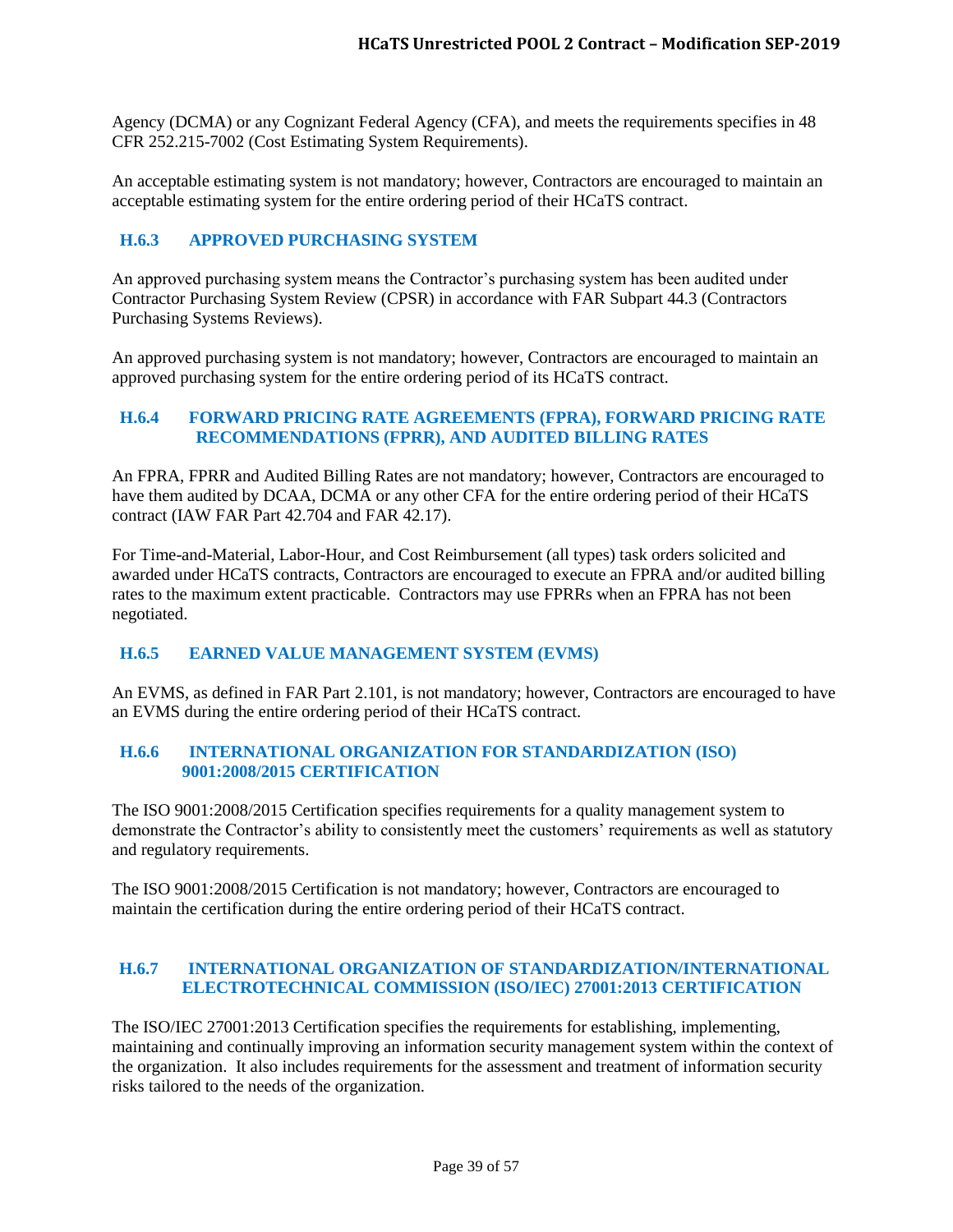Agency (DCMA) or any Cognizant Federal Agency (CFA), and meets the requirements specifies in 48 CFR 252.215-7002 (Cost Estimating System Requirements).

An acceptable estimating system is not mandatory; however, Contractors are encouraged to maintain an acceptable estimating system for the entire ordering period of their HCaTS contract.

### H.6.3 APPROVED PURCHASING SYSTEM

An approved purchasing system means the Contractor's purchasing system has been audited under Contractor Purchasing System Review (CPSR) in accordance with FAR Subpart 44.3 (Contractors Purchasing Systems Reviews).

An approved purchasing system is not mandatory; however, Contractors are encouraged to maintain an approved purchasing system for the entire ordering period of its HCaTS contract.

### H.6.4 FORWARD PRICING RATE AGREEMENTS (FPRA), FORWARD PRICING RATE RECOMMENDATIONS (FPRR), AND AUDITED BILLING RATES

An FPRA, FPRR and Audited Billing Rates are not mandatory; however, Contractors are encouraged to have them audited by DCAA, DCMA or any other CFA for the entire ordering period of their HCaTS contract (IAW FAR Part 42.704 and FAR 42.17).

For Time-and-Material, Labor-Hour, and Cost Reimbursement (all types) task orders solicited and awarded under HCaTS contracts, Contractors are encouraged to execute an FPRA and/or audited billing rates to the maximum extent practicable. Contractors may use FPRRs when an FPRA has not been negotiated.

### H.6.5 EARNED VALUE MANAGEMENT SYSTEM (EVMS)

An EVMS, as defined in FAR Part 2.101, is not mandatory; however, Contractors are encouraged to have an EVMS during the entire ordering period of their HCaTS contract.

### H.6.6 INTERNATIONAL ORGANIZATION FOR STANDARDIZATION (ISO) 9001:2008/2015 CERTIFICATION

The ISO 9001:2008/2015 Certification specifies requirements for a quality management system to demonstrate the Contractor's ability to consistently meet the customers' requirements as well as statutory and regulatory requirements.

The ISO 9001:2008/2015 Certification is not mandatory; however, Contractors are encouraged to maintain the certification during the entire ordering period of their HCaTS contract.

### H.6.7 INTERNATIONAL ORGANIZATION OF STANDARDIZATION/INTERNATIONAL ELECTROTECHNICAL COMMISSION (ISO/IEC) 27001:2013 CERTIFICATION

The ISO/IEC 27001:2013 Certification specifies the requirements for establishing, implementing, maintaining and continually improving an information security management system within the context of the organization. It also includes requirements for the assessment and treatment of information security risks tailored to the needs of the organization.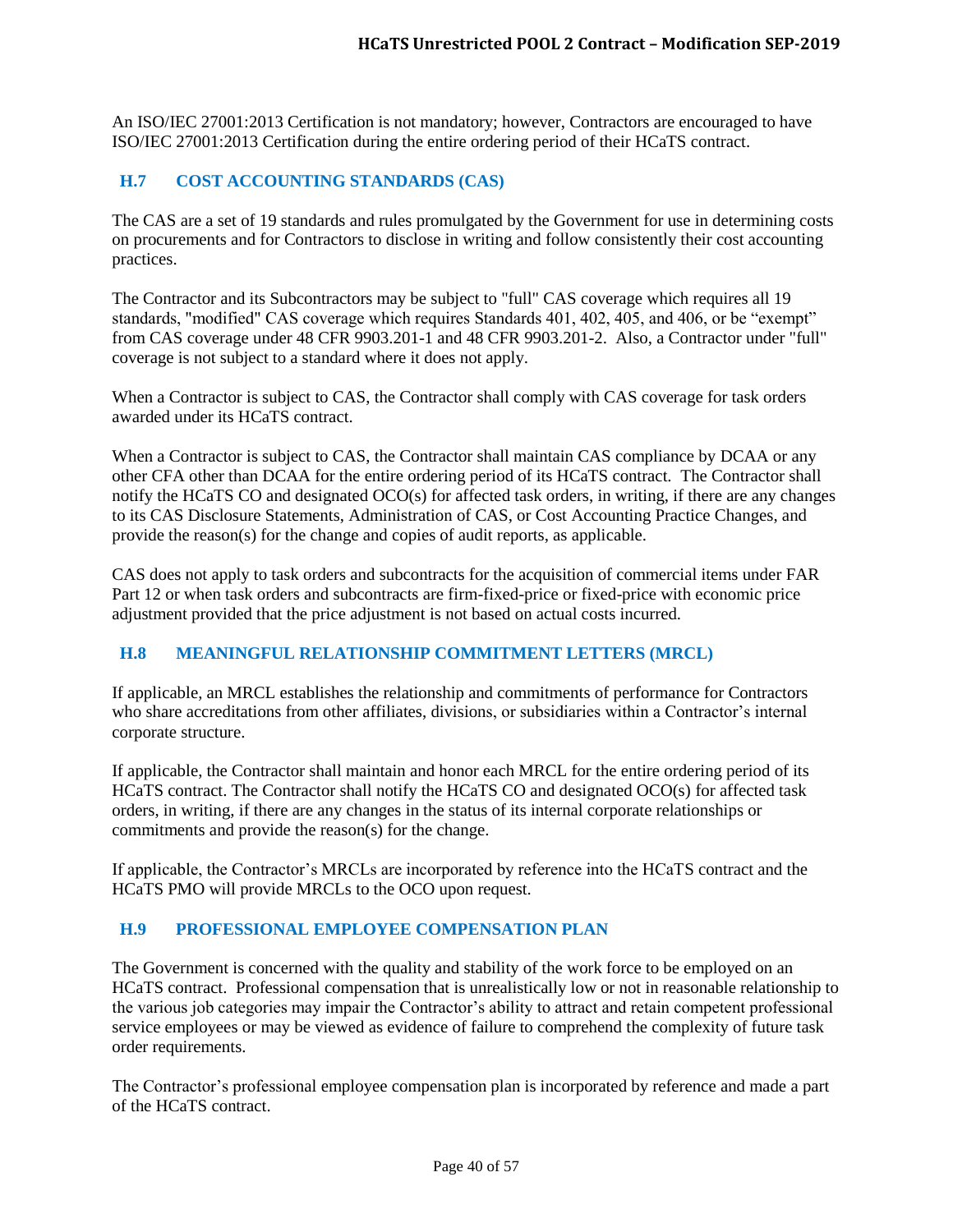An ISO/IEC 27001:2013 Certification is not mandatory; however, Contractors are encouraged to have ISO/IEC 27001:2013 Certification during the entire ordering period of their HCaTS contract.

## H.7 COST ACCOUNTING STANDARDS (CAS)

The CAS are a set of 19 standards and rules promulgated by the Government for use in determining costs on procurements and for Contractors to disclose in writing and follow consistently their cost accounting practices.

The Contractor and its Subcontractors may be subject to "full" CAS coverage which requires all 19 standards, "modified" CAS coverage which requires Standards 401, 402, 405, and 406, or be "exempt" from CAS coverage under 48 CFR 9903.201-1 and 48 CFR 9903.201-2. Also, a Contractor under "full" coverage is not subject to a standard where it does not apply.

When a Contractor is subject to CAS, the Contractor shall comply with CAS coverage for task orders awarded under its HCaTS contract.

When a Contractor is subject to CAS, the Contractor shall maintain CAS compliance by DCAA or any other CFA other than DCAA for the entire ordering period of its HCaTS contract. The Contractor shall notify the HCaTS CO and designated OCO(s) for affected task orders, in writing, if there are any changes to its CAS Disclosure Statements, Administration of CAS, or Cost Accounting Practice Changes, and provide the reason(s) for the change and copies of audit reports, as applicable.

CAS does not apply to task orders and subcontracts for the acquisition of commercial items under FAR Part 12 or when task orders and subcontracts are firm-fixed-price or fixed-price with economic price adjustment provided that the price adjustment is not based on actual costs incurred.

## H.8 MEANINGFUL RELATIONSHIP COMMITMENT LETTERS (MRCL)

If applicable, an MRCL establishes the relationship and commitments of performance for Contractors who share accreditations from other affiliates, divisions, or subsidiaries within a Contractor's internal corporate structure.

If applicable, the Contractor shall maintain and honor each MRCL for the entire ordering period of its HCaTS contract. The Contractor shall notify the HCaTS CO and designated OCO(s) for affected task orders, in writing, if there are any changes in the status of its internal corporate relationships or commitments and provide the reason(s) for the change.

If applicable, the Contractor's MRCLs are incorporated by reference into the HCaTS contract and the HCaTS PMO will provide MRCLs to the OCO upon request.

## H.9 PROFESSIONAL EMPLOYEE COMPENSATION PLAN

The Government is concerned with the quality and stability of the work force to be employed on an HCaTS contract. Professional compensation that is unrealistically low or not in reasonable relationship to the various job categories may impair the Contractor's ability to attract and retain competent professional service employees or may be viewed as evidence of failure to comprehend the complexity of future task order requirements.

The Contractor's professional employee compensation plan is incorporated by reference and made a part of the HCaTS contract.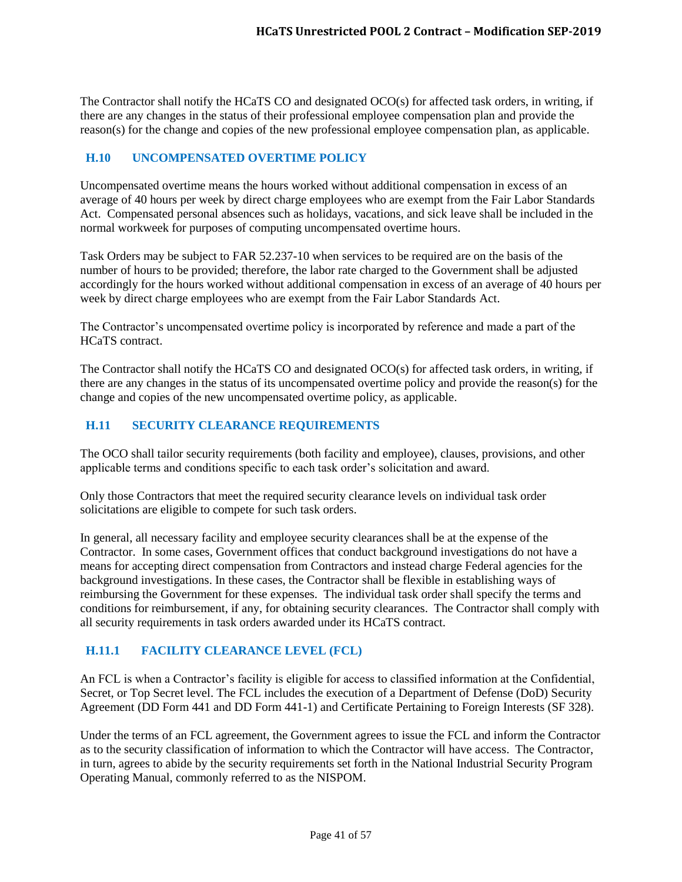The Contractor shall notify the HCaTS CO and designated OCO(s) for affected task orders, in writing, if there are any changes in the status of their professional employee compensation plan and provide the reason(s) for the change and copies of the new professional employee compensation plan, as applicable.

## H.10 UNCOMPENSATED OVERTIME POLICY

Uncompensated overtime means the hours worked without additional compensation in excess of an average of 40 hours per week by direct charge employees who are exempt from the Fair Labor Standards Act. Compensated personal absences such as holidays, vacations, and sick leave shall be included in the normal workweek for purposes of computing uncompensated overtime hours.

Task Orders may be subject to FAR 52.237-10 when services to be required are on the basis of the number of hours to be provided; therefore, the labor rate charged to the Government shall be adjusted accordingly for the hours worked without additional compensation in excess of an average of 40 hours per week by direct charge employees who are exempt from the Fair Labor Standards Act.

The Contractor's uncompensated overtime policy is incorporated by reference and made a part of the HCaTS contract.

The Contractor shall notify the HCaTS CO and designated OCO(s) for affected task orders, in writing, if there are any changes in the status of its uncompensated overtime policy and provide the reason(s) for the change and copies of the new uncompensated overtime policy, as applicable.

## H.11 SECURITY CLEARANCE REQUIREMENTS

The OCO shall tailor security requirements (both facility and employee), clauses, provisions, and other applicable terms and conditions specific to each task order's solicitation and award.

Only those Contractors that meet the required security clearance levels on individual task order solicitations are eligible to compete for such task orders.

In general, all necessary facility and employee security clearances shall be at the expense of the Contractor. In some cases, Government offices that conduct background investigations do not have a means for accepting direct compensation from Contractors and instead charge Federal agencies for the background investigations. In these cases, the Contractor shall be flexible in establishing ways of reimbursing the Government for these expenses. The individual task order shall specify the terms and conditions for reimbursement, if any, for obtaining security clearances. The Contractor shall comply with all security requirements in task orders awarded under its HCaTS contract.

### H.11.1 FACILITY CLEARANCE LEVEL (FCL)

An FCL is when a Contractor's facility is eligible for access to classified information at the Confidential, Secret, or Top Secret level. The FCL includes the execution of a Department of Defense (DoD) Security Agreement (DD Form 441 and DD Form 441-1) and Certificate Pertaining to Foreign Interests (SF 328).

Under the terms of an FCL agreement, the Government agrees to issue the FCL and inform the Contractor as to the security classification of information to which the Contractor will have access. The Contractor, in turn, agrees to abide by the security requirements set forth in the National Industrial Security Program Operating Manual, commonly referred to as the NISPOM.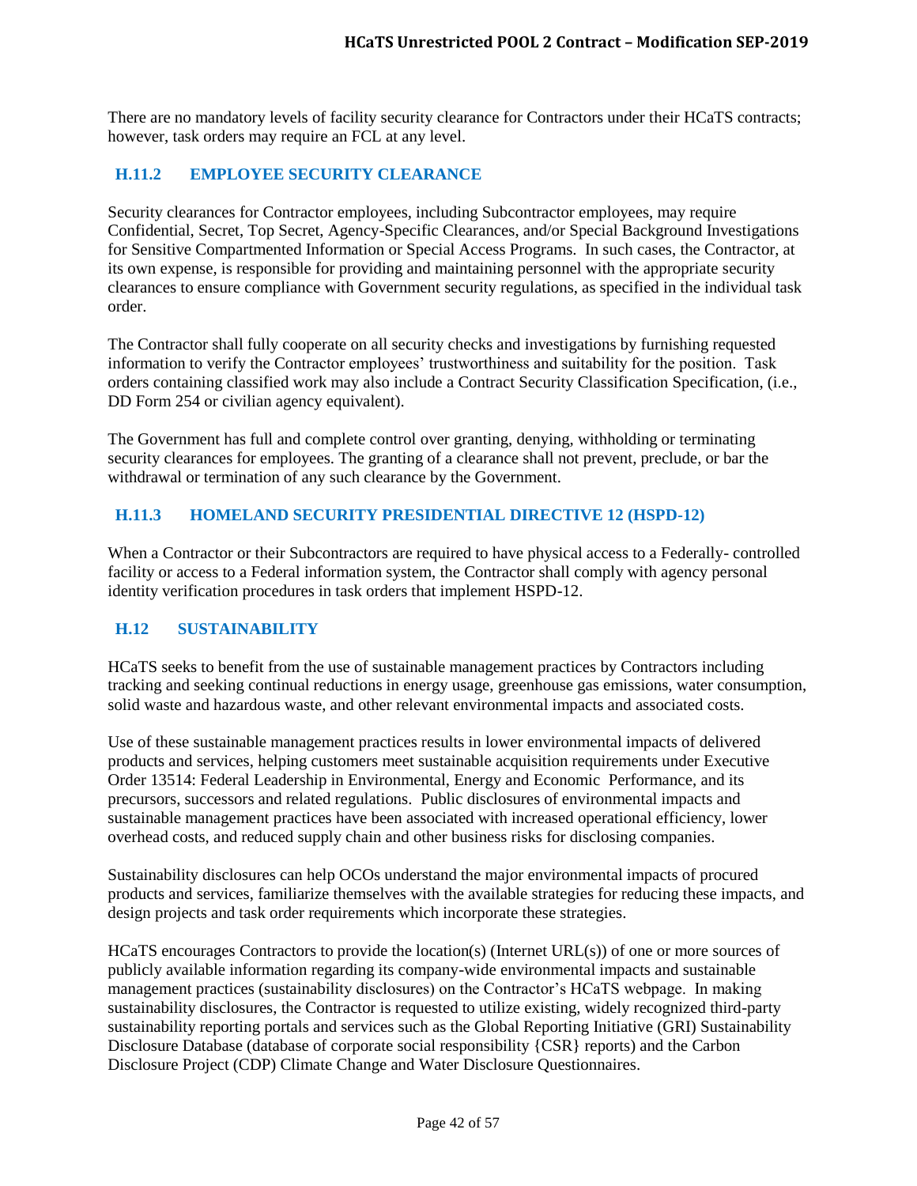There are no mandatory levels of facility security clearance for Contractors under their HCaTS contracts; however, task orders may require an FCL at any level.

### H.11.2 EMPLOYEE SECURITY CLEARANCE

Security clearances for Contractor employees, including Subcontractor employees, may require Confidential, Secret, Top Secret, Agency-Specific Clearances, and/or Special Background Investigations for Sensitive Compartmented Information or Special Access Programs. In such cases, the Contractor, at its own expense, is responsible for providing and maintaining personnel with the appropriate security clearances to ensure compliance with Government security regulations, as specified in the individual task order.

The Contractor shall fully cooperate on all security checks and investigations by furnishing requested information to verify the Contractor employees' trustworthiness and suitability for the position. Task orders containing classified work may also include a Contract Security Classification Specification, (i.e., DD Form 254 or civilian agency equivalent).

The Government has full and complete control over granting, denying, withholding or terminating security clearances for employees. The granting of a clearance shall not prevent, preclude, or bar the withdrawal or termination of any such clearance by the Government.

### H.11.3 HOMELAND SECURITY PRESIDENTIAL DIRECTIVE 12 (HSPD-12)

When a Contractor or their Subcontractors are required to have physical access to a Federally- controlled facility or access to a Federal information system, the Contractor shall comply with agency personal identity verification procedures in task orders that implement HSPD-12.

## H.12 SUSTAINABILITY

HCaTS seeks to benefit from the use of sustainable management practices by Contractors including tracking and seeking continual reductions in energy usage, greenhouse gas emissions, water consumption, solid waste and hazardous waste, and other relevant environmental impacts and associated costs.

Use of these sustainable management practices results in lower environmental impacts of delivered products and services, helping customers meet sustainable acquisition requirements under Executive Order 13514: Federal Leadership in Environmental, Energy and Economic Performance, and its precursors, successors and related regulations. Public disclosures of environmental impacts and sustainable management practices have been associated with increased operational efficiency, lower overhead costs, and reduced supply chain and other business risks for disclosing companies.

Sustainability disclosures can help OCOs understand the major environmental impacts of procured products and services, familiarize themselves with the available strategies for reducing these impacts, and design projects and task order requirements which incorporate these strategies.

HCaTS encourages Contractors to provide the location(s) (Internet URL(s)) of one or more sources of publicly available information regarding its company-wide environmental impacts and sustainable management practices (sustainability disclosures) on the Contractor's HCaTS webpage. In making sustainability disclosures, the Contractor is requested to utilize existing, widely recognized third-party sustainability reporting portals and services such as the Global Reporting Initiative (GRI) Sustainability Disclosure Database (database of corporate social responsibility {CSR} reports) and the Carbon Disclosure Project (CDP) Climate Change and Water Disclosure Questionnaires.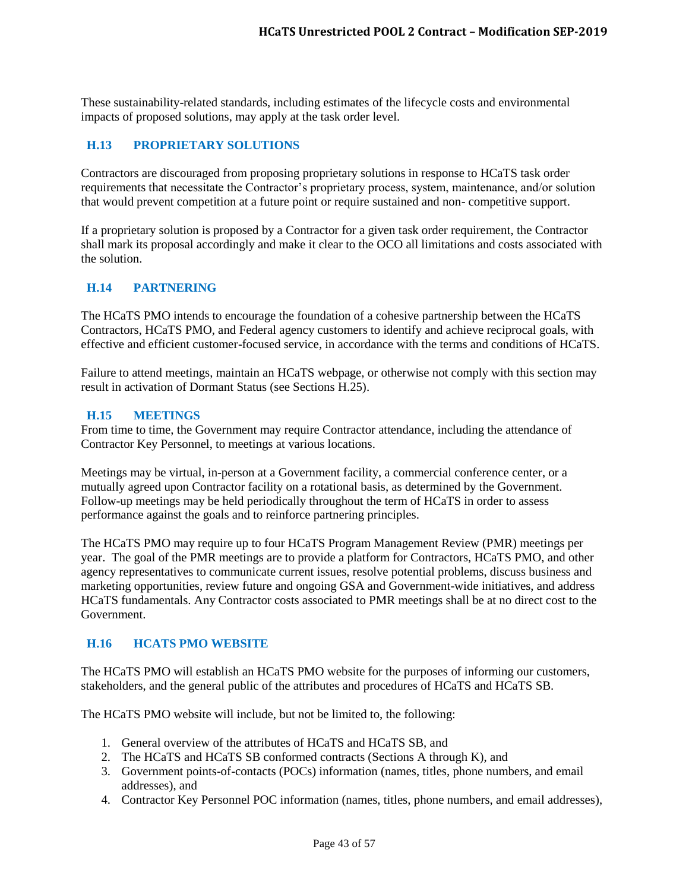These sustainability-related standards, including estimates of the lifecycle costs and environmental impacts of proposed solutions, may apply at the task order level.

## H.13 PROPRIETARY SOLUTIONS

Contractors are discouraged from proposing proprietary solutions in response to HCaTS task order requirements that necessitate the Contractor's proprietary process, system, maintenance, and/or solution that would prevent competition at a future point or require sustained and non- competitive support.

If a proprietary solution is proposed by a Contractor for a given task order requirement, the Contractor shall mark its proposal accordingly and make it clear to the OCO all limitations and costs associated with the solution.

## H.14 PARTNERING

The HCaTS PMO intends to encourage the foundation of a cohesive partnership between the HCaTS Contractors, HCaTS PMO, and Federal agency customers to identify and achieve reciprocal goals, with effective and efficient customer-focused service, in accordance with the terms and conditions of HCaTS.

Failure to attend meetings, maintain an HCaTS webpage, or otherwise not comply with this section may result in activation of Dormant Status (see Sections H.25).

## H.15 MEETINGS

From time to time, the Government may require Contractor attendance, including the attendance of Contractor Key Personnel, to meetings at various locations.

Meetings may be virtual, in-person at a Government facility, a commercial conference center, or a mutually agreed upon Contractor facility on a rotational basis, as determined by the Government. Follow-up meetings may be held periodically throughout the term of HCaTS in order to assess performance against the goals and to reinforce partnering principles.

The HCaTS PMO may require up to four HCaTS Program Management Review (PMR) meetings per year. The goal of the PMR meetings are to provide a platform for Contractors, HCaTS PMO, and other agency representatives to communicate current issues, resolve potential problems, discuss business and marketing opportunities, review future and ongoing GSA and Government-wide initiatives, and address HCaTS fundamentals. Any Contractor costs associated to PMR meetings shall be at no direct cost to the Government.

## H.16 HCATS PMO WEBSITE

The HCaTS PMO will establish an HCaTS PMO website for the purposes of informing our customers, stakeholders, and the general public of the attributes and procedures of HCaTS and HCaTS SB.

The HCaTS PMO website will include, but not be limited to, the following:

1. General overview of the attributes of HCaTS and HCaTS SB, and
2. The HCaTS and HCaTS SB conformed contracts (Sections A through K), and
3. Government points-of-contacts (POCs) information (names, titles, phone numbers, and email addresses), and
4. Contractor Key Personnel POC information (names, titles, phone numbers, and email addresses),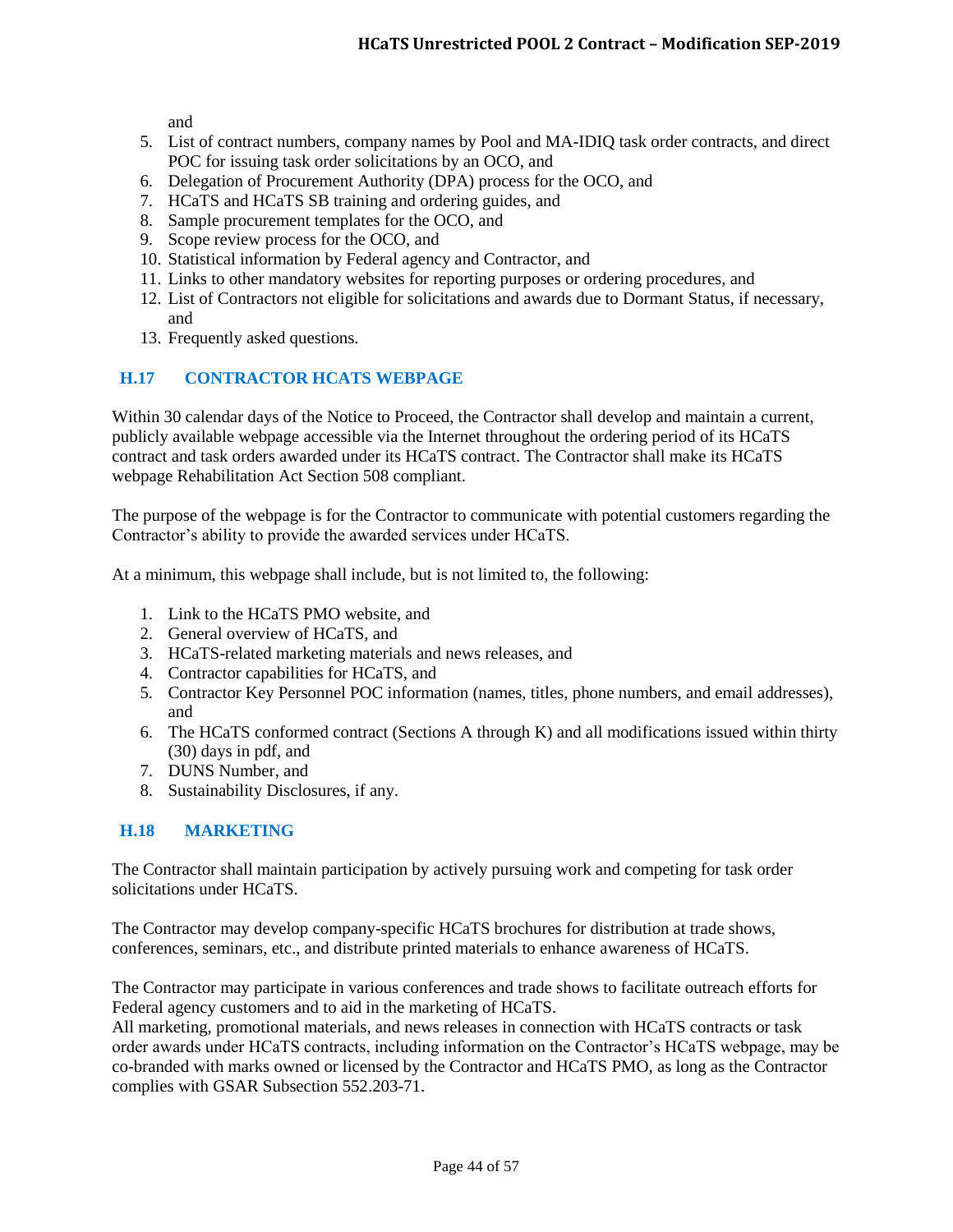and

5. List of contract numbers, company names by Pool and MA-IDIQ task order contracts, and direct POC for issuing task order solicitations by an OCO, and
6. Delegation of Procurement Authority (DPA) process for the OCO, and
7. HCaTS and HCaTS SB training and ordering guides, and
8. Sample procurement templates for the OCO, and
9. Scope review process for the OCO, and
10. Statistical information by Federal agency and Contractor, and
11. Links to other mandatory websites for reporting purposes or ordering procedures, and
12. List of Contractors not eligible for solicitations and awards due to Dormant Status, if necessary, and
13. Frequently asked questions.

## H.17 CONTRACTOR HCATS WEBPAGE

Within 30 calendar days of the Notice to Proceed, the Contractor shall develop and maintain a current, publicly available webpage accessible via the Internet throughout the ordering period of its HCaTS contract and task orders awarded under its HCaTS contract. The Contractor shall make its HCaTS webpage Rehabilitation Act Section 508 compliant.

The purpose of the webpage is for the Contractor to communicate with potential customers regarding the Contractor's ability to provide the awarded services under HCaTS.

At a minimum, this webpage shall include, but is not limited to, the following:

1. Link to the HCaTS PMO website, and
2. General overview of HCaTS, and
3. HCaTS-related marketing materials and news releases, and
4. Contractor capabilities for HCaTS, and
5. Contractor Key Personnel POC information (names, titles, phone numbers, and email addresses), and
6. The HCaTS conformed contract (Sections A through K) and all modifications issued within thirty (30) days in pdf, and
7. DUNS Number, and
8. Sustainability Disclosures, if any.

## H.18 MARKETING

The Contractor shall maintain participation by actively pursuing work and competing for task order solicitations under HCaTS.

The Contractor may develop company-specific HCaTS brochures for distribution at trade shows, conferences, seminars, etc., and distribute printed materials to enhance awareness of HCaTS.

The Contractor may participate in various conferences and trade shows to facilitate outreach efforts for Federal agency customers and to aid in the marketing of HCaTS.

All marketing, promotional materials, and news releases in connection with HCaTS contracts or task order awards under HCaTS contracts, including information on the Contractor's HCaTS webpage, may be co-branded with marks owned or licensed by the Contractor and HCaTS PMO, as long as the Contractor complies with GSAR Subsection 552.203-71.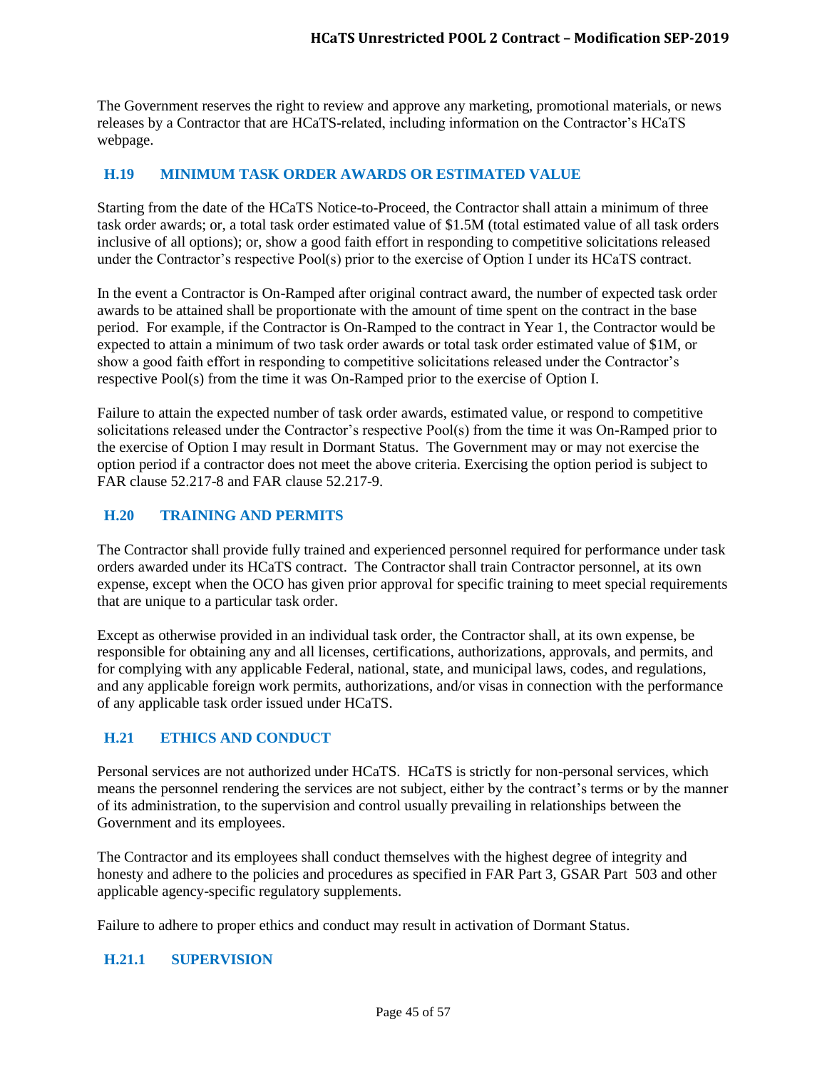The Government reserves the right to review and approve any marketing, promotional materials, or news releases by a Contractor that are HCaTS-related, including information on the Contractor's HCaTS webpage.

## H.19 MINIMUM TASK ORDER AWARDS OR ESTIMATED VALUE

Starting from the date of the HCaTS Notice-to-Proceed, the Contractor shall attain a minimum of three task order awards; or, a total task order estimated value of $1.5M (total estimated value of all task orders inclusive of all options); or, show a good faith effort in responding to competitive solicitations released under the Contractor's respective Pool(s) prior to the exercise of Option I under its HCaTS contract.

In the event a Contractor is On-Ramped after original contract award, the number of expected task order awards to be attained shall be proportionate with the amount of time spent on the contract in the base period. For example, if the Contractor is On-Ramped to the contract in Year 1, the Contractor would be expected to attain a minimum of two task order awards or total task order estimated value of $1M, or show a good faith effort in responding to competitive solicitations released under the Contractor's respective Pool(s) from the time it was On-Ramped prior to the exercise of Option I.

Failure to attain the expected number of task order awards, estimated value, or respond to competitive solicitations released under the Contractor's respective Pool(s) from the time it was On-Ramped prior to the exercise of Option I may result in Dormant Status. The Government may or may not exercise the option period if a contractor does not meet the above criteria. Exercising the option period is subject to FAR clause 52.217-8 and FAR clause 52.217-9.

## H.20 TRAINING AND PERMITS

The Contractor shall provide fully trained and experienced personnel required for performance under task orders awarded under its HCaTS contract. The Contractor shall train Contractor personnel, at its own expense, except when the OCO has given prior approval for specific training to meet special requirements that are unique to a particular task order.

Except as otherwise provided in an individual task order, the Contractor shall, at its own expense, be responsible for obtaining any and all licenses, certifications, authorizations, approvals, and permits, and for complying with any applicable Federal, national, state, and municipal laws, codes, and regulations, and any applicable foreign work permits, authorizations, and/or visas in connection with the performance of any applicable task order issued under HCaTS.

## H.21 ETHICS AND CONDUCT

Personal services are not authorized under HCaTS. HCaTS is strictly for non-personal services, which means the personnel rendering the services are not subject, either by the contract's terms or by the manner of its administration, to the supervision and control usually prevailing in relationships between the Government and its employees.

The Contractor and its employees shall conduct themselves with the highest degree of integrity and honesty and adhere to the policies and procedures as specified in FAR Part 3, GSAR Part 503 and other applicable agency-specific regulatory supplements.

Failure to adhere to proper ethics and conduct may result in activation of Dormant Status.

### H.21.1 SUPERVISION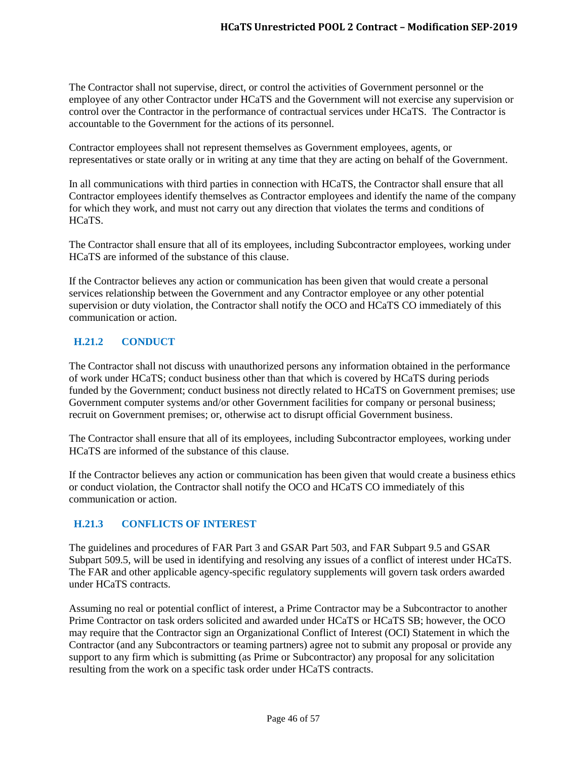The Contractor shall not supervise, direct, or control the activities of Government personnel or the employee of any other Contractor under HCaTS and the Government will not exercise any supervision or control over the Contractor in the performance of contractual services under HCaTS. The Contractor is accountable to the Government for the actions of its personnel.

Contractor employees shall not represent themselves as Government employees, agents, or representatives or state orally or in writing at any time that they are acting on behalf of the Government.

In all communications with third parties in connection with HCaTS, the Contractor shall ensure that all Contractor employees identify themselves as Contractor employees and identify the name of the company for which they work, and must not carry out any direction that violates the terms and conditions of HCaTS.

The Contractor shall ensure that all of its employees, including Subcontractor employees, working under HCaTS are informed of the substance of this clause.

If the Contractor believes any action or communication has been given that would create a personal services relationship between the Government and any Contractor employee or any other potential supervision or duty violation, the Contractor shall notify the OCO and HCaTS CO immediately of this communication or action.

### H.21.2 CONDUCT

The Contractor shall not discuss with unauthorized persons any information obtained in the performance of work under HCaTS; conduct business other than that which is covered by HCaTS during periods funded by the Government; conduct business not directly related to HCaTS on Government premises; use Government computer systems and/or other Government facilities for company or personal business; recruit on Government premises; or, otherwise act to disrupt official Government business.

The Contractor shall ensure that all of its employees, including Subcontractor employees, working under HCaTS are informed of the substance of this clause.

If the Contractor believes any action or communication has been given that would create a business ethics or conduct violation, the Contractor shall notify the OCO and HCaTS CO immediately of this communication or action.

### H.21.3 CONFLICTS OF INTEREST

The guidelines and procedures of FAR Part 3 and GSAR Part 503, and FAR Subpart 9.5 and GSAR Subpart 509.5, will be used in identifying and resolving any issues of a conflict of interest under HCaTS. The FAR and other applicable agency-specific regulatory supplements will govern task orders awarded under HCaTS contracts.

Assuming no real or potential conflict of interest, a Prime Contractor may be a Subcontractor to another Prime Contractor on task orders solicited and awarded under HCaTS or HCaTS SB; however, the OCO may require that the Contractor sign an Organizational Conflict of Interest (OCI) Statement in which the Contractor (and any Subcontractors or teaming partners) agree not to submit any proposal or provide any support to any firm which is submitting (as Prime or Subcontractor) any proposal for any solicitation resulting from the work on a specific task order under HCaTS contracts.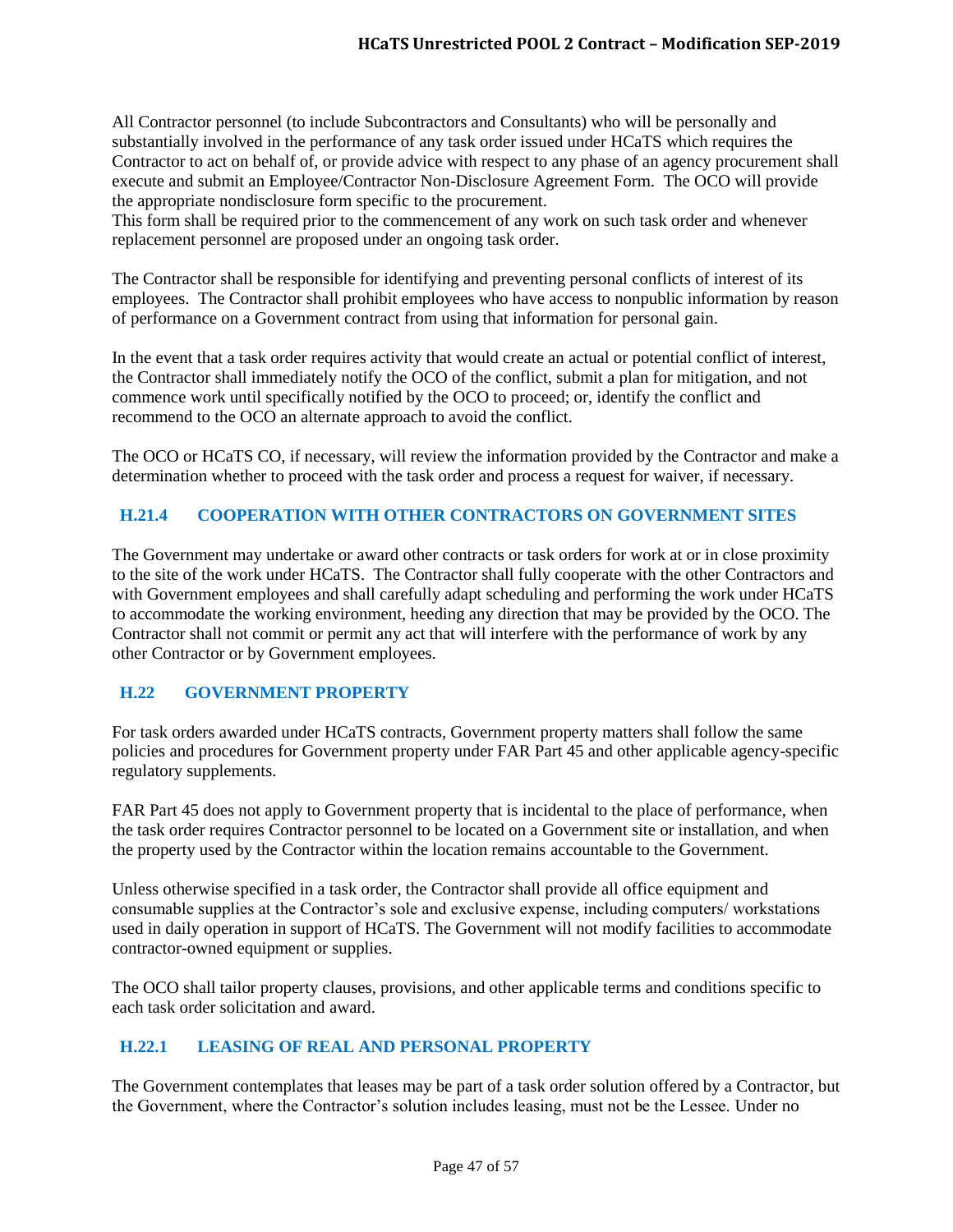All Contractor personnel (to include Subcontractors and Consultants) who will be personally and substantially involved in the performance of any task order issued under HCaTS which requires the Contractor to act on behalf of, or provide advice with respect to any phase of an agency procurement shall execute and submit an Employee/Contractor Non-Disclosure Agreement Form. The OCO will provide the appropriate nondisclosure form specific to the procurement.
This form shall be required prior to the commencement of any work on such task order and whenever replacement personnel are proposed under an ongoing task order.

The Contractor shall be responsible for identifying and preventing personal conflicts of interest of its employees. The Contractor shall prohibit employees who have access to nonpublic information by reason of performance on a Government contract from using that information for personal gain.

In the event that a task order requires activity that would create an actual or potential conflict of interest, the Contractor shall immediately notify the OCO of the conflict, submit a plan for mitigation, and not commence work until specifically notified by the OCO to proceed; or, identify the conflict and recommend to the OCO an alternate approach to avoid the conflict.

The OCO or HCaTS CO, if necessary, will review the information provided by the Contractor and make a determination whether to proceed with the task order and process a request for waiver, if necessary.

### H.21.4 COOPERATION WITH OTHER CONTRACTORS ON GOVERNMENT SITES

The Government may undertake or award other contracts or task orders for work at or in close proximity to the site of the work under HCaTS. The Contractor shall fully cooperate with the other Contractors and with Government employees and shall carefully adapt scheduling and performing the work under HCaTS to accommodate the working environment, heeding any direction that may be provided by the OCO. The Contractor shall not commit or permit any act that will interfere with the performance of work by any other Contractor or by Government employees.

## H.22 GOVERNMENT PROPERTY

For task orders awarded under HCaTS contracts, Government property matters shall follow the same policies and procedures for Government property under FAR Part 45 and other applicable agency-specific regulatory supplements.

FAR Part 45 does not apply to Government property that is incidental to the place of performance, when the task order requires Contractor personnel to be located on a Government site or installation, and when the property used by the Contractor within the location remains accountable to the Government.

Unless otherwise specified in a task order, the Contractor shall provide all office equipment and consumable supplies at the Contractor's sole and exclusive expense, including computers/ workstations used in daily operation in support of HCaTS. The Government will not modify facilities to accommodate contractor-owned equipment or supplies.

The OCO shall tailor property clauses, provisions, and other applicable terms and conditions specific to each task order solicitation and award.

### H.22.1 LEASING OF REAL AND PERSONAL PROPERTY

The Government contemplates that leases may be part of a task order solution offered by a Contractor, but the Government, where the Contractor's solution includes leasing, must not be the Lessee. Under no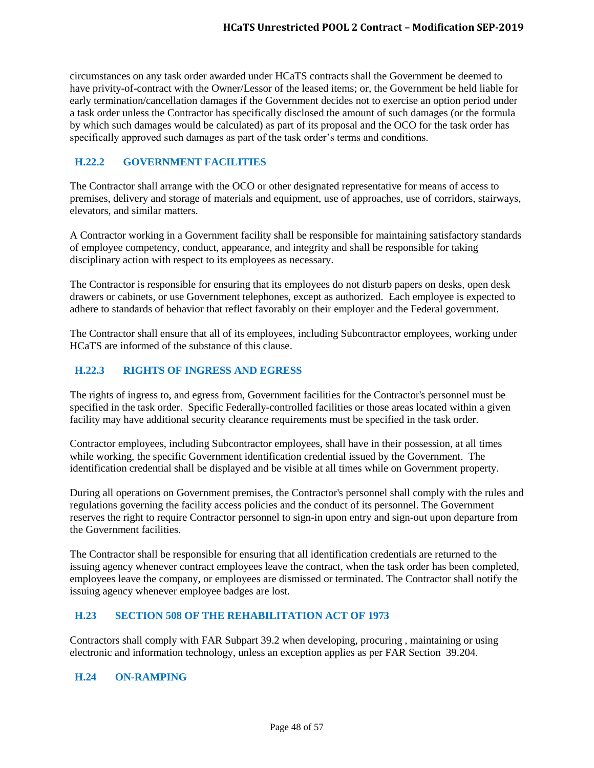circumstances on any task order awarded under HCaTS contracts shall the Government be deemed to have privity-of-contract with the Owner/Lessor of the leased items; or, the Government be held liable for early termination/cancellation damages if the Government decides not to exercise an option period under a task order unless the Contractor has specifically disclosed the amount of such damages (or the formula by which such damages would be calculated) as part of its proposal and the OCO for the task order has specifically approved such damages as part of the task order's terms and conditions.

### H.22.2 GOVERNMENT FACILITIES

The Contractor shall arrange with the OCO or other designated representative for means of access to premises, delivery and storage of materials and equipment, use of approaches, use of corridors, stairways, elevators, and similar matters.

A Contractor working in a Government facility shall be responsible for maintaining satisfactory standards of employee competency, conduct, appearance, and integrity and shall be responsible for taking disciplinary action with respect to its employees as necessary.

The Contractor is responsible for ensuring that its employees do not disturb papers on desks, open desk drawers or cabinets, or use Government telephones, except as authorized. Each employee is expected to adhere to standards of behavior that reflect favorably on their employer and the Federal government.

The Contractor shall ensure that all of its employees, including Subcontractor employees, working under HCaTS are informed of the substance of this clause.

### H.22.3 RIGHTS OF INGRESS AND EGRESS

The rights of ingress to, and egress from, Government facilities for the Contractor's personnel must be specified in the task order. Specific Federally-controlled facilities or those areas located within a given facility may have additional security clearance requirements must be specified in the task order.

Contractor employees, including Subcontractor employees, shall have in their possession, at all times while working, the specific Government identification credential issued by the Government. The identification credential shall be displayed and be visible at all times while on Government property.

During all operations on Government premises, the Contractor's personnel shall comply with the rules and regulations governing the facility access policies and the conduct of its personnel. The Government reserves the right to require Contractor personnel to sign-in upon entry and sign-out upon departure from the Government facilities.

The Contractor shall be responsible for ensuring that all identification credentials are returned to the issuing agency whenever contract employees leave the contract, when the task order has been completed, employees leave the company, or employees are dismissed or terminated. The Contractor shall notify the issuing agency whenever employee badges are lost.

## H.23 SECTION 508 OF THE REHABILITATION ACT OF 1973

Contractors shall comply with FAR Subpart 39.2 when developing, procuring , maintaining or using electronic and information technology, unless an exception applies as per FAR Section 39.204.

## H.24 ON-RAMPING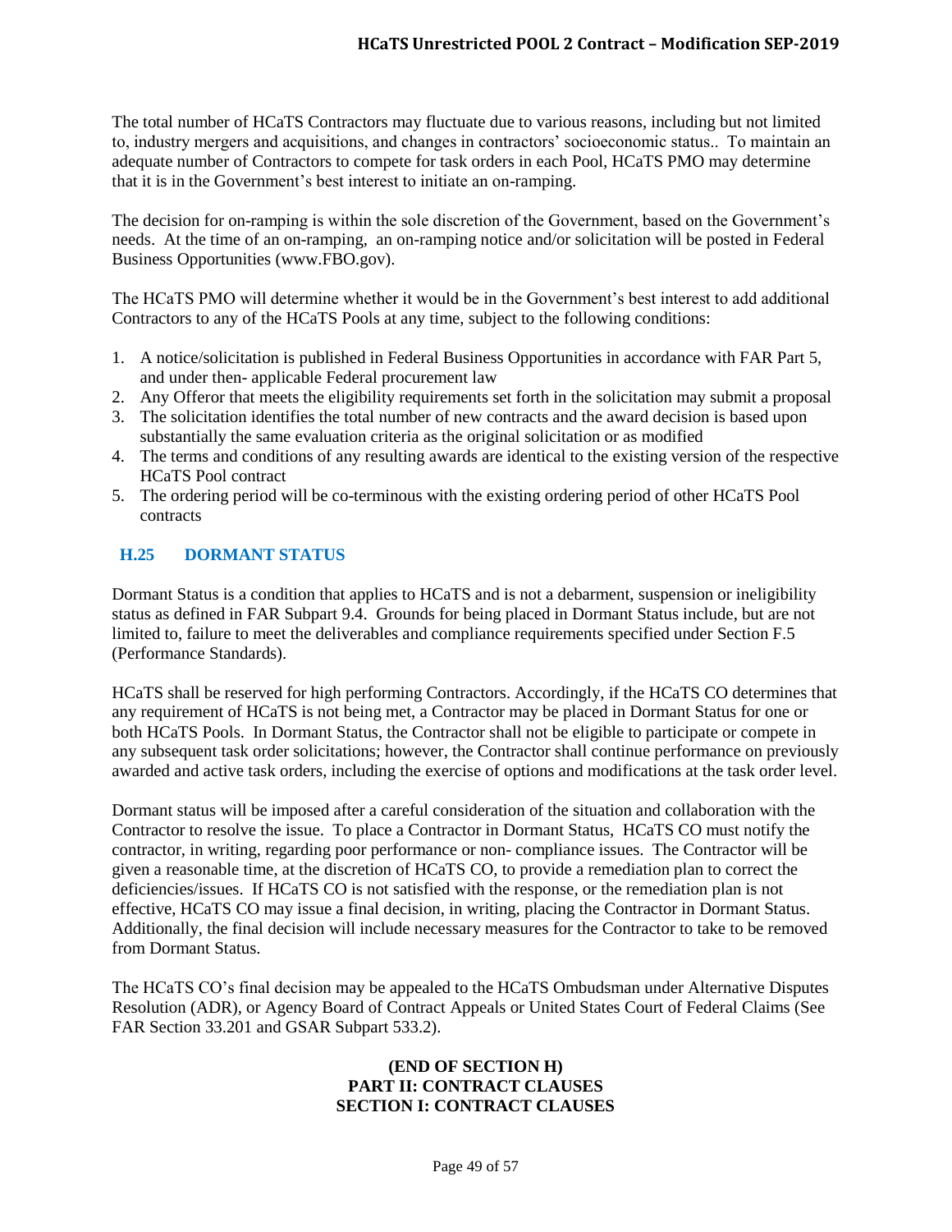The total number of HCaTS Contractors may fluctuate due to various reasons, including but not limited to, industry mergers and acquisitions, and changes in contractors' socioeconomic status.. To maintain an adequate number of Contractors to compete for task orders in each Pool, HCaTS PMO may determine that it is in the Government's best interest to initiate an on-ramping.

The decision for on-ramping is within the sole discretion of the Government, based on the Government's needs. At the time of an on-ramping, an on-ramping notice and/or solicitation will be posted in Federal Business Opportunities (www.FBO.gov).

The HCaTS PMO will determine whether it would be in the Government's best interest to add additional Contractors to any of the HCaTS Pools at any time, subject to the following conditions:

1. A notice/solicitation is published in Federal Business Opportunities in accordance with FAR Part 5, and under then- applicable Federal procurement law
2. Any Offeror that meets the eligibility requirements set forth in the solicitation may submit a proposal
3. The solicitation identifies the total number of new contracts and the award decision is based upon substantially the same evaluation criteria as the original solicitation or as modified
4. The terms and conditions of any resulting awards are identical to the existing version of the respective HCaTS Pool contract
5. The ordering period will be co-terminous with the existing ordering period of other HCaTS Pool contracts

## H.25 DORMANT STATUS

Dormant Status is a condition that applies to HCaTS and is not a debarment, suspension or ineligibility status as defined in FAR Subpart 9.4. Grounds for being placed in Dormant Status include, but are not limited to, failure to meet the deliverables and compliance requirements specified under Section F.5 (Performance Standards).

HCaTS shall be reserved for high performing Contractors. Accordingly, if the HCaTS CO determines that any requirement of HCaTS is not being met, a Contractor may be placed in Dormant Status for one or both HCaTS Pools. In Dormant Status, the Contractor shall not be eligible to participate or compete in any subsequent task order solicitations; however, the Contractor shall continue performance on previously awarded and active task orders, including the exercise of options and modifications at the task order level.

Dormant status will be imposed after a careful consideration of the situation and collaboration with the Contractor to resolve the issue. To place a Contractor in Dormant Status, HCaTS CO must notify the contractor, in writing, regarding poor performance or non- compliance issues. The Contractor will be given a reasonable time, at the discretion of HCaTS CO, to provide a remediation plan to correct the deficiencies/issues. If HCaTS CO is not satisfied with the response, or the remediation plan is not effective, HCaTS CO may issue a final decision, in writing, placing the Contractor in Dormant Status. Additionally, the final decision will include necessary measures for the Contractor to take to be removed from Dormant Status.

The HCaTS CO's final decision may be appealed to the HCaTS Ombudsman under Alternative Disputes Resolution (ADR), or Agency Board of Contract Appeals or United States Court of Federal Claims (See FAR Section 33.201 and GSAR Subpart 533.2).

**(END OF SECTION H)**

# PART II: CONTRACT CLAUSES

# SECTION I: CONTRACT CLAUSES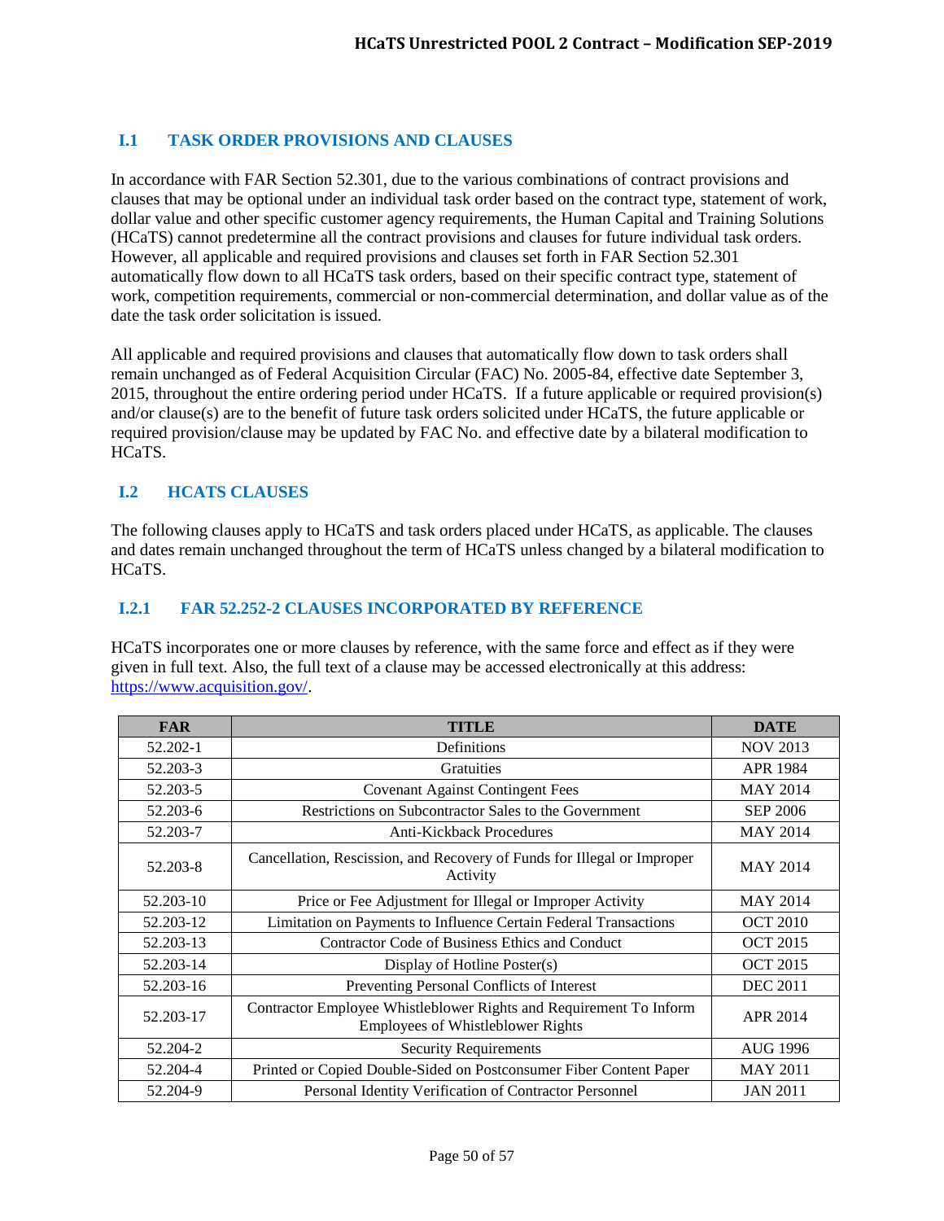## I.1 TASK ORDER PROVISIONS AND CLAUSES

In accordance with FAR Section 52.301, due to the various combinations of contract provisions and clauses that may be optional under an individual task order based on the contract type, statement of work, dollar value and other specific customer agency requirements, the Human Capital and Training Solutions (HCaTS) cannot predetermine all the contract provisions and clauses for future individual task orders. However, all applicable and required provisions and clauses set forth in FAR Section 52.301 automatically flow down to all HCaTS task orders, based on their specific contract type, statement of work, competition requirements, commercial or non-commercial determination, and dollar value as of the date the task order solicitation is issued.

All applicable and required provisions and clauses that automatically flow down to task orders shall remain unchanged as of Federal Acquisition Circular (FAC) No. 2005-84, effective date September 3, 2015, throughout the entire ordering period under HCaTS. If a future applicable or required provision(s) and/or clause(s) are to the benefit of future task orders solicited under HCaTS, the future applicable or required provision/clause may be updated by FAC No. and effective date by a bilateral modification to HCaTS.

## I.2 HCATS CLAUSES

The following clauses apply to HCaTS and task orders placed under HCaTS, as applicable. The clauses and dates remain unchanged throughout the term of HCaTS unless changed by a bilateral modification to HCaTS.

### I.2.1 FAR 52.252-2 CLAUSES INCORPORATED BY REFERENCE

HCaTS incorporates one or more clauses by reference, with the same force and effect as if they were given in full text. Also, the full text of a clause may be accessed electronically at this address: https://www.acquisition.gov/.

| FAR | TITLE | DATE |
|---|---|---|
| 52.202-1 | Definitions | NOV 2013 |
| 52.203-3 | Gratuities | APR 1984 |
| 52.203-5 | Covenant Against Contingent Fees | MAY 2014 |
| 52.203-6 | Restrictions on Subcontractor Sales to the Government | SEP 2006 |
| 52.203-7 | Anti-Kickback Procedures | MAY 2014 |
| 52.203-8 | Cancellation, Rescission, and Recovery of Funds for Illegal or Improper Activity | MAY 2014 |
| 52.203-10 | Price or Fee Adjustment for Illegal or Improper Activity | MAY 2014 |
| 52.203-12 | Limitation on Payments to Influence Certain Federal Transactions | OCT 2010 |
| 52.203-13 | Contractor Code of Business Ethics and Conduct | OCT 2015 |
| 52.203-14 | Display of Hotline Poster(s) | OCT 2015 |
| 52.203-16 | Preventing Personal Conflicts of Interest | DEC 2011 |
| 52.203-17 | Contractor Employee Whistleblower Rights and Requirement To Inform Employees of Whistleblower Rights | APR 2014 |
| 52.204-2 | Security Requirements | AUG 1996 |
| 52.204-4 | Printed or Copied Double-Sided on Postconsumer Fiber Content Paper | MAY 2011 |
| 52.204-9 | Personal Identity Verification of Contractor Personnel | JAN 2011 |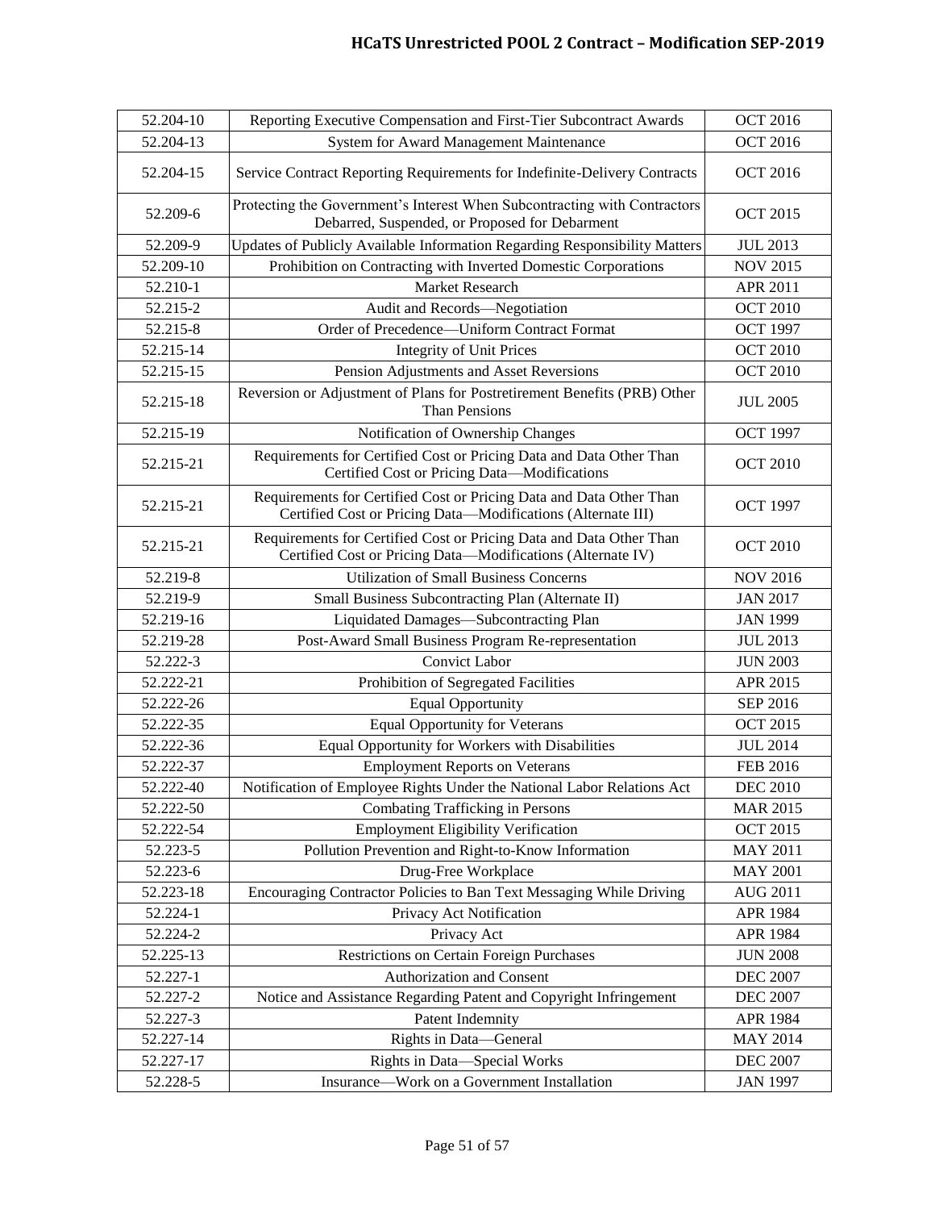| 52.204-10 | Reporting Executive Compensation and First-Tier Subcontract Awards | OCT 2016 |
|---|---|---|
| 52.204-13 | System for Award Management Maintenance | OCT 2016 |
| 52.204-15 | Service Contract Reporting Requirements for Indefinite-Delivery Contracts | OCT 2016 |
| 52.209-6 | Protecting the Government's Interest When Subcontracting with Contractors Debarred, Suspended, or Proposed for Debarment | OCT 2015 |
| 52.209-9 | Updates of Publicly Available Information Regarding Responsibility Matters | JUL 2013 |
| 52.209-10 | Prohibition on Contracting with Inverted Domestic Corporations | NOV 2015 |
| 52.210-1 | Market Research | APR 2011 |
| 52.215-2 | Audit and Records—Negotiation | OCT 2010 |
| 52.215-8 | Order of Precedence—Uniform Contract Format | OCT 1997 |
| 52.215-14 | Integrity of Unit Prices | OCT 2010 |
| 52.215-15 | Pension Adjustments and Asset Reversions | OCT 2010 |
| 52.215-18 | Reversion or Adjustment of Plans for Postretirement Benefits (PRB) Other Than Pensions | JUL 2005 |
| 52.215-19 | Notification of Ownership Changes | OCT 1997 |
| 52.215-21 | Requirements for Certified Cost or Pricing Data and Data Other Than Certified Cost or Pricing Data—Modifications | OCT 2010 |
| 52.215-21 | Requirements for Certified Cost or Pricing Data and Data Other Than Certified Cost or Pricing Data—Modifications (Alternate III) | OCT 1997 |
| 52.215-21 | Requirements for Certified Cost or Pricing Data and Data Other Than Certified Cost or Pricing Data—Modifications (Alternate IV) | OCT 2010 |
| 52.219-8 | Utilization of Small Business Concerns | NOV 2016 |
| 52.219-9 | Small Business Subcontracting Plan (Alternate II) | JAN 2017 |
| 52.219-16 | Liquidated Damages—Subcontracting Plan | JAN 1999 |
| 52.219-28 | Post-Award Small Business Program Re-representation | JUL 2013 |
| 52.222-3 | Convict Labor | JUN 2003 |
| 52.222-21 | Prohibition of Segregated Facilities | APR 2015 |
| 52.222-26 | Equal Opportunity | SEP 2016 |
| 52.222-35 | Equal Opportunity for Veterans | OCT 2015 |
| 52.222-36 | Equal Opportunity for Workers with Disabilities | JUL 2014 |
| 52.222-37 | Employment Reports on Veterans | FEB 2016 |
| 52.222-40 | Notification of Employee Rights Under the National Labor Relations Act | DEC 2010 |
| 52.222-50 | Combating Trafficking in Persons | MAR 2015 |
| 52.222-54 | Employment Eligibility Verification | OCT 2015 |
| 52.223-5 | Pollution Prevention and Right-to-Know Information | MAY 2011 |
| 52.223-6 | Drug-Free Workplace | MAY 2001 |
| 52.223-18 | Encouraging Contractor Policies to Ban Text Messaging While Driving | AUG 2011 |
| 52.224-1 | Privacy Act Notification | APR 1984 |
| 52.224-2 | Privacy Act | APR 1984 |
| 52.225-13 | Restrictions on Certain Foreign Purchases | JUN 2008 |
| 52.227-1 | Authorization and Consent | DEC 2007 |
| 52.227-2 | Notice and Assistance Regarding Patent and Copyright Infringement | DEC 2007 |
| 52.227-3 | Patent Indemnity | APR 1984 |
| 52.227-14 | Rights in Data—General | MAY 2014 |
| 52.227-17 | Rights in Data—Special Works | DEC 2007 |
| 52.228-5 | Insurance—Work on a Government Installation | JAN 1997 |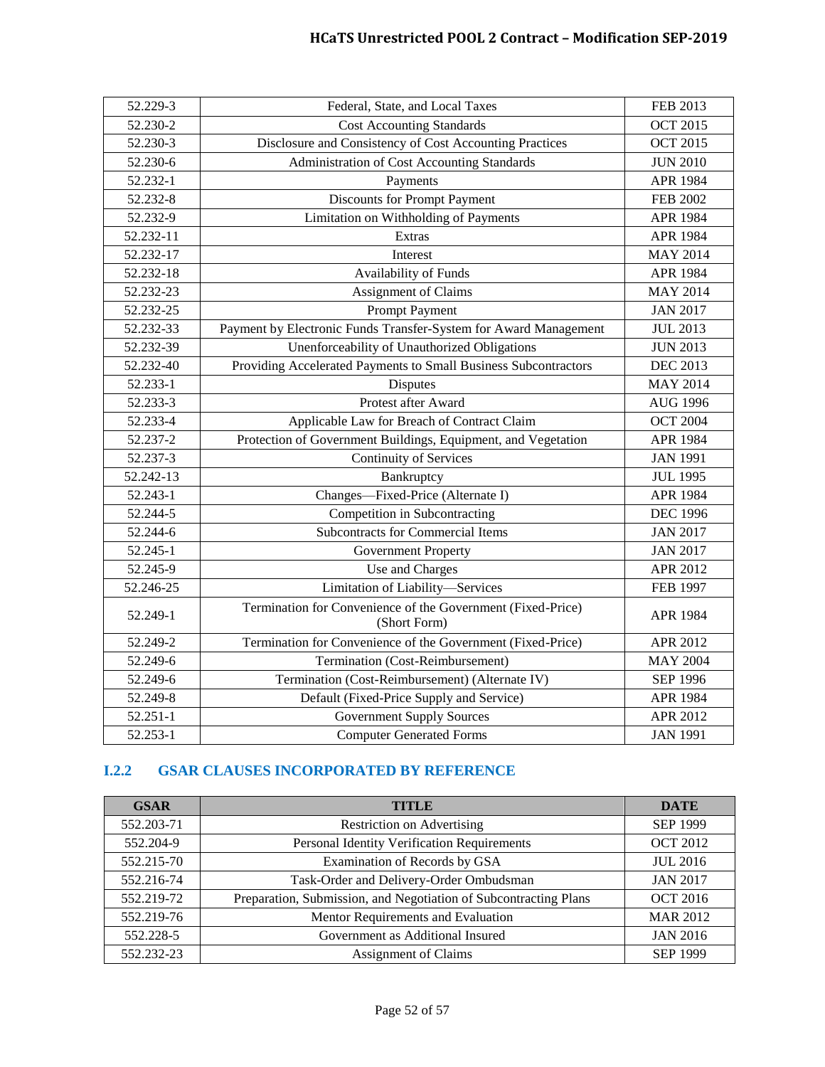| | | |
|---|---|---|
| 52.229-3 | Federal, State, and Local Taxes | FEB 2013 |
| 52.230-2 | Cost Accounting Standards | OCT 2015 |
| 52.230-3 | Disclosure and Consistency of Cost Accounting Practices | OCT 2015 |
| 52.230-6 | Administration of Cost Accounting Standards | JUN 2010 |
| 52.232-1 | Payments | APR 1984 |
| 52.232-8 | Discounts for Prompt Payment | FEB 2002 |
| 52.232-9 | Limitation on Withholding of Payments | APR 1984 |
| 52.232-11 | Extras | APR 1984 |
| 52.232-17 | Interest | MAY 2014 |
| 52.232-18 | Availability of Funds | APR 1984 |
| 52.232-23 | Assignment of Claims | MAY 2014 |
| 52.232-25 | Prompt Payment | JAN 2017 |
| 52.232-33 | Payment by Electronic Funds Transfer-System for Award Management | JUL 2013 |
| 52.232-39 | Unenforceability of Unauthorized Obligations | JUN 2013 |
| 52.232-40 | Providing Accelerated Payments to Small Business Subcontractors | DEC 2013 |
| 52.233-1 | Disputes | MAY 2014 |
| 52.233-3 | Protest after Award | AUG 1996 |
| 52.233-4 | Applicable Law for Breach of Contract Claim | OCT 2004 |
| 52.237-2 | Protection of Government Buildings, Equipment, and Vegetation | APR 1984 |
| 52.237-3 | Continuity of Services | JAN 1991 |
| 52.242-13 | Bankruptcy | JUL 1995 |
| 52.243-1 | Changes—Fixed-Price (Alternate I) | APR 1984 |
| 52.244-5 | Competition in Subcontracting | DEC 1996 |
| 52.244-6 | Subcontracts for Commercial Items | JAN 2017 |
| 52.245-1 | Government Property | JAN 2017 |
| 52.245-9 | Use and Charges | APR 2012 |
| 52.246-25 | Limitation of Liability—Services | FEB 1997 |
| 52.249-1 | Termination for Convenience of the Government (Fixed-Price) (Short Form) | APR 1984 |
| 52.249-2 | Termination for Convenience of the Government (Fixed-Price) | APR 2012 |
| 52.249-6 | Termination (Cost-Reimbursement) | MAY 2004 |
| 52.249-6 | Termination (Cost-Reimbursement) (Alternate IV) | SEP 1996 |
| 52.249-8 | Default (Fixed-Price Supply and Service) | APR 1984 |
| 52.251-1 | Government Supply Sources | APR 2012 |
| 52.253-1 | Computer Generated Forms | JAN 1991 |

### I.2.2 GSAR CLAUSES INCORPORATED BY REFERENCE

| GSAR | TITLE | DATE |
|---|---|---|
| 552.203-71 | Restriction on Advertising | SEP 1999 |
| 552.204-9 | Personal Identity Verification Requirements | OCT 2012 |
| 552.215-70 | Examination of Records by GSA | JUL 2016 |
| 552.216-74 | Task-Order and Delivery-Order Ombudsman | JAN 2017 |
| 552.219-72 | Preparation, Submission, and Negotiation of Subcontracting Plans | OCT 2016 |
| 552.219-76 | Mentor Requirements and Evaluation | MAR 2012 |
| 552.228-5 | Government as Additional Insured | JAN 2016 |
| 552.232-23 | Assignment of Claims | SEP 1999 |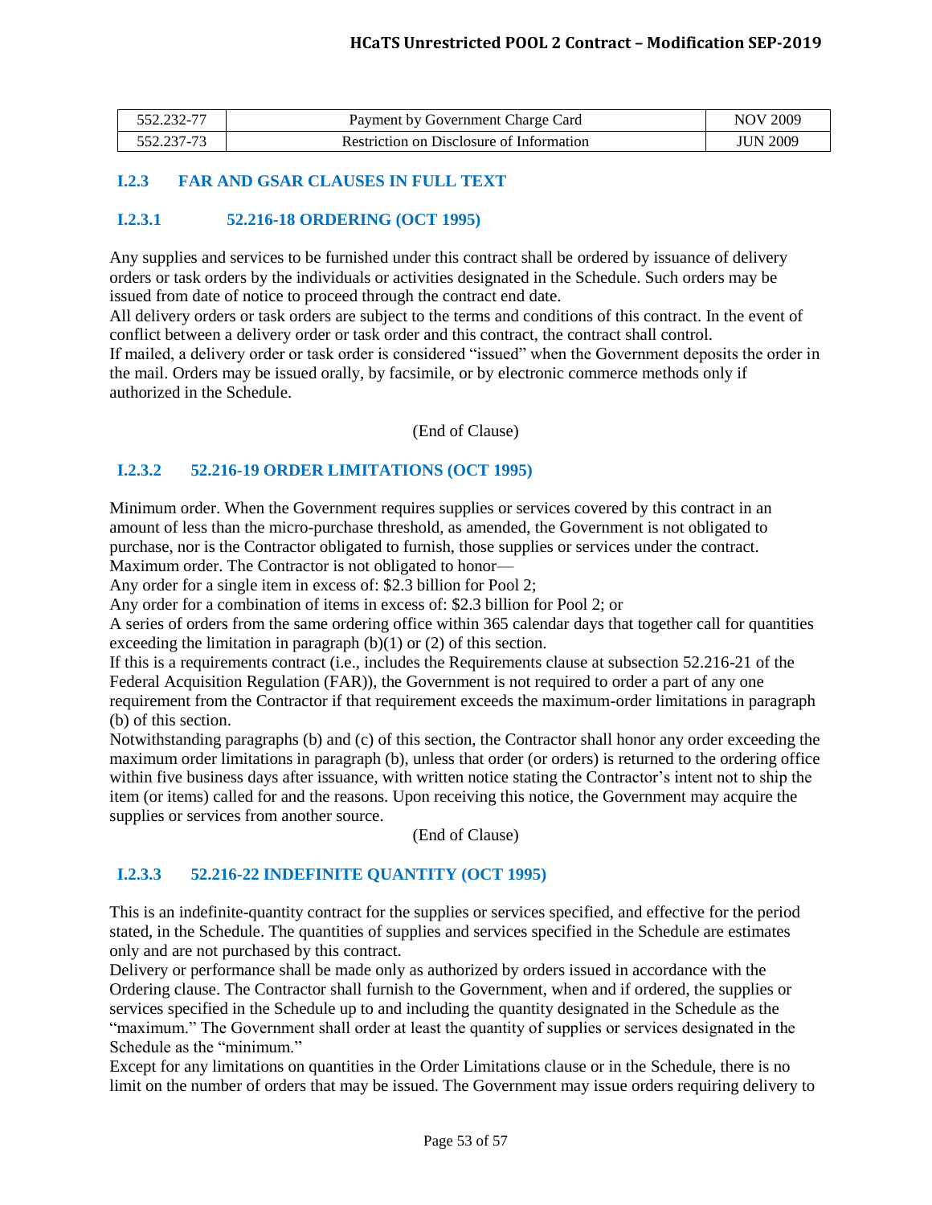| 552.232-77 | Payment by Government Charge Card | NOV 2009 |
|---|---|---|
| 552.237-73 | Restriction on Disclosure of Information | JUN 2009 |

### I.2.3 FAR AND GSAR CLAUSES IN FULL TEXT

#### I.2.3.1 52.216-18 ORDERING (OCT 1995)

Any supplies and services to be furnished under this contract shall be ordered by issuance of delivery orders or task orders by the individuals or activities designated in the Schedule. Such orders may be issued from date of notice to proceed through the contract end date.

All delivery orders or task orders are subject to the terms and conditions of this contract. In the event of conflict between a delivery order or task order and this contract, the contract shall control.

If mailed, a delivery order or task order is considered "issued" when the Government deposits the order in the mail. Orders may be issued orally, by facsimile, or by electronic commerce methods only if authorized in the Schedule.

(End of Clause)

#### I.2.3.2 52.216-19 ORDER LIMITATIONS (OCT 1995)

Minimum order. When the Government requires supplies or services covered by this contract in an amount of less than the micro-purchase threshold, as amended, the Government is not obligated to purchase, nor is the Contractor obligated to furnish, those supplies or services under the contract.

Maximum order. The Contractor is not obligated to honor—

Any order for a single item in excess of: $2.3 billion for Pool 2;

Any order for a combination of items in excess of: $2.3 billion for Pool 2; or

A series of orders from the same ordering office within 365 calendar days that together call for quantities exceeding the limitation in paragraph (b)(1) or (2) of this section.

If this is a requirements contract (i.e., includes the Requirements clause at subsection 52.216-21 of the Federal Acquisition Regulation (FAR)), the Government is not required to order a part of any one requirement from the Contractor if that requirement exceeds the maximum-order limitations in paragraph (b) of this section.

Notwithstanding paragraphs (b) and (c) of this section, the Contractor shall honor any order exceeding the maximum order limitations in paragraph (b), unless that order (or orders) is returned to the ordering office within five business days after issuance, with written notice stating the Contractor's intent not to ship the item (or items) called for and the reasons. Upon receiving this notice, the Government may acquire the supplies or services from another source.

(End of Clause)

#### I.2.3.3 52.216-22 INDEFINITE QUANTITY (OCT 1995)

This is an indefinite-quantity contract for the supplies or services specified, and effective for the period stated, in the Schedule. The quantities of supplies and services specified in the Schedule are estimates only and are not purchased by this contract.

Delivery or performance shall be made only as authorized by orders issued in accordance with the Ordering clause. The Contractor shall furnish to the Government, when and if ordered, the supplies or services specified in the Schedule up to and including the quantity designated in the Schedule as the "maximum." The Government shall order at least the quantity of supplies or services designated in the Schedule as the "minimum."

Except for any limitations on quantities in the Order Limitations clause or in the Schedule, there is no limit on the number of orders that may be issued. The Government may issue orders requiring delivery to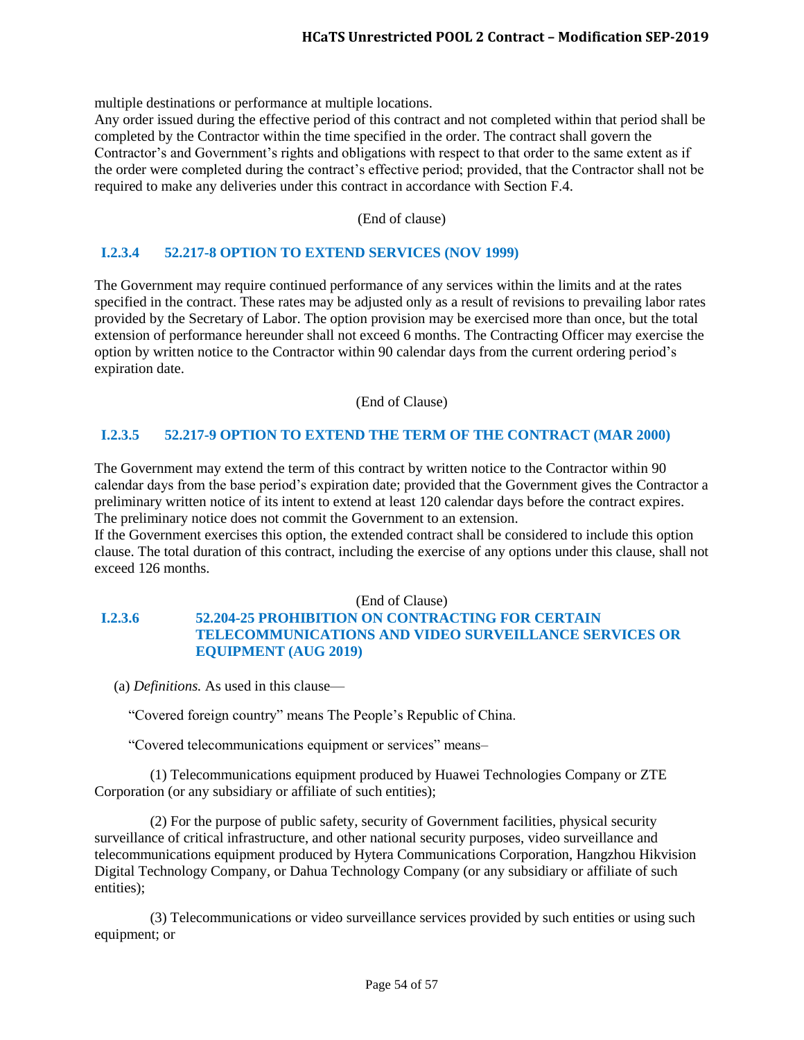multiple destinations or performance at multiple locations.
Any order issued during the effective period of this contract and not completed within that period shall be completed by the Contractor within the time specified in the order. The contract shall govern the Contractor's and Government's rights and obligations with respect to that order to the same extent as if the order were completed during the contract's effective period; provided, that the Contractor shall not be required to make any deliveries under this contract in accordance with Section F.4.

(End of clause)

### I.2.3.4 52.217-8 OPTION TO EXTEND SERVICES (NOV 1999)

The Government may require continued performance of any services within the limits and at the rates specified in the contract. These rates may be adjusted only as a result of revisions to prevailing labor rates provided by the Secretary of Labor. The option provision may be exercised more than once, but the total extension of performance hereunder shall not exceed 6 months. The Contracting Officer may exercise the option by written notice to the Contractor within 90 calendar days from the current ordering period's expiration date.

(End of Clause)

### I.2.3.5 52.217-9 OPTION TO EXTEND THE TERM OF THE CONTRACT (MAR 2000)

The Government may extend the term of this contract by written notice to the Contractor within 90 calendar days from the base period's expiration date; provided that the Government gives the Contractor a preliminary written notice of its intent to extend at least 120 calendar days before the contract expires. The preliminary notice does not commit the Government to an extension.
If the Government exercises this option, the extended contract shall be considered to include this option clause. The total duration of this contract, including the exercise of any options under this clause, shall not exceed 126 months.

(End of Clause)

### I.2.3.6 52.204-25 PROHIBITION ON CONTRACTING FOR CERTAIN TELECOMMUNICATIONS AND VIDEO SURVEILLANCE SERVICES OR EQUIPMENT (AUG 2019)

(a) *Definitions.* As used in this clause—

"Covered foreign country" means The People's Republic of China.

"Covered telecommunications equipment or services" means–

(1) Telecommunications equipment produced by Huawei Technologies Company or ZTE Corporation (or any subsidiary or affiliate of such entities);

(2) For the purpose of public safety, security of Government facilities, physical security surveillance of critical infrastructure, and other national security purposes, video surveillance and telecommunications equipment produced by Hytera Communications Corporation, Hangzhou Hikvision Digital Technology Company, or Dahua Technology Company (or any subsidiary or affiliate of such entities);

(3) Telecommunications or video surveillance services provided by such entities or using such equipment; or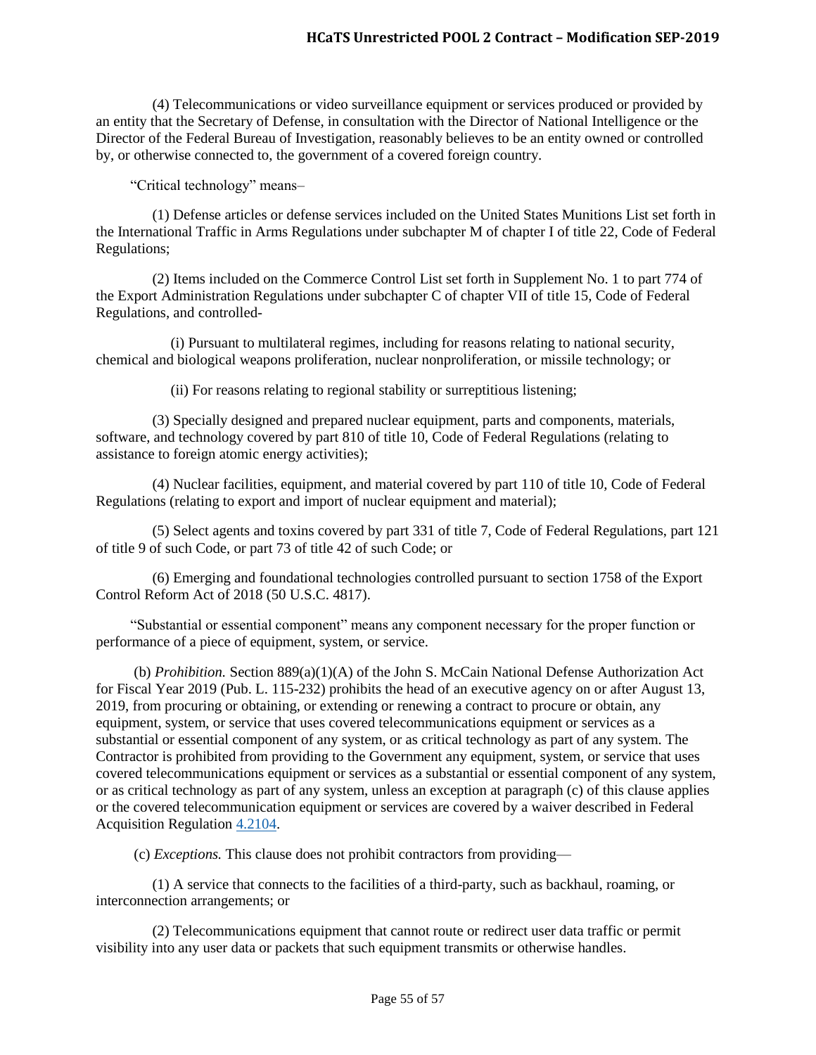(4) Telecommunications or video surveillance equipment or services produced or provided by an entity that the Secretary of Defense, in consultation with the Director of National Intelligence or the Director of the Federal Bureau of Investigation, reasonably believes to be an entity owned or controlled by, or otherwise connected to, the government of a covered foreign country.

"Critical technology" means–

(1) Defense articles or defense services included on the United States Munitions List set forth in the International Traffic in Arms Regulations under subchapter M of chapter I of title 22, Code of Federal Regulations;

(2) Items included on the Commerce Control List set forth in Supplement No. 1 to part 774 of the Export Administration Regulations under subchapter C of chapter VII of title 15, Code of Federal Regulations, and controlled-

(i) Pursuant to multilateral regimes, including for reasons relating to national security, chemical and biological weapons proliferation, nuclear nonproliferation, or missile technology; or

(ii) For reasons relating to regional stability or surreptitious listening;

(3) Specially designed and prepared nuclear equipment, parts and components, materials, software, and technology covered by part 810 of title 10, Code of Federal Regulations (relating to assistance to foreign atomic energy activities);

(4) Nuclear facilities, equipment, and material covered by part 110 of title 10, Code of Federal Regulations (relating to export and import of nuclear equipment and material);

(5) Select agents and toxins covered by part 331 of title 7, Code of Federal Regulations, part 121 of title 9 of such Code, or part 73 of title 42 of such Code; or

(6) Emerging and foundational technologies controlled pursuant to section 1758 of the Export Control Reform Act of 2018 (50 U.S.C. 4817).

"Substantial or essential component" means any component necessary for the proper function or performance of a piece of equipment, system, or service.

(b) *Prohibition.* Section 889(a)(1)(A) of the John S. McCain National Defense Authorization Act for Fiscal Year 2019 (Pub. L. 115-232) prohibits the head of an executive agency on or after August 13, 2019, from procuring or obtaining, or extending or renewing a contract to procure or obtain, any equipment, system, or service that uses covered telecommunications equipment or services as a substantial or essential component of any system, or as critical technology as part of any system. The Contractor is prohibited from providing to the Government any equipment, system, or service that uses covered telecommunications equipment or services as a substantial or essential component of any system, or as critical technology as part of any system, unless an exception at paragraph (c) of this clause applies or the covered telecommunication equipment or services are covered by a waiver described in Federal Acquisition Regulation 4.2104.

(c) *Exceptions.* This clause does not prohibit contractors from providing—

(1) A service that connects to the facilities of a third-party, such as backhaul, roaming, or interconnection arrangements; or

(2) Telecommunications equipment that cannot route or redirect user data traffic or permit visibility into any user data or packets that such equipment transmits or otherwise handles.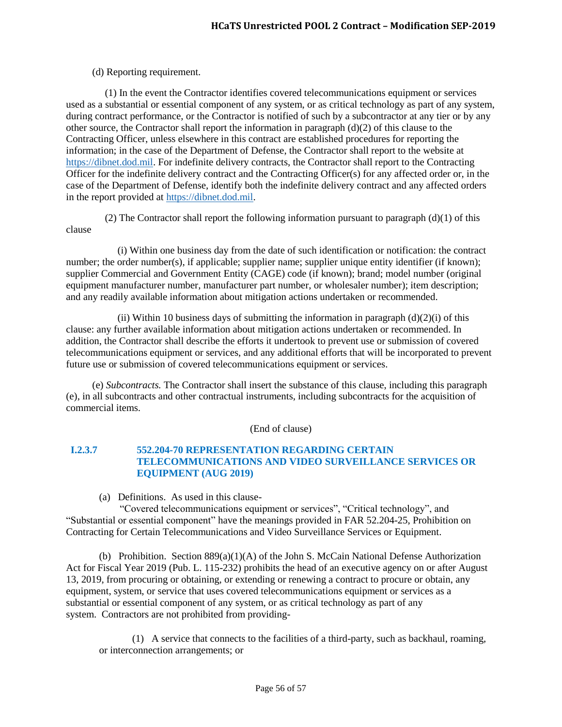(d) Reporting requirement.

(1) In the event the Contractor identifies covered telecommunications equipment or services used as a substantial or essential component of any system, or as critical technology as part of any system, during contract performance, or the Contractor is notified of such by a subcontractor at any tier or by any other source, the Contractor shall report the information in paragraph (d)(2) of this clause to the Contracting Officer, unless elsewhere in this contract are established procedures for reporting the information; in the case of the Department of Defense, the Contractor shall report to the website at https://dibnet.dod.mil. For indefinite delivery contracts, the Contractor shall report to the Contracting Officer for the indefinite delivery contract and the Contracting Officer(s) for any affected order or, in the case of the Department of Defense, identify both the indefinite delivery contract and any affected orders in the report provided at https://dibnet.dod.mil.

(2) The Contractor shall report the following information pursuant to paragraph (d)(1) of this clause

(i) Within one business day from the date of such identification or notification: the contract number; the order number(s), if applicable; supplier name; supplier unique entity identifier (if known); supplier Commercial and Government Entity (CAGE) code (if known); brand; model number (original equipment manufacturer number, manufacturer part number, or wholesaler number); item description; and any readily available information about mitigation actions undertaken or recommended.

(ii) Within 10 business days of submitting the information in paragraph (d)(2)(i) of this clause: any further available information about mitigation actions undertaken or recommended. In addition, the Contractor shall describe the efforts it undertook to prevent use or submission of covered telecommunications equipment or services, and any additional efforts that will be incorporated to prevent future use or submission of covered telecommunications equipment or services.

(e) *Subcontracts.* The Contractor shall insert the substance of this clause, including this paragraph (e), in all subcontracts and other contractual instruments, including subcontracts for the acquisition of commercial items.

(End of clause)

### I.2.3.7 552.204-70 REPRESENTATION REGARDING CERTAIN TELECOMMUNICATIONS AND VIDEO SURVEILLANCE SERVICES OR EQUIPMENT (AUG 2019)

(a) Definitions. As used in this clause-

"Covered telecommunications equipment or services", "Critical technology", and "Substantial or essential component" have the meanings provided in FAR 52.204-25, Prohibition on Contracting for Certain Telecommunications and Video Surveillance Services or Equipment.

(b) Prohibition. Section 889(a)(1)(A) of the John S. McCain National Defense Authorization Act for Fiscal Year 2019 (Pub. L. 115-232) prohibits the head of an executive agency on or after August 13, 2019, from procuring or obtaining, or extending or renewing a contract to procure or obtain, any equipment, system, or service that uses covered telecommunications equipment or services as a substantial or essential component of any system, or as critical technology as part of any system. Contractors are not prohibited from providing-

(1) A service that connects to the facilities of a third-party, such as backhaul, roaming, or interconnection arrangements; or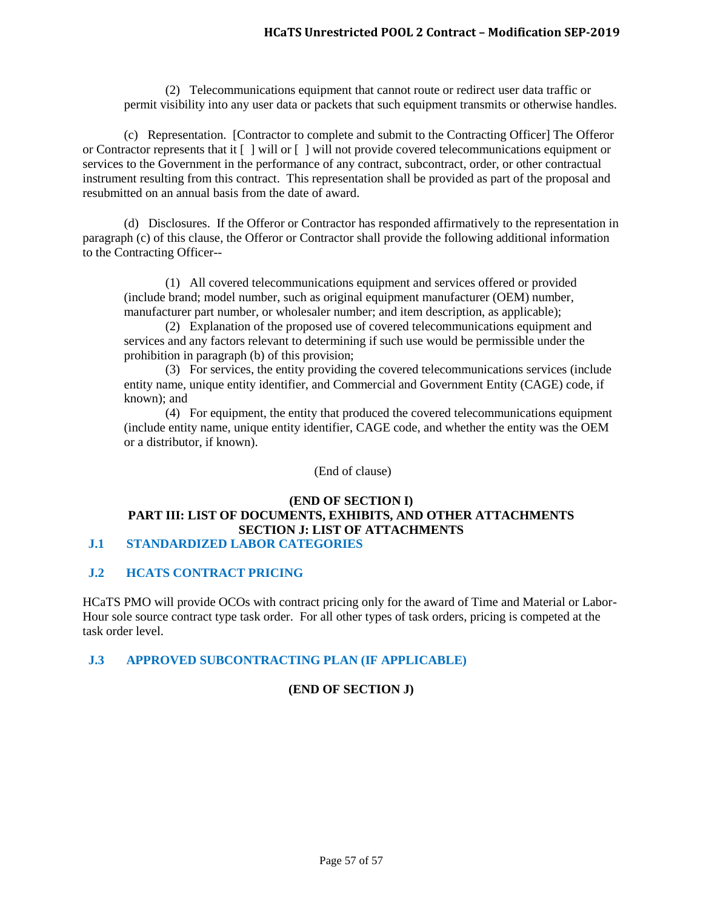(2) Telecommunications equipment that cannot route or redirect user data traffic or permit visibility into any user data or packets that such equipment transmits or otherwise handles.

(c) Representation. [Contractor to complete and submit to the Contracting Officer] The Offeror or Contractor represents that it [ ] will or [ ] will not provide covered telecommunications equipment or services to the Government in the performance of any contract, subcontract, order, or other contractual instrument resulting from this contract. This representation shall be provided as part of the proposal and resubmitted on an annual basis from the date of award.

(d) Disclosures. If the Offeror or Contractor has responded affirmatively to the representation in paragraph (c) of this clause, the Offeror or Contractor shall provide the following additional information to the Contracting Officer--

(1) All covered telecommunications equipment and services offered or provided (include brand; model number, such as original equipment manufacturer (OEM) number, manufacturer part number, or wholesaler number; and item description, as applicable);

(2) Explanation of the proposed use of covered telecommunications equipment and services and any factors relevant to determining if such use would be permissible under the prohibition in paragraph (b) of this provision;

(3) For services, the entity providing the covered telecommunications services (include entity name, unique entity identifier, and Commercial and Government Entity (CAGE) code, if known); and

(4) For equipment, the entity that produced the covered telecommunications equipment (include entity name, unique entity identifier, CAGE code, and whether the entity was the OEM or a distributor, if known).

(End of clause)

**(END OF SECTION I)**

# PART III: LIST OF DOCUMENTS, EXHIBITS, AND OTHER ATTACHMENTS

# SECTION J: LIST OF ATTACHMENTS

## J.1 STANDARDIZED LABOR CATEGORIES

## J.2 HCATS CONTRACT PRICING

HCaTS PMO will provide OCOs with contract pricing only for the award of Time and Material or Labor-Hour sole source contract type task order. For all other types of task orders, pricing is competed at the task order level.

## J.3 APPROVED SUBCONTRACTING PLAN (IF APPLICABLE)

**(END OF SECTION J)**